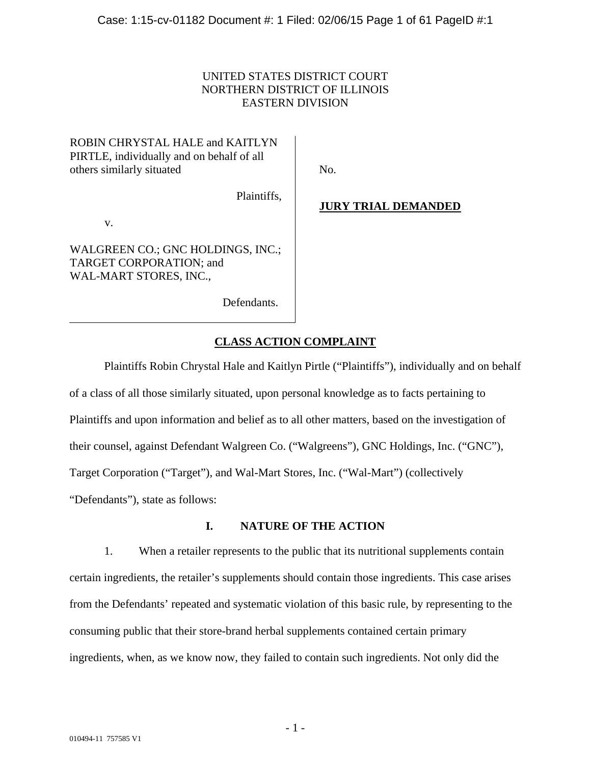UNITED STATES DISTRICT COURT
NORTHERN DISTRICT OF ILLINOIS
EASTERN DIVISION

ROBIN CHRYSTAL HALE and KAITLYN PIRTLE, individually and on behalf of all others similarly situated

Plaintiffs,

v.

WALGREEN CO.; GNC HOLDINGS, INC.; TARGET CORPORATION; and WAL-MART STORES, INC.,

Defendants.

No.

**JURY TRIAL DEMANDED**

## CLASS ACTION COMPLAINT

Plaintiffs Robin Chrystal Hale and Kaitlyn Pirtle ("Plaintiffs"), individually and on behalf of a class of all those similarly situated, upon personal knowledge as to facts pertaining to Plaintiffs and upon information and belief as to all other matters, based on the investigation of their counsel, against Defendant Walgreen Co. ("Walgreens"), GNC Holdings, Inc. ("GNC"), Target Corporation ("Target"), and Wal-Mart Stores, Inc. ("Wal-Mart") (collectively "Defendants"), state as follows:

## I. NATURE OF THE ACTION

1. When a retailer represents to the public that its nutritional supplements contain certain ingredients, the retailer's supplements should contain those ingredients. This case arises from the Defendants' repeated and systematic violation of this basic rule, by representing to the consuming public that their store-brand herbal supplements contained certain primary ingredients, when, as we know now, they failed to contain such ingredients. Not only did the

010494-11 757585 V1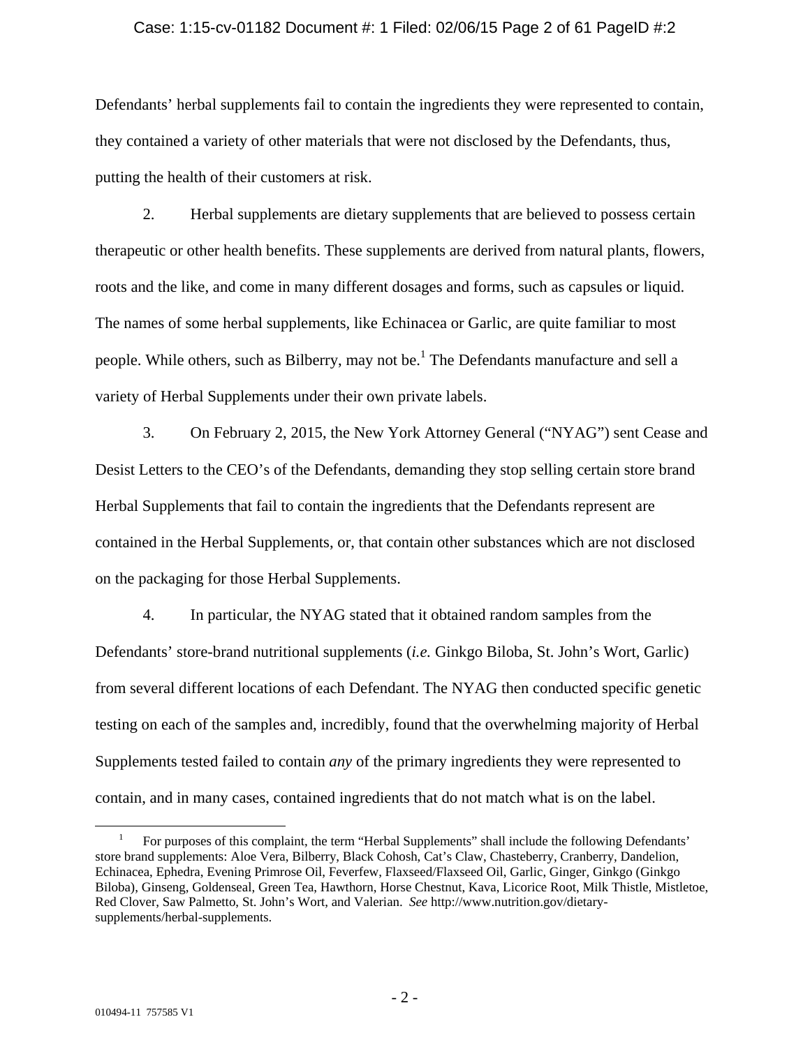Defendants' herbal supplements fail to contain the ingredients they were represented to contain, they contained a variety of other materials that were not disclosed by the Defendants, thus, putting the health of their customers at risk.

2. Herbal supplements are dietary supplements that are believed to possess certain therapeutic or other health benefits. These supplements are derived from natural plants, flowers, roots and the like, and come in many different dosages and forms, such as capsules or liquid. The names of some herbal supplements, like Echinacea or Garlic, are quite familiar to most people. While others, such as Bilberry, may not be.[1] The Defendants manufacture and sell a variety of Herbal Supplements under their own private labels.

3. On February 2, 2015, the New York Attorney General ("NYAG") sent Cease and Desist Letters to the CEO's of the Defendants, demanding they stop selling certain store brand Herbal Supplements that fail to contain the ingredients that the Defendants represent are contained in the Herbal Supplements, or, that contain other substances which are not disclosed on the packaging for those Herbal Supplements.

4. In particular, the NYAG stated that it obtained random samples from the Defendants' store-brand nutritional supplements (*i.e.* Ginkgo Biloba, St. John's Wort, Garlic) from several different locations of each Defendant. The NYAG then conducted specific genetic testing on each of the samples and, incredibly, found that the overwhelming majority of Herbal Supplements tested failed to contain *any* of the primary ingredients they were represented to contain, and in many cases, contained ingredients that do not match what is on the label.

---

[1] For purposes of this complaint, the term "Herbal Supplements" shall include the following Defendants' store brand supplements: Aloe Vera, Bilberry, Black Cohosh, Cat's Claw, Chasteberry, Cranberry, Dandelion, Echinacea, Ephedra, Evening Primrose Oil, Feverfew, Flaxseed/Flaxseed Oil, Garlic, Ginger, Ginkgo (Ginkgo Biloba), Ginseng, Goldenseal, Green Tea, Hawthorn, Horse Chestnut, Kava, Licorice Root, Milk Thistle, Mistletoe, Red Clover, Saw Palmetto, St. John's Wort, and Valerian. *See* http://www.nutrition.gov/dietary-supplements/herbal-supplements.

010494-11 757585 V1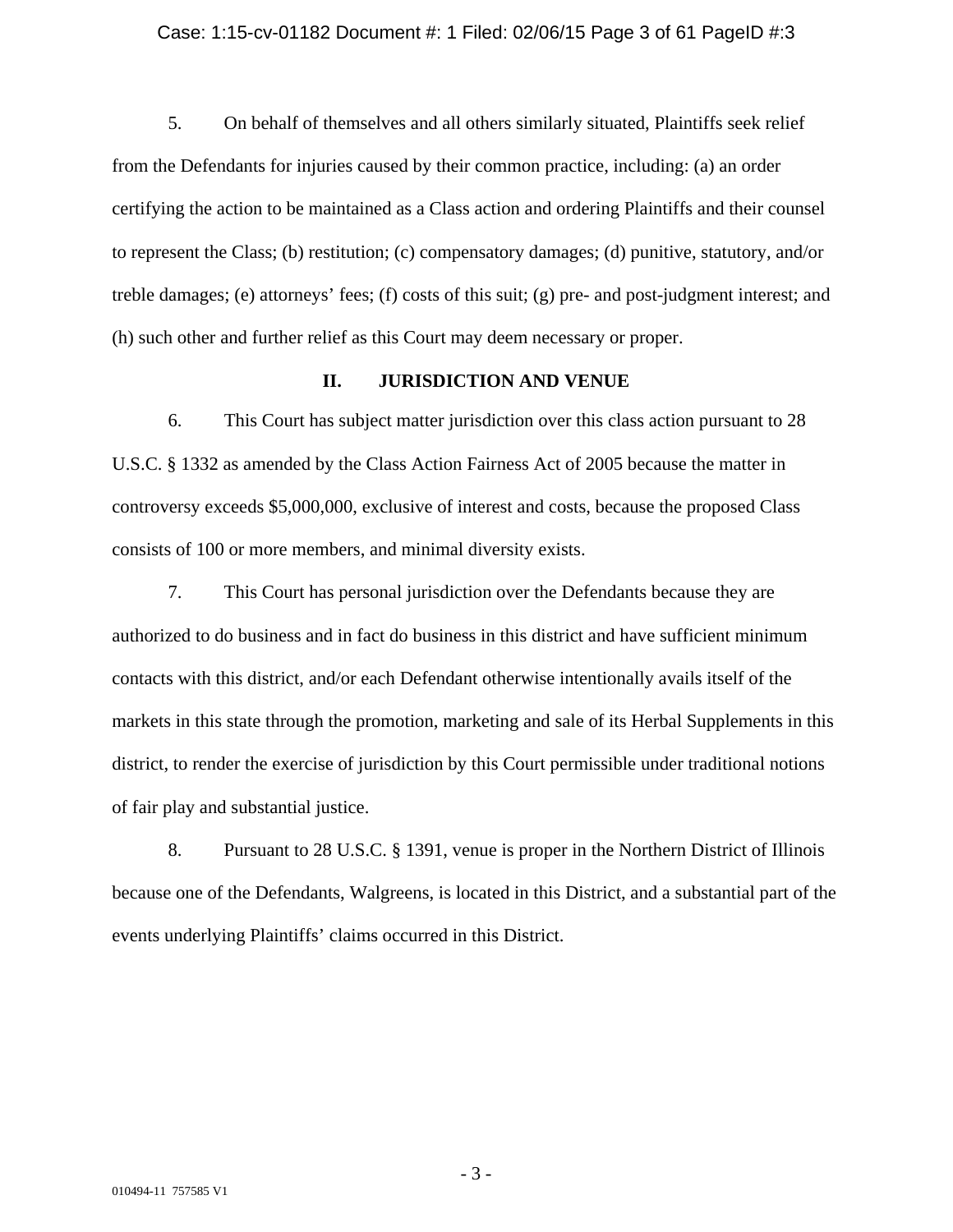5. On behalf of themselves and all others similarly situated, Plaintiffs seek relief from the Defendants for injuries caused by their common practice, including: (a) an order certifying the action to be maintained as a Class action and ordering Plaintiffs and their counsel to represent the Class; (b) restitution; (c) compensatory damages; (d) punitive, statutory, and/or treble damages; (e) attorneys' fees; (f) costs of this suit; (g) pre- and post-judgment interest; and (h) such other and further relief as this Court may deem necessary or proper.

## II. JURISDICTION AND VENUE

6. This Court has subject matter jurisdiction over this class action pursuant to 28 U.S.C. § 1332 as amended by the Class Action Fairness Act of 2005 because the matter in controversy exceeds $5,000,000, exclusive of interest and costs, because the proposed Class consists of 100 or more members, and minimal diversity exists.

7. This Court has personal jurisdiction over the Defendants because they are authorized to do business and in fact do business in this district and have sufficient minimum contacts with this district, and/or each Defendant otherwise intentionally avails itself of the markets in this state through the promotion, marketing and sale of its Herbal Supplements in this district, to render the exercise of jurisdiction by this Court permissible under traditional notions of fair play and substantial justice.

8. Pursuant to 28 U.S.C. § 1391, venue is proper in the Northern District of Illinois because one of the Defendants, Walgreens, is located in this District, and a substantial part of the events underlying Plaintiffs' claims occurred in this District.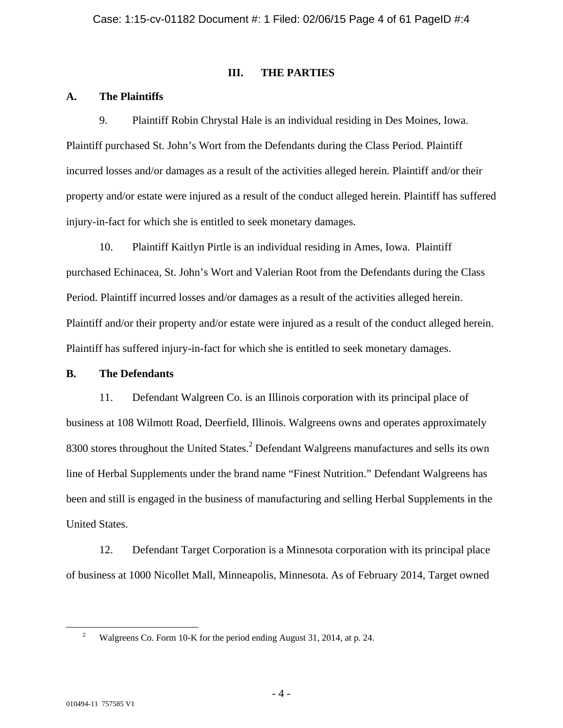## III. THE PARTIES

### A. The Plaintiffs

9. Plaintiff Robin Chrystal Hale is an individual residing in Des Moines, Iowa. Plaintiff purchased St. John's Wort from the Defendants during the Class Period. Plaintiff incurred losses and/or damages as a result of the activities alleged herein. Plaintiff and/or their property and/or estate were injured as a result of the conduct alleged herein. Plaintiff has suffered injury-in-fact for which she is entitled to seek monetary damages.

10. Plaintiff Kaitlyn Pirtle is an individual residing in Ames, Iowa. Plaintiff purchased Echinacea, St. John's Wort and Valerian Root from the Defendants during the Class Period. Plaintiff incurred losses and/or damages as a result of the activities alleged herein. Plaintiff and/or their property and/or estate were injured as a result of the conduct alleged herein. Plaintiff has suffered injury-in-fact for which she is entitled to seek monetary damages.

### B. The Defendants

11. Defendant Walgreen Co. is an Illinois corporation with its principal place of business at 108 Wilmott Road, Deerfield, Illinois. Walgreens owns and operates approximately 8300 stores throughout the United States.[2] Defendant Walgreens manufactures and sells its own line of Herbal Supplements under the brand name "Finest Nutrition." Defendant Walgreens has been and still is engaged in the business of manufacturing and selling Herbal Supplements in the United States.

12. Defendant Target Corporation is a Minnesota corporation with its principal place of business at 1000 Nicollet Mall, Minneapolis, Minnesota. As of February 2014, Target owned

[2] Walgreens Co. Form 10-K for the period ending August 31, 2014, at p. 24.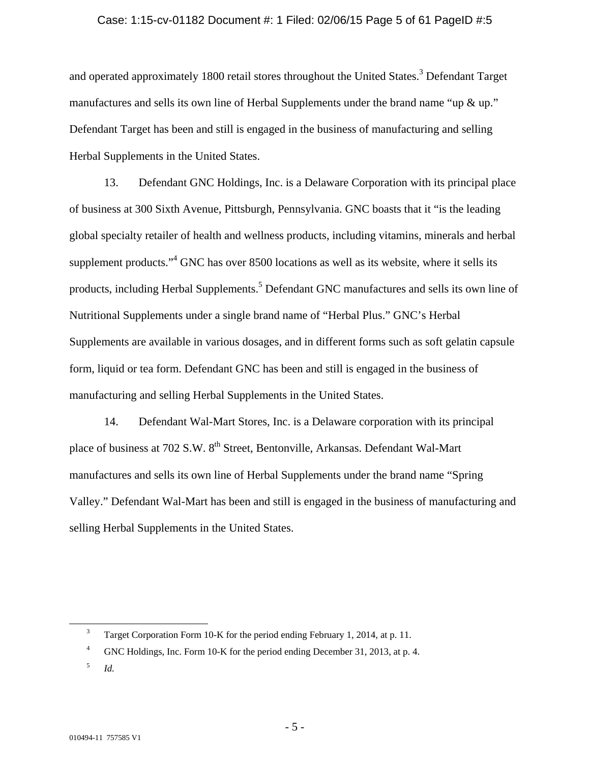and operated approximately 1800 retail stores throughout the United States.[3] Defendant Target manufactures and sells its own line of Herbal Supplements under the brand name "up & up." Defendant Target has been and still is engaged in the business of manufacturing and selling Herbal Supplements in the United States.

13. Defendant GNC Holdings, Inc. is a Delaware Corporation with its principal place of business at 300 Sixth Avenue, Pittsburgh, Pennsylvania. GNC boasts that it "is the leading global specialty retailer of health and wellness products, including vitamins, minerals and herbal supplement products."[4] GNC has over 8500 locations as well as its website, where it sells its products, including Herbal Supplements.[5] Defendant GNC manufactures and sells its own line of Nutritional Supplements under a single brand name of "Herbal Plus." GNC's Herbal Supplements are available in various dosages, and in different forms such as soft gelatin capsule form, liquid or tea form. Defendant GNC has been and still is engaged in the business of manufacturing and selling Herbal Supplements in the United States.

14. Defendant Wal-Mart Stores, Inc. is a Delaware corporation with its principal place of business at 702 S.W. 8th Street, Bentonville, Arkansas. Defendant Wal-Mart manufactures and sells its own line of Herbal Supplements under the brand name "Spring Valley." Defendant Wal-Mart has been and still is engaged in the business of manufacturing and selling Herbal Supplements in the United States.

---

[3] Target Corporation Form 10-K for the period ending February 1, 2014, at p. 11.

[4] GNC Holdings, Inc. Form 10-K for the period ending December 31, 2013, at p. 4.

[5] *Id.*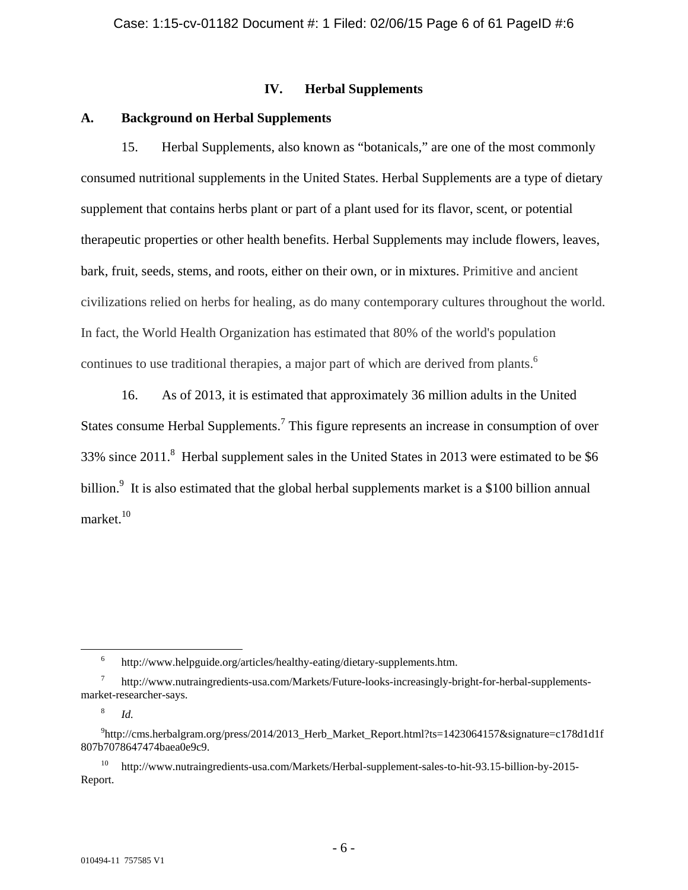## IV. Herbal Supplements

### A. Background on Herbal Supplements

15. Herbal Supplements, also known as "botanicals," are one of the most commonly consumed nutritional supplements in the United States. Herbal Supplements are a type of dietary supplement that contains herbs plant or part of a plant used for its flavor, scent, or potential therapeutic properties or other health benefits. Herbal Supplements may include flowers, leaves, bark, fruit, seeds, stems, and roots, either on their own, or in mixtures. Primitive and ancient civilizations relied on herbs for healing, as do many contemporary cultures throughout the world. In fact, the World Health Organization has estimated that 80% of the world's population continues to use traditional therapies, a major part of which are derived from plants.[6]

16. As of 2013, it is estimated that approximately 36 million adults in the United States consume Herbal Supplements.[7] This figure represents an increase in consumption of over 33% since 2011.[8] Herbal supplement sales in the United States in 2013 were estimated to be $6 billion.[9] It is also estimated that the global herbal supplements market is a $100 billion annual market.[10]

---

[6] http://www.helpguide.org/articles/healthy-eating/dietary-supplements.htm.

[7] http://www.nutraingredients-usa.com/Markets/Future-looks-increasingly-bright-for-herbal-supplements-market-researcher-says.

[8] *Id.*

[9] http://cms.herbalgram.org/press/2014/2013_Herb_Market_Report.html?ts=1423064157&signature=c178d1d1f807b7078647474baea0e9c9.

[10] http://www.nutraingredients-usa.com/Markets/Herbal-supplement-sales-to-hit-93.15-billion-by-2015-Report.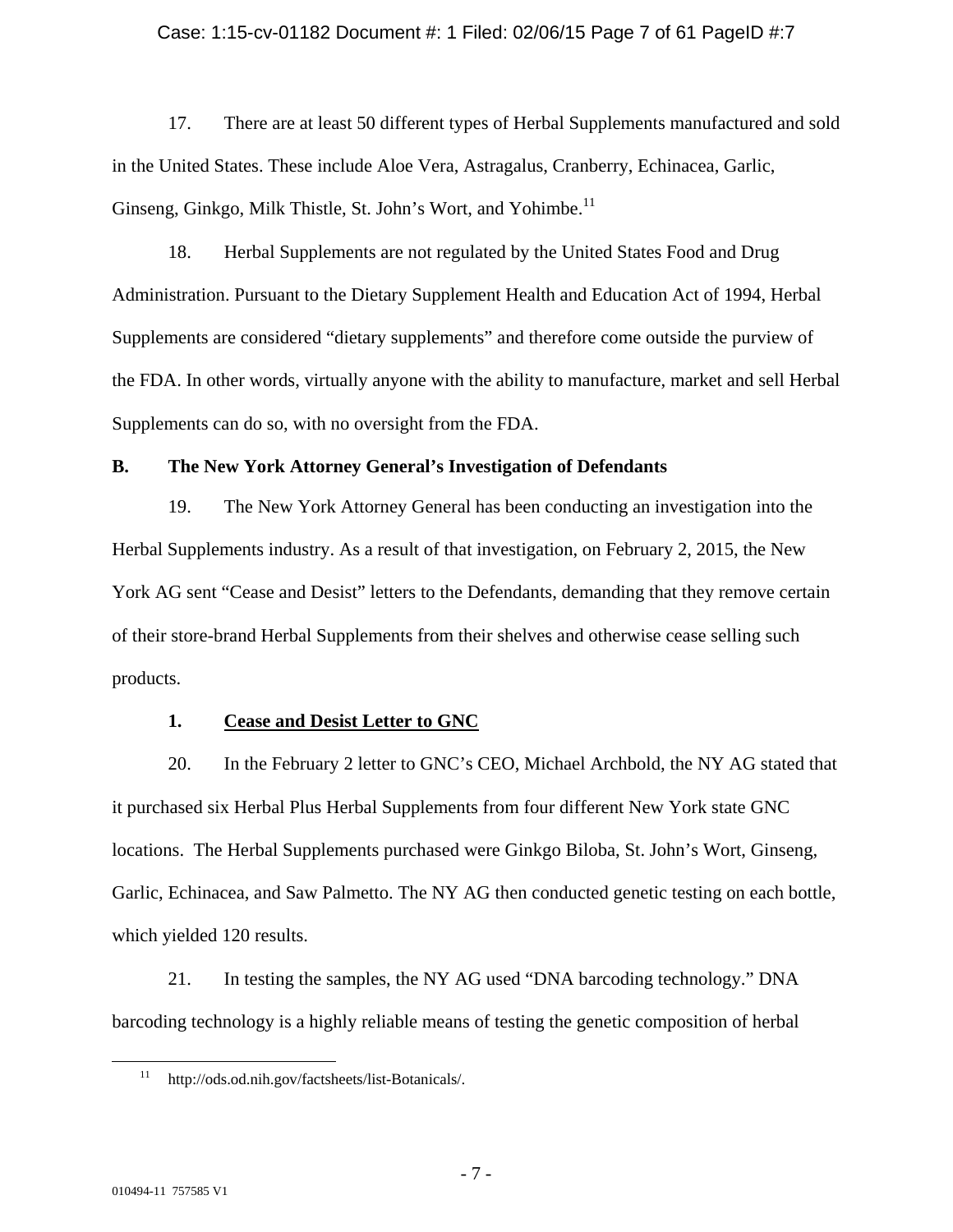17. There are at least 50 different types of Herbal Supplements manufactured and sold in the United States. These include Aloe Vera, Astragalus, Cranberry, Echinacea, Garlic, Ginseng, Ginkgo, Milk Thistle, St. John's Wort, and Yohimbe.[11]

18. Herbal Supplements are not regulated by the United States Food and Drug Administration. Pursuant to the Dietary Supplement Health and Education Act of 1994, Herbal Supplements are considered "dietary supplements" and therefore come outside the purview of the FDA. In other words, virtually anyone with the ability to manufacture, market and sell Herbal Supplements can do so, with no oversight from the FDA.

**B. The New York Attorney General's Investigation of Defendants**

19. The New York Attorney General has been conducting an investigation into the Herbal Supplements industry. As a result of that investigation, on February 2, 2015, the New York AG sent "Cease and Desist" letters to the Defendants, demanding that they remove certain of their store-brand Herbal Supplements from their shelves and otherwise cease selling such products.

**1. Cease and Desist Letter to GNC**

20. In the February 2 letter to GNC's CEO, Michael Archbold, the NY AG stated that it purchased six Herbal Plus Herbal Supplements from four different New York state GNC locations. The Herbal Supplements purchased were Ginkgo Biloba, St. John's Wort, Ginseng, Garlic, Echinacea, and Saw Palmetto. The NY AG then conducted genetic testing on each bottle, which yielded 120 results.

21. In testing the samples, the NY AG used "DNA barcoding technology." DNA barcoding technology is a highly reliable means of testing the genetic composition of herbal

---

[11] http://ods.od.nih.gov/factsheets/list-Botanicals/.

010494-11 757585 V1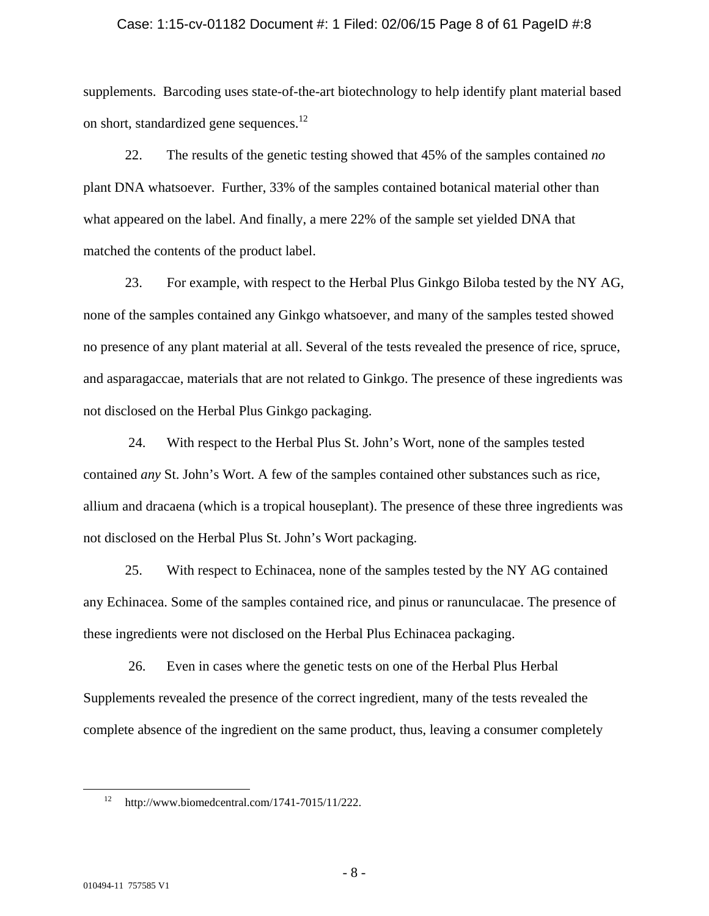supplements. Barcoding uses state-of-the-art biotechnology to help identify plant material based on short, standardized gene sequences.[12]

22. The results of the genetic testing showed that 45% of the samples contained *no* plant DNA whatsoever. Further, 33% of the samples contained botanical material other than what appeared on the label. And finally, a mere 22% of the sample set yielded DNA that matched the contents of the product label.

23. For example, with respect to the Herbal Plus Ginkgo Biloba tested by the NY AG, none of the samples contained any Ginkgo whatsoever, and many of the samples tested showed no presence of any plant material at all. Several of the tests revealed the presence of rice, spruce, and asparagaccae, materials that are not related to Ginkgo. The presence of these ingredients was not disclosed on the Herbal Plus Ginkgo packaging.

24. With respect to the Herbal Plus St. John's Wort, none of the samples tested contained *any* St. John's Wort. A few of the samples contained other substances such as rice, allium and dracaena (which is a tropical houseplant). The presence of these three ingredients was not disclosed on the Herbal Plus St. John's Wort packaging.

25. With respect to Echinacea, none of the samples tested by the NY AG contained any Echinacea. Some of the samples contained rice, and pinus or ranunculacae. The presence of these ingredients were not disclosed on the Herbal Plus Echinacea packaging.

26. Even in cases where the genetic tests on one of the Herbal Plus Herbal Supplements revealed the presence of the correct ingredient, many of the tests revealed the complete absence of the ingredient on the same product, thus, leaving a consumer completely

[12] http://www.biomedcentral.com/1741-7015/11/222.

010494-11 757585 V1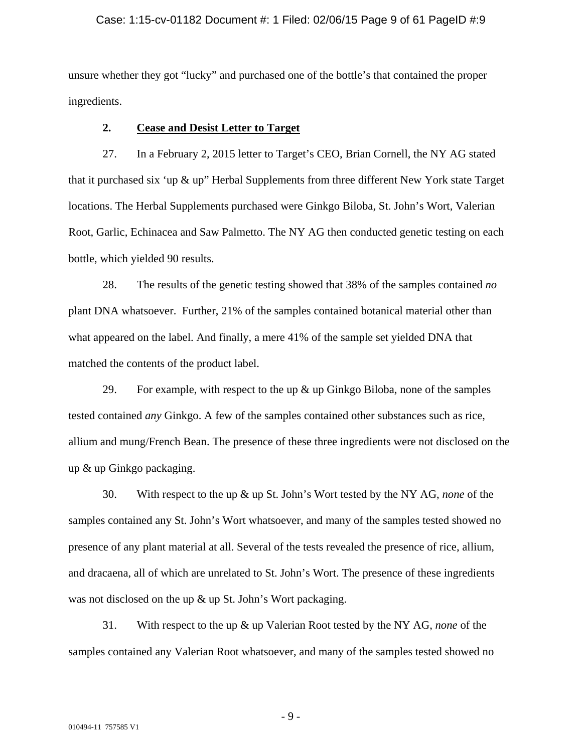unsure whether they got "lucky" and purchased one of the bottle's that contained the proper ingredients.

### 2. Cease and Desist Letter to Target

27. In a February 2, 2015 letter to Target's CEO, Brian Cornell, the NY AG stated that it purchased six 'up & up" Herbal Supplements from three different New York state Target locations. The Herbal Supplements purchased were Ginkgo Biloba, St. John's Wort, Valerian Root, Garlic, Echinacea and Saw Palmetto. The NY AG then conducted genetic testing on each bottle, which yielded 90 results.

28. The results of the genetic testing showed that 38% of the samples contained *no* plant DNA whatsoever. Further, 21% of the samples contained botanical material other than what appeared on the label. And finally, a mere 41% of the sample set yielded DNA that matched the contents of the product label.

29. For example, with respect to the up & up Ginkgo Biloba, none of the samples tested contained *any* Ginkgo. A few of the samples contained other substances such as rice, allium and mung/French Bean. The presence of these three ingredients were not disclosed on the up & up Ginkgo packaging.

30. With respect to the up & up St. John's Wort tested by the NY AG, *none* of the samples contained any St. John's Wort whatsoever, and many of the samples tested showed no presence of any plant material at all. Several of the tests revealed the presence of rice, allium, and dracaena, all of which are unrelated to St. John's Wort. The presence of these ingredients was not disclosed on the up & up St. John's Wort packaging.

31. With respect to the up & up Valerian Root tested by the NY AG, *none* of the samples contained any Valerian Root whatsoever, and many of the samples tested showed no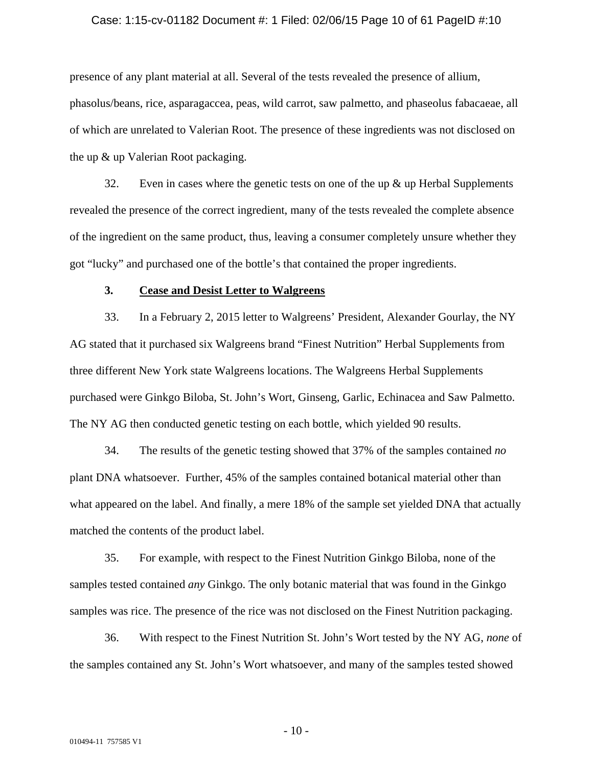presence of any plant material at all. Several of the tests revealed the presence of allium, phasolus/beans, rice, asparagaccea, peas, wild carrot, saw palmetto, and phaseolus fabacaeae, all of which are unrelated to Valerian Root. The presence of these ingredients was not disclosed on the up & up Valerian Root packaging.

32. Even in cases where the genetic tests on one of the up & up Herbal Supplements revealed the presence of the correct ingredient, many of the tests revealed the complete absence of the ingredient on the same product, thus, leaving a consumer completely unsure whether they got "lucky" and purchased one of the bottle's that contained the proper ingredients.

### 3. Cease and Desist Letter to Walgreens

33. In a February 2, 2015 letter to Walgreens' President, Alexander Gourlay, the NY AG stated that it purchased six Walgreens brand "Finest Nutrition" Herbal Supplements from three different New York state Walgreens locations. The Walgreens Herbal Supplements purchased were Ginkgo Biloba, St. John's Wort, Ginseng, Garlic, Echinacea and Saw Palmetto. The NY AG then conducted genetic testing on each bottle, which yielded 90 results.

34. The results of the genetic testing showed that 37% of the samples contained *no* plant DNA whatsoever. Further, 45% of the samples contained botanical material other than what appeared on the label. And finally, a mere 18% of the sample set yielded DNA that actually matched the contents of the product label.

35. For example, with respect to the Finest Nutrition Ginkgo Biloba, none of the samples tested contained *any* Ginkgo. The only botanic material that was found in the Ginkgo samples was rice. The presence of the rice was not disclosed on the Finest Nutrition packaging.

36. With respect to the Finest Nutrition St. John's Wort tested by the NY AG, *none* of the samples contained any St. John's Wort whatsoever, and many of the samples tested showed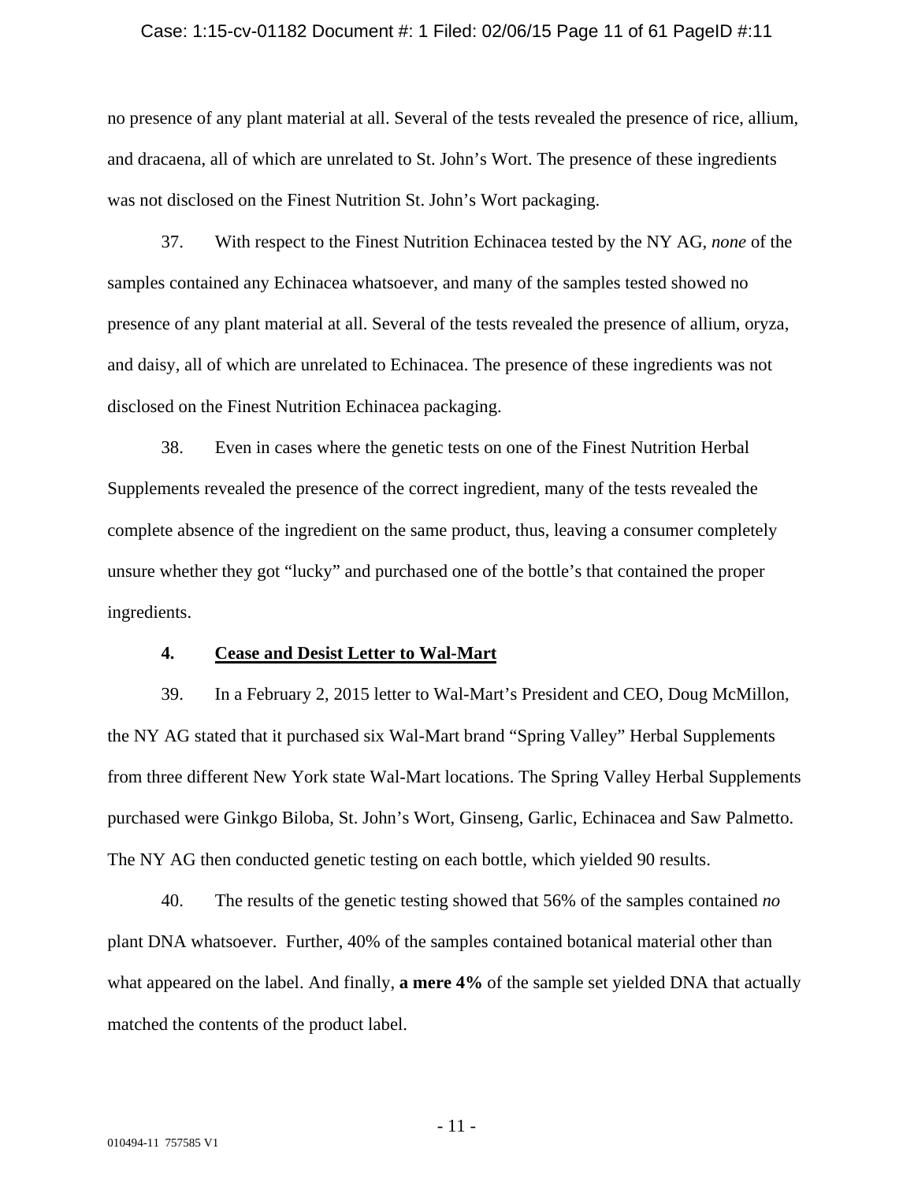no presence of any plant material at all. Several of the tests revealed the presence of rice, allium, and dracaena, all of which are unrelated to St. John's Wort. The presence of these ingredients was not disclosed on the Finest Nutrition St. John's Wort packaging.

37. With respect to the Finest Nutrition Echinacea tested by the NY AG, *none* of the samples contained any Echinacea whatsoever, and many of the samples tested showed no presence of any plant material at all. Several of the tests revealed the presence of allium, oryza, and daisy, all of which are unrelated to Echinacea. The presence of these ingredients was not disclosed on the Finest Nutrition Echinacea packaging.

38. Even in cases where the genetic tests on one of the Finest Nutrition Herbal Supplements revealed the presence of the correct ingredient, many of the tests revealed the complete absence of the ingredient on the same product, thus, leaving a consumer completely unsure whether they got "lucky" and purchased one of the bottle's that contained the proper ingredients.

### 4. <u>Cease and Desist Letter to Wal-Mart</u>

39. In a February 2, 2015 letter to Wal-Mart's President and CEO, Doug McMillon, the NY AG stated that it purchased six Wal-Mart brand "Spring Valley" Herbal Supplements from three different New York state Wal-Mart locations. The Spring Valley Herbal Supplements purchased were Ginkgo Biloba, St. John's Wort, Ginseng, Garlic, Echinacea and Saw Palmetto. The NY AG then conducted genetic testing on each bottle, which yielded 90 results.

40. The results of the genetic testing showed that 56% of the samples contained *no* plant DNA whatsoever. Further, 40% of the samples contained botanical material other than what appeared on the label. And finally, **a mere 4%** of the sample set yielded DNA that actually matched the contents of the product label.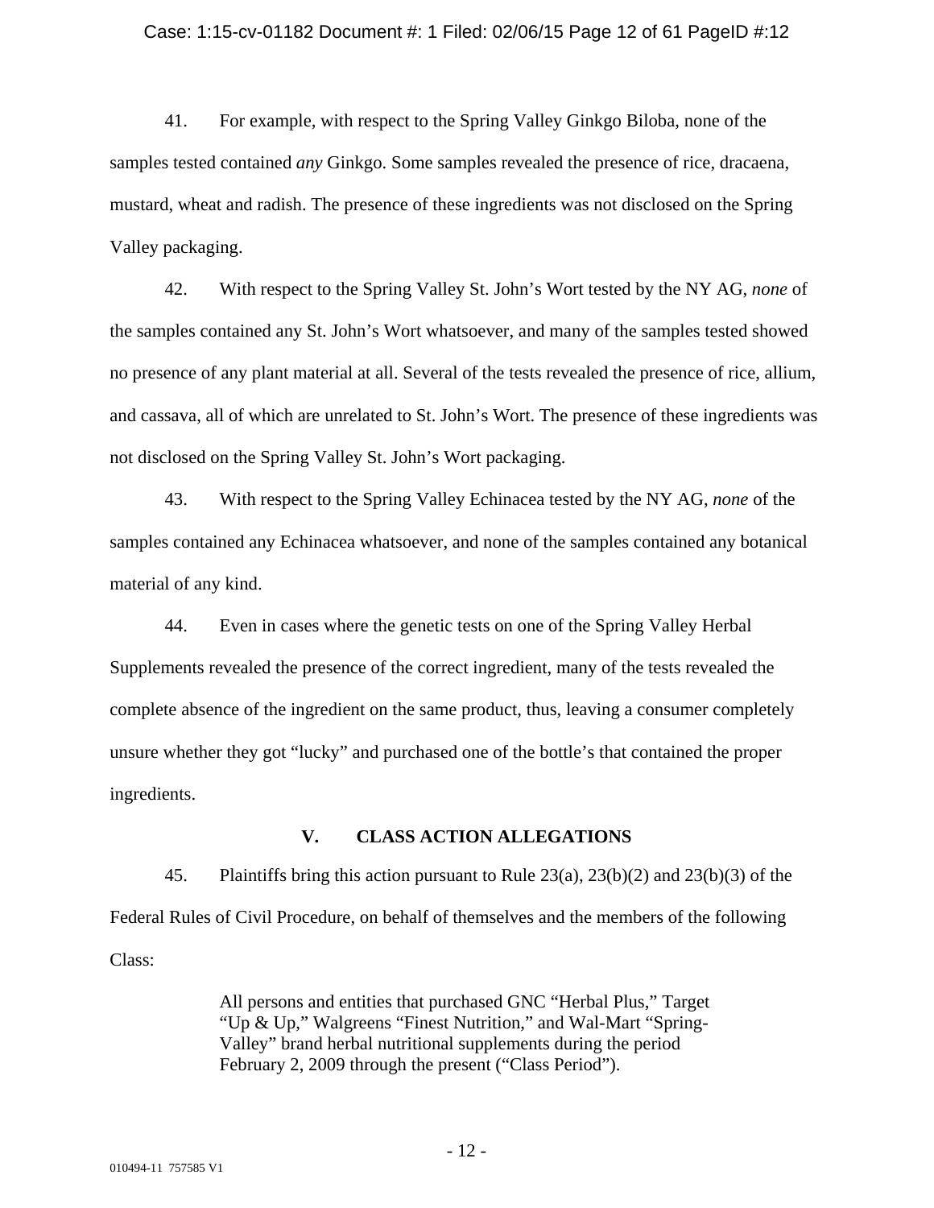41. For example, with respect to the Spring Valley Ginkgo Biloba, none of the samples tested contained *any* Ginkgo. Some samples revealed the presence of rice, dracaena, mustard, wheat and radish. The presence of these ingredients was not disclosed on the Spring Valley packaging.

42. With respect to the Spring Valley St. John's Wort tested by the NY AG, *none* of the samples contained any St. John's Wort whatsoever, and many of the samples tested showed no presence of any plant material at all. Several of the tests revealed the presence of rice, allium, and cassava, all of which are unrelated to St. John's Wort. The presence of these ingredients was not disclosed on the Spring Valley St. John's Wort packaging.

43. With respect to the Spring Valley Echinacea tested by the NY AG, *none* of the samples contained any Echinacea whatsoever, and none of the samples contained any botanical material of any kind.

44. Even in cases where the genetic tests on one of the Spring Valley Herbal Supplements revealed the presence of the correct ingredient, many of the tests revealed the complete absence of the ingredient on the same product, thus, leaving a consumer completely unsure whether they got "lucky" and purchased one of the bottle's that contained the proper ingredients.

## V. CLASS ACTION ALLEGATIONS

45. Plaintiffs bring this action pursuant to Rule 23(a), 23(b)(2) and 23(b)(3) of the Federal Rules of Civil Procedure, on behalf of themselves and the members of the following Class:

> All persons and entities that purchased GNC "Herbal Plus," Target "Up & Up," Walgreens "Finest Nutrition," and Wal-Mart "Spring-Valley" brand herbal nutritional supplements during the period February 2, 2009 through the present ("Class Period").

010494-11 757585 V1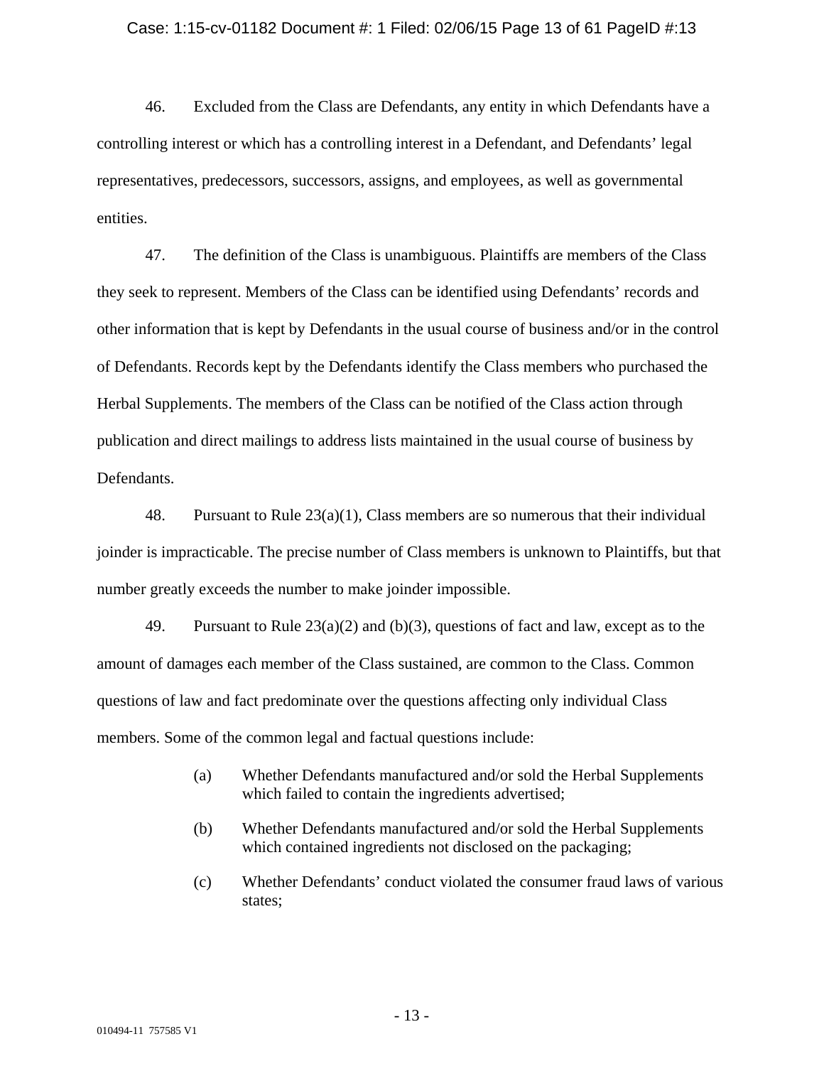46. Excluded from the Class are Defendants, any entity in which Defendants have a controlling interest or which has a controlling interest in a Defendant, and Defendants' legal representatives, predecessors, successors, assigns, and employees, as well as governmental entities.

47. The definition of the Class is unambiguous. Plaintiffs are members of the Class they seek to represent. Members of the Class can be identified using Defendants' records and other information that is kept by Defendants in the usual course of business and/or in the control of Defendants. Records kept by the Defendants identify the Class members who purchased the Herbal Supplements. The members of the Class can be notified of the Class action through publication and direct mailings to address lists maintained in the usual course of business by Defendants.

48. Pursuant to Rule 23(a)(1), Class members are so numerous that their individual joinder is impracticable. The precise number of Class members is unknown to Plaintiffs, but that number greatly exceeds the number to make joinder impossible.

49. Pursuant to Rule 23(a)(2) and (b)(3), questions of fact and law, except as to the amount of damages each member of the Class sustained, are common to the Class. Common questions of law and fact predominate over the questions affecting only individual Class members. Some of the common legal and factual questions include:

(a) Whether Defendants manufactured and/or sold the Herbal Supplements which failed to contain the ingredients advertised;

(b) Whether Defendants manufactured and/or sold the Herbal Supplements which contained ingredients not disclosed on the packaging;

(c) Whether Defendants' conduct violated the consumer fraud laws of various states;

010494-11 757585 V1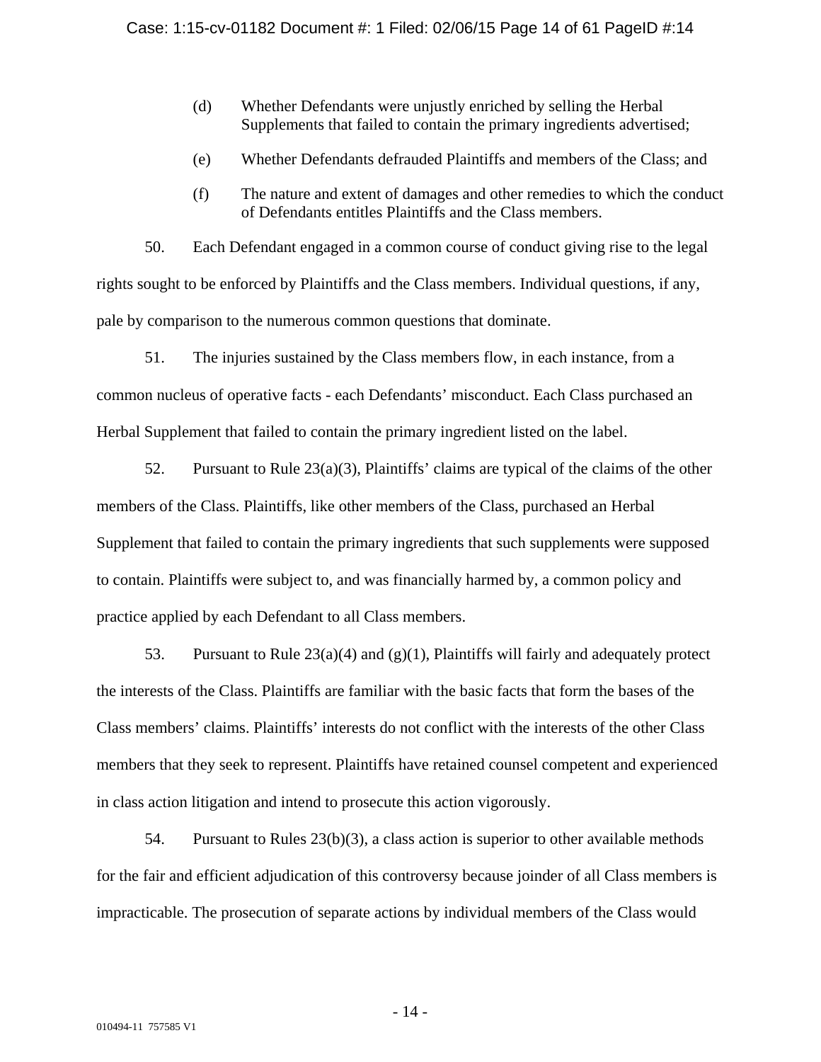(d) Whether Defendants were unjustly enriched by selling the Herbal Supplements that failed to contain the primary ingredients advertised;

(e) Whether Defendants defrauded Plaintiffs and members of the Class; and

(f) The nature and extent of damages and other remedies to which the conduct of Defendants entitles Plaintiffs and the Class members.

50. Each Defendant engaged in a common course of conduct giving rise to the legal rights sought to be enforced by Plaintiffs and the Class members. Individual questions, if any, pale by comparison to the numerous common questions that dominate.

51. The injuries sustained by the Class members flow, in each instance, from a common nucleus of operative facts - each Defendants' misconduct. Each Class purchased an Herbal Supplement that failed to contain the primary ingredient listed on the label.

52. Pursuant to Rule 23(a)(3), Plaintiffs' claims are typical of the claims of the other members of the Class. Plaintiffs, like other members of the Class, purchased an Herbal Supplement that failed to contain the primary ingredients that such supplements were supposed to contain. Plaintiffs were subject to, and was financially harmed by, a common policy and practice applied by each Defendant to all Class members.

53. Pursuant to Rule 23(a)(4) and (g)(1), Plaintiffs will fairly and adequately protect the interests of the Class. Plaintiffs are familiar with the basic facts that form the bases of the Class members' claims. Plaintiffs' interests do not conflict with the interests of the other Class members that they seek to represent. Plaintiffs have retained counsel competent and experienced in class action litigation and intend to prosecute this action vigorously.

54. Pursuant to Rules 23(b)(3), a class action is superior to other available methods for the fair and efficient adjudication of this controversy because joinder of all Class members is impracticable. The prosecution of separate actions by individual members of the Class would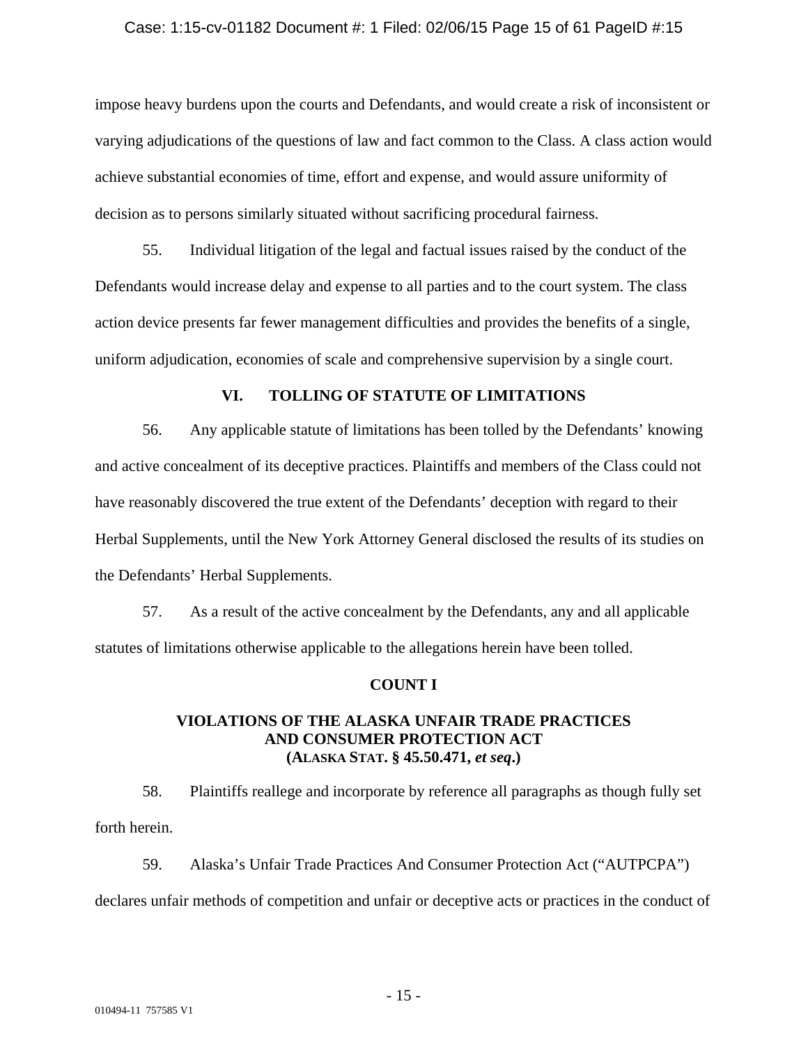impose heavy burdens upon the courts and Defendants, and would create a risk of inconsistent or varying adjudications of the questions of law and fact common to the Class. A class action would achieve substantial economies of time, effort and expense, and would assure uniformity of decision as to persons similarly situated without sacrificing procedural fairness.

55. Individual litigation of the legal and factual issues raised by the conduct of the Defendants would increase delay and expense to all parties and to the court system. The class action device presents far fewer management difficulties and provides the benefits of a single, uniform adjudication, economies of scale and comprehensive supervision by a single court.

## VI. TOLLING OF STATUTE OF LIMITATIONS

56. Any applicable statute of limitations has been tolled by the Defendants' knowing and active concealment of its deceptive practices. Plaintiffs and members of the Class could not have reasonably discovered the true extent of the Defendants' deception with regard to their Herbal Supplements, until the New York Attorney General disclosed the results of its studies on the Defendants' Herbal Supplements.

57. As a result of the active concealment by the Defendants, any and all applicable statutes of limitations otherwise applicable to the allegations herein have been tolled.

## COUNT I

### VIOLATIONS OF THE ALASKA UNFAIR TRADE PRACTICES AND CONSUMER PROTECTION ACT (ALASKA STAT. § 45.50.471, *et seq*.)

58. Plaintiffs reallege and incorporate by reference all paragraphs as though fully set forth herein.

59. Alaska's Unfair Trade Practices And Consumer Protection Act ("AUTPCPA") declares unfair methods of competition and unfair or deceptive acts or practices in the conduct of

010494-11 757585 V1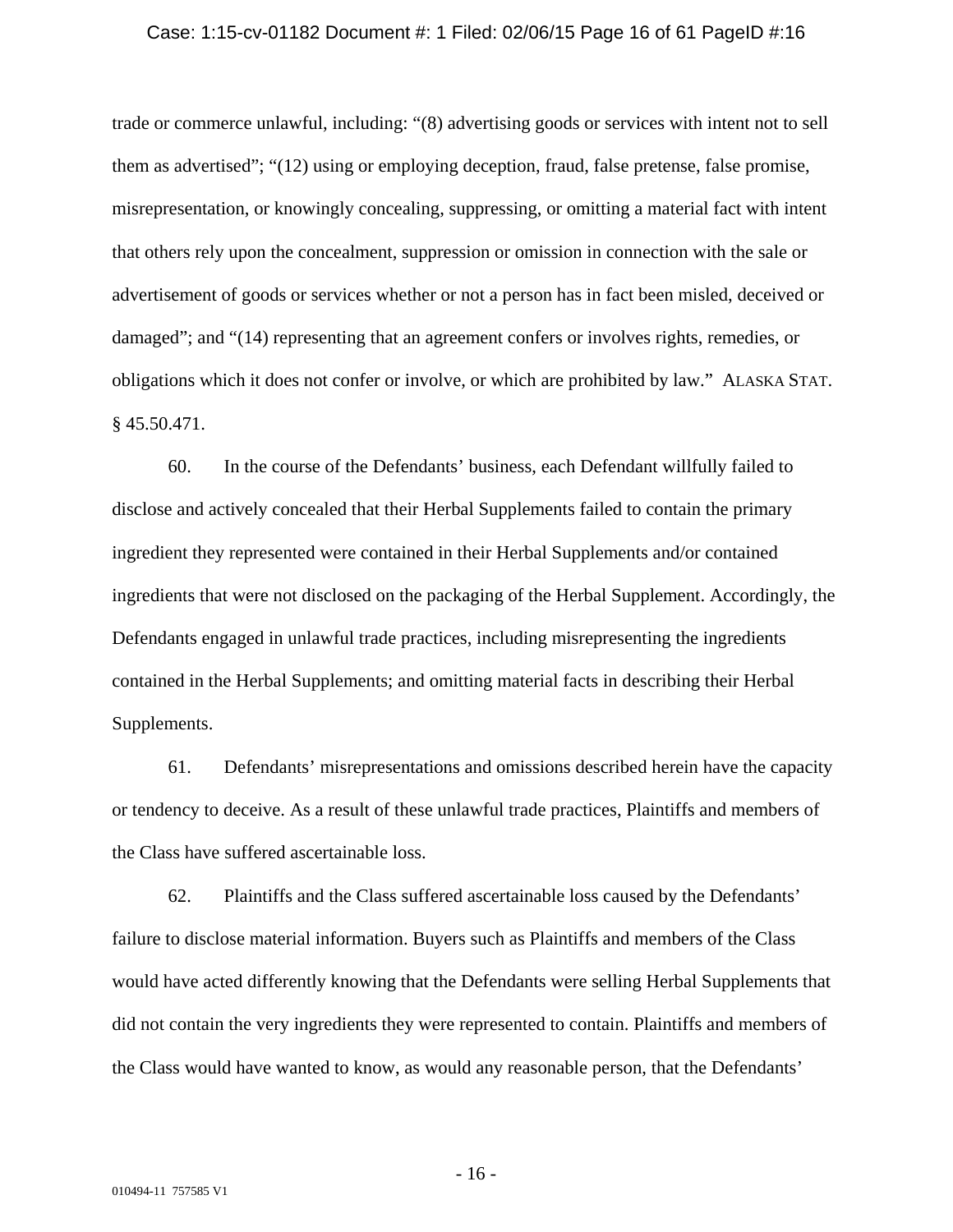trade or commerce unlawful, including: "(8) advertising goods or services with intent not to sell them as advertised"; "(12) using or employing deception, fraud, false pretense, false promise, misrepresentation, or knowingly concealing, suppressing, or omitting a material fact with intent that others rely upon the concealment, suppression or omission in connection with the sale or advertisement of goods or services whether or not a person has in fact been misled, deceived or damaged"; and "(14) representing that an agreement confers or involves rights, remedies, or obligations which it does not confer or involve, or which are prohibited by law." ALASKA STAT. § 45.50.471.

60. In the course of the Defendants' business, each Defendant willfully failed to disclose and actively concealed that their Herbal Supplements failed to contain the primary ingredient they represented were contained in their Herbal Supplements and/or contained ingredients that were not disclosed on the packaging of the Herbal Supplement. Accordingly, the Defendants engaged in unlawful trade practices, including misrepresenting the ingredients contained in the Herbal Supplements; and omitting material facts in describing their Herbal Supplements.

61. Defendants' misrepresentations and omissions described herein have the capacity or tendency to deceive. As a result of these unlawful trade practices, Plaintiffs and members of the Class have suffered ascertainable loss.

62. Plaintiffs and the Class suffered ascertainable loss caused by the Defendants' failure to disclose material information. Buyers such as Plaintiffs and members of the Class would have acted differently knowing that the Defendants were selling Herbal Supplements that did not contain the very ingredients they were represented to contain. Plaintiffs and members of the Class would have wanted to know, as would any reasonable person, that the Defendants'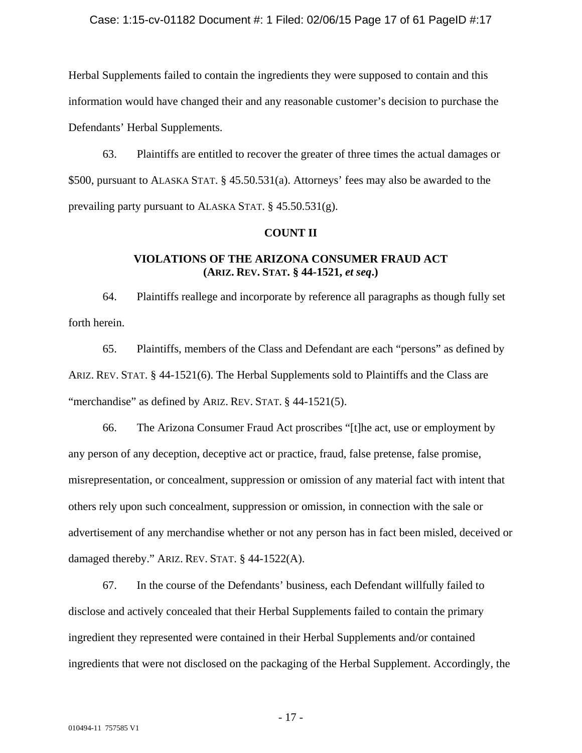Herbal Supplements failed to contain the ingredients they were supposed to contain and this information would have changed their and any reasonable customer's decision to purchase the Defendants' Herbal Supplements.

63. Plaintiffs are entitled to recover the greater of three times the actual damages or $500, pursuant to ALASKA STAT. § 45.50.531(a). Attorneys' fees may also be awarded to the prevailing party pursuant to ALASKA STAT. § 45.50.531(g).

**COUNT II**

**VIOLATIONS OF THE ARIZONA CONSUMER FRAUD ACT (ARIZ. REV. STAT. § 44-1521, *et seq*.)**

64. Plaintiffs reallege and incorporate by reference all paragraphs as though fully set forth herein.

65. Plaintiffs, members of the Class and Defendant are each "persons" as defined by ARIZ. REV. STAT. § 44-1521(6). The Herbal Supplements sold to Plaintiffs and the Class are "merchandise" as defined by ARIZ. REV. STAT. § 44-1521(5).

66. The Arizona Consumer Fraud Act proscribes "[t]he act, use or employment by any person of any deception, deceptive act or practice, fraud, false pretense, false promise, misrepresentation, or concealment, suppression or omission of any material fact with intent that others rely upon such concealment, suppression or omission, in connection with the sale or advertisement of any merchandise whether or not any person has in fact been misled, deceived or damaged thereby." ARIZ. REV. STAT. § 44-1522(A).

67. In the course of the Defendants' business, each Defendant willfully failed to disclose and actively concealed that their Herbal Supplements failed to contain the primary ingredient they represented were contained in their Herbal Supplements and/or contained ingredients that were not disclosed on the packaging of the Herbal Supplement. Accordingly, the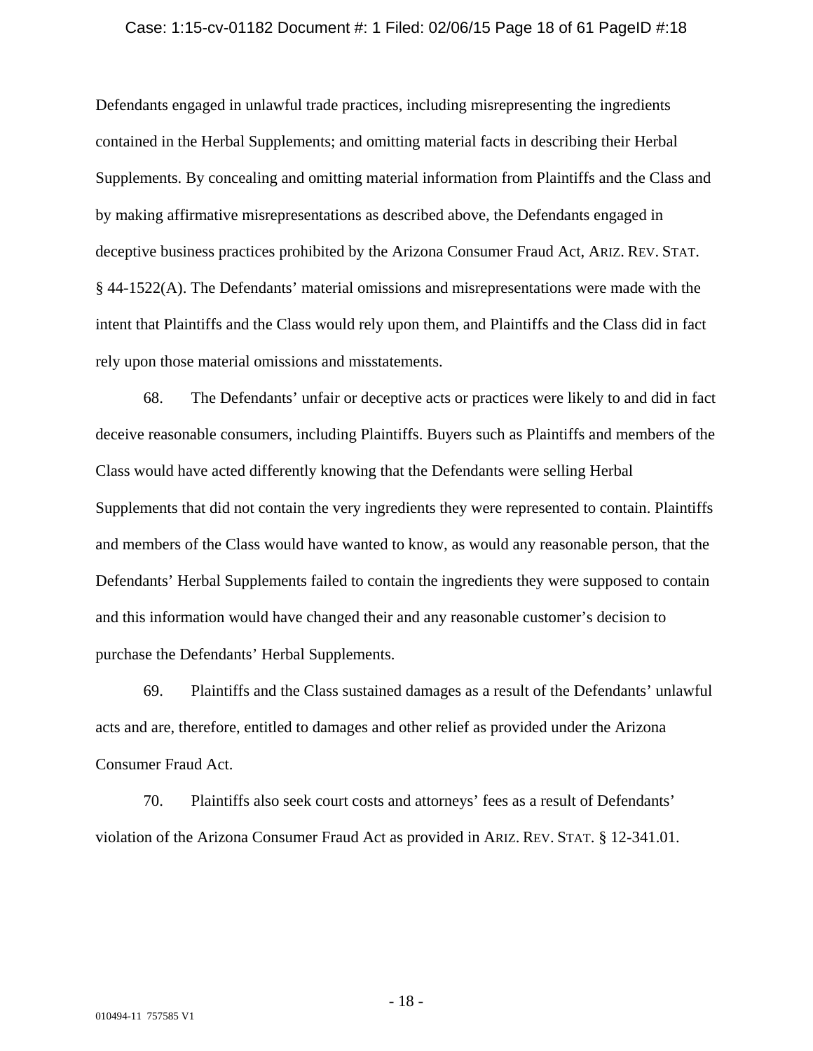Defendants engaged in unlawful trade practices, including misrepresenting the ingredients contained in the Herbal Supplements; and omitting material facts in describing their Herbal Supplements. By concealing and omitting material information from Plaintiffs and the Class and by making affirmative misrepresentations as described above, the Defendants engaged in deceptive business practices prohibited by the Arizona Consumer Fraud Act, ARIZ. REV. STAT. § 44-1522(A). The Defendants' material omissions and misrepresentations were made with the intent that Plaintiffs and the Class would rely upon them, and Plaintiffs and the Class did in fact rely upon those material omissions and misstatements.

68. The Defendants' unfair or deceptive acts or practices were likely to and did in fact deceive reasonable consumers, including Plaintiffs. Buyers such as Plaintiffs and members of the Class would have acted differently knowing that the Defendants were selling Herbal Supplements that did not contain the very ingredients they were represented to contain. Plaintiffs and members of the Class would have wanted to know, as would any reasonable person, that the Defendants' Herbal Supplements failed to contain the ingredients they were supposed to contain and this information would have changed their and any reasonable customer's decision to purchase the Defendants' Herbal Supplements.

69. Plaintiffs and the Class sustained damages as a result of the Defendants' unlawful acts and are, therefore, entitled to damages and other relief as provided under the Arizona Consumer Fraud Act.

70. Plaintiffs also seek court costs and attorneys' fees as a result of Defendants' violation of the Arizona Consumer Fraud Act as provided in ARIZ. REV. STAT. § 12-341.01.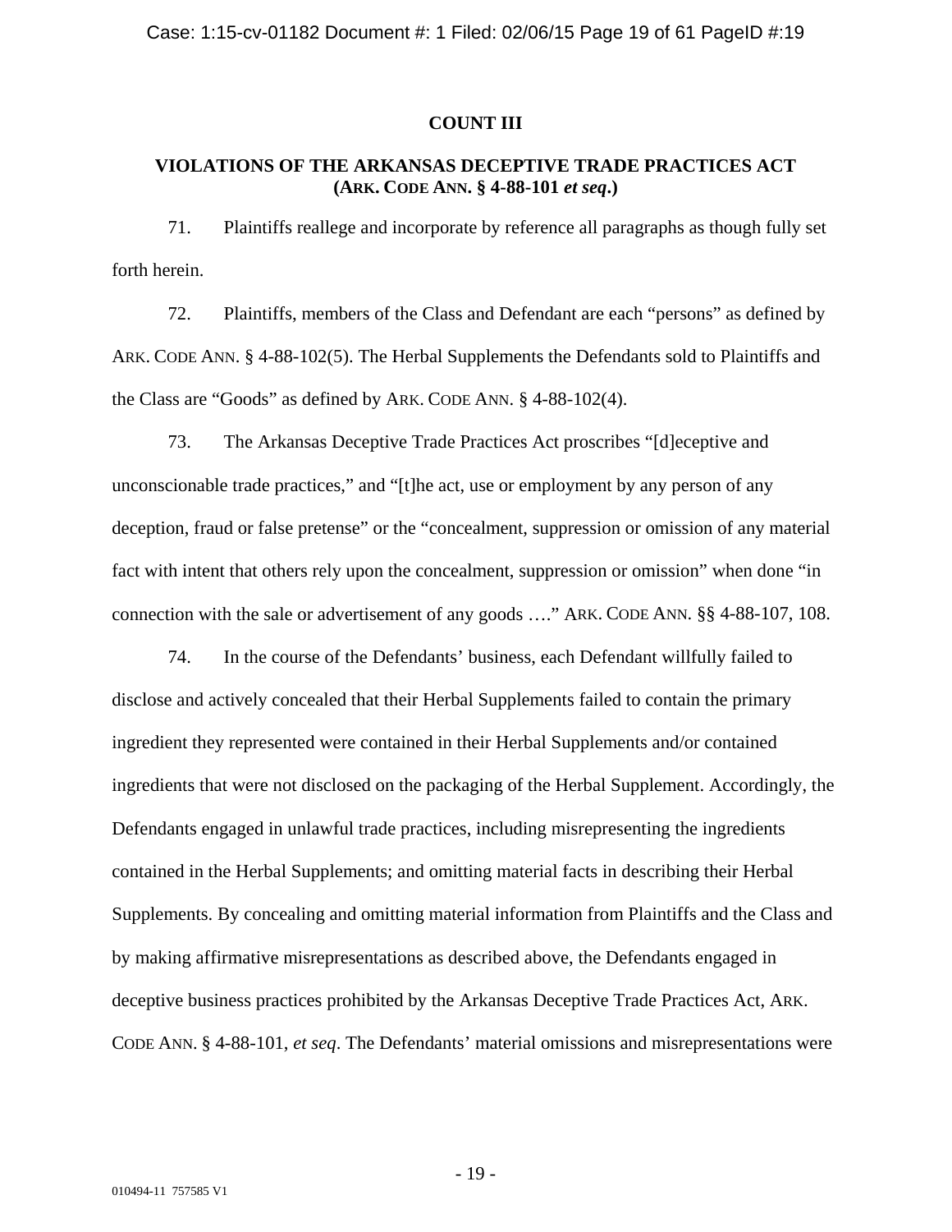## COUNT III

## VIOLATIONS OF THE ARKANSAS DECEPTIVE TRADE PRACTICES ACT (ARK. CODE ANN. § 4-88-101 *et seq*.)

71. Plaintiffs reallege and incorporate by reference all paragraphs as though fully set forth herein.

72. Plaintiffs, members of the Class and Defendant are each "persons" as defined by ARK. CODE ANN. § 4-88-102(5). The Herbal Supplements the Defendants sold to Plaintiffs and the Class are "Goods" as defined by ARK. CODE ANN. § 4-88-102(4).

73. The Arkansas Deceptive Trade Practices Act proscribes "[d]eceptive and unconscionable trade practices," and "[t]he act, use or employment by any person of any deception, fraud or false pretense" or the "concealment, suppression or omission of any material fact with intent that others rely upon the concealment, suppression or omission" when done "in connection with the sale or advertisement of any goods …." ARK. CODE ANN. §§ 4-88-107, 108.

74. In the course of the Defendants' business, each Defendant willfully failed to disclose and actively concealed that their Herbal Supplements failed to contain the primary ingredient they represented were contained in their Herbal Supplements and/or contained ingredients that were not disclosed on the packaging of the Herbal Supplement. Accordingly, the Defendants engaged in unlawful trade practices, including misrepresenting the ingredients contained in the Herbal Supplements; and omitting material facts in describing their Herbal Supplements. By concealing and omitting material information from Plaintiffs and the Class and by making affirmative misrepresentations as described above, the Defendants engaged in deceptive business practices prohibited by the Arkansas Deceptive Trade Practices Act, ARK. CODE ANN. § 4-88-101, *et seq*. The Defendants' material omissions and misrepresentations were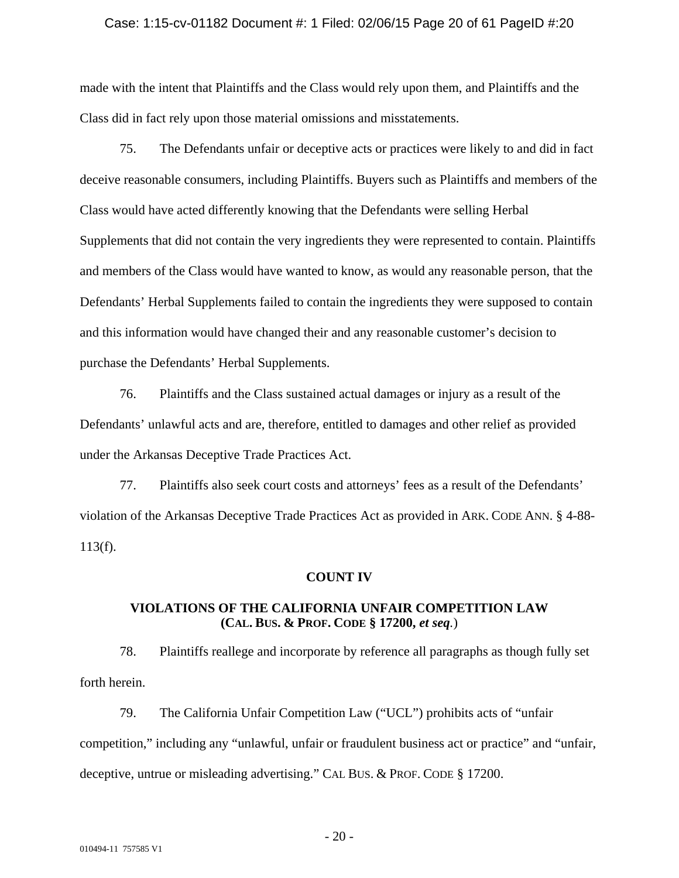made with the intent that Plaintiffs and the Class would rely upon them, and Plaintiffs and the Class did in fact rely upon those material omissions and misstatements.

75. The Defendants unfair or deceptive acts or practices were likely to and did in fact deceive reasonable consumers, including Plaintiffs. Buyers such as Plaintiffs and members of the Class would have acted differently knowing that the Defendants were selling Herbal Supplements that did not contain the very ingredients they were represented to contain. Plaintiffs and members of the Class would have wanted to know, as would any reasonable person, that the Defendants' Herbal Supplements failed to contain the ingredients they were supposed to contain and this information would have changed their and any reasonable customer's decision to purchase the Defendants' Herbal Supplements.

76. Plaintiffs and the Class sustained actual damages or injury as a result of the Defendants' unlawful acts and are, therefore, entitled to damages and other relief as provided under the Arkansas Deceptive Trade Practices Act.

77. Plaintiffs also seek court costs and attorneys' fees as a result of the Defendants' violation of the Arkansas Deceptive Trade Practices Act as provided in ARK. CODE ANN. § 4-88-113(f).

**COUNT IV**

**VIOLATIONS OF THE CALIFORNIA UNFAIR COMPETITION LAW (CAL. BUS. & PROF. CODE § 17200, *et seq*.)**

78. Plaintiffs reallege and incorporate by reference all paragraphs as though fully set forth herein.

79. The California Unfair Competition Law ("UCL") prohibits acts of "unfair competition," including any "unlawful, unfair or fraudulent business act or practice" and "unfair, deceptive, untrue or misleading advertising." CAL BUS. & PROF. CODE § 17200.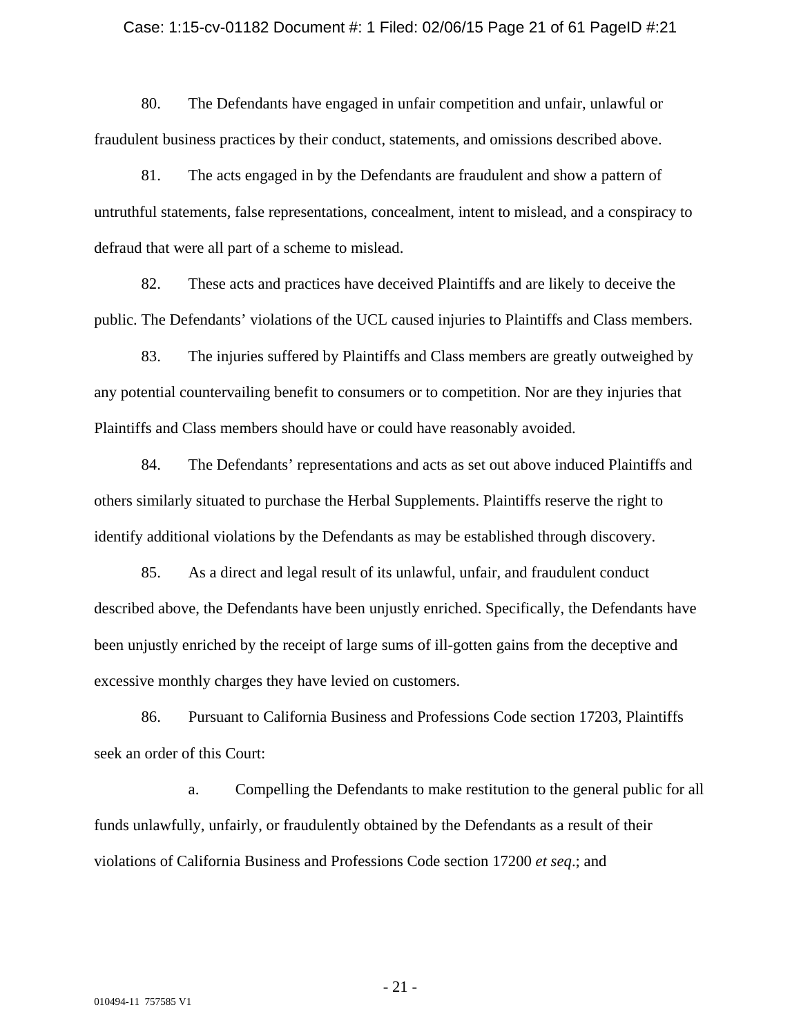80. The Defendants have engaged in unfair competition and unfair, unlawful or fraudulent business practices by their conduct, statements, and omissions described above.

81. The acts engaged in by the Defendants are fraudulent and show a pattern of untruthful statements, false representations, concealment, intent to mislead, and a conspiracy to defraud that were all part of a scheme to mislead.

82. These acts and practices have deceived Plaintiffs and are likely to deceive the public. The Defendants' violations of the UCL caused injuries to Plaintiffs and Class members.

83. The injuries suffered by Plaintiffs and Class members are greatly outweighed by any potential countervailing benefit to consumers or to competition. Nor are they injuries that Plaintiffs and Class members should have or could have reasonably avoided.

84. The Defendants' representations and acts as set out above induced Plaintiffs and others similarly situated to purchase the Herbal Supplements. Plaintiffs reserve the right to identify additional violations by the Defendants as may be established through discovery.

85. As a direct and legal result of its unlawful, unfair, and fraudulent conduct described above, the Defendants have been unjustly enriched. Specifically, the Defendants have been unjustly enriched by the receipt of large sums of ill-gotten gains from the deceptive and excessive monthly charges they have levied on customers.

86. Pursuant to California Business and Professions Code section 17203, Plaintiffs seek an order of this Court:

a. Compelling the Defendants to make restitution to the general public for all funds unlawfully, unfairly, or fraudulently obtained by the Defendants as a result of their violations of California Business and Professions Code section 17200 *et seq*.; and

010494-11 757585 V1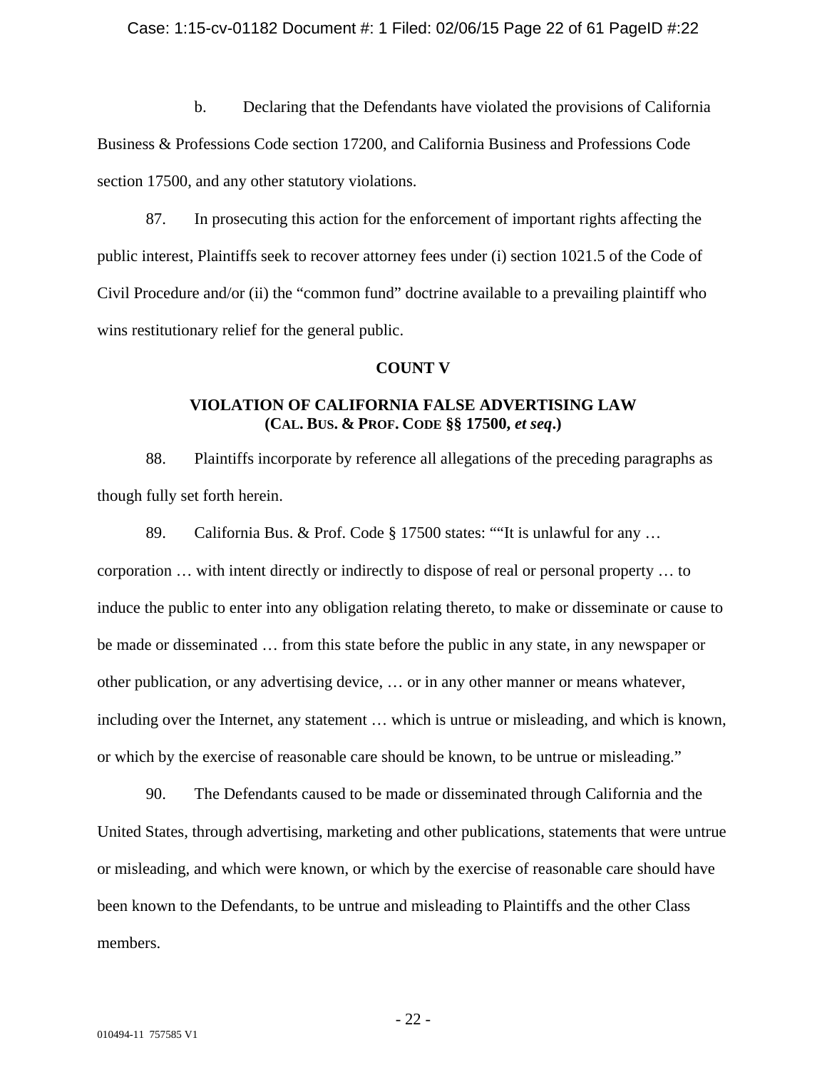b. Declaring that the Defendants have violated the provisions of California Business & Professions Code section 17200, and California Business and Professions Code section 17500, and any other statutory violations.

87. In prosecuting this action for the enforcement of important rights affecting the public interest, Plaintiffs seek to recover attorney fees under (i) section 1021.5 of the Code of Civil Procedure and/or (ii) the "common fund" doctrine available to a prevailing plaintiff who wins restitutionary relief for the general public.

**COUNT V**

**VIOLATION OF CALIFORNIA FALSE ADVERTISING LAW**
**(CAL. BUS. & PROF. CODE §§ 17500, *et seq*.)**

88. Plaintiffs incorporate by reference all allegations of the preceding paragraphs as though fully set forth herein.

89. California Bus. & Prof. Code § 17500 states: ""It is unlawful for any … corporation … with intent directly or indirectly to dispose of real or personal property … to induce the public to enter into any obligation relating thereto, to make or disseminate or cause to be made or disseminated … from this state before the public in any state, in any newspaper or other publication, or any advertising device, … or in any other manner or means whatever, including over the Internet, any statement … which is untrue or misleading, and which is known, or which by the exercise of reasonable care should be known, to be untrue or misleading."

90. The Defendants caused to be made or disseminated through California and the United States, through advertising, marketing and other publications, statements that were untrue or misleading, and which were known, or which by the exercise of reasonable care should have been known to the Defendants, to be untrue and misleading to Plaintiffs and the other Class members.

010494-11 757585 V1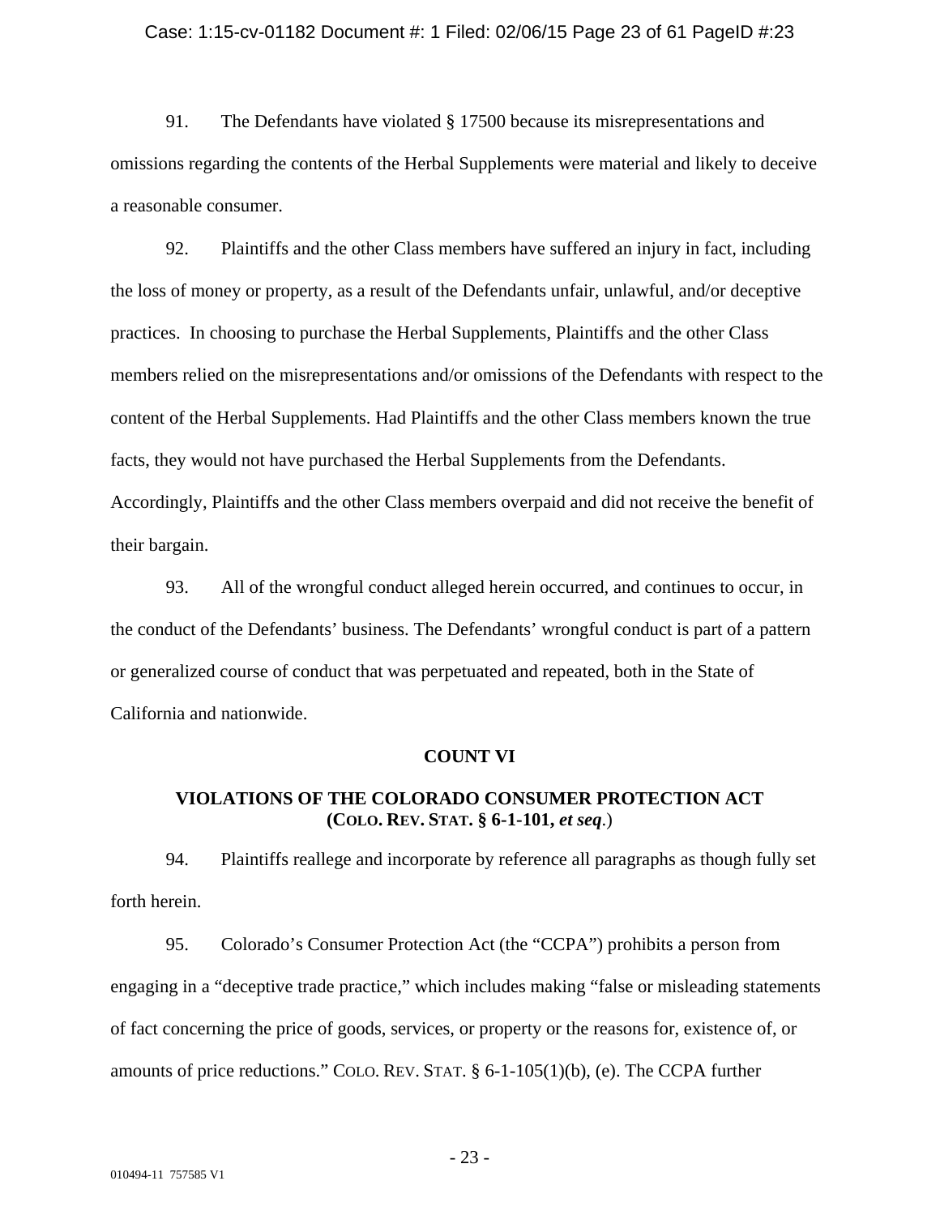91. The Defendants have violated § 17500 because its misrepresentations and omissions regarding the contents of the Herbal Supplements were material and likely to deceive a reasonable consumer.

92. Plaintiffs and the other Class members have suffered an injury in fact, including the loss of money or property, as a result of the Defendants unfair, unlawful, and/or deceptive practices. In choosing to purchase the Herbal Supplements, Plaintiffs and the other Class members relied on the misrepresentations and/or omissions of the Defendants with respect to the content of the Herbal Supplements. Had Plaintiffs and the other Class members known the true facts, they would not have purchased the Herbal Supplements from the Defendants. Accordingly, Plaintiffs and the other Class members overpaid and did not receive the benefit of their bargain.

93. All of the wrongful conduct alleged herein occurred, and continues to occur, in the conduct of the Defendants' business. The Defendants' wrongful conduct is part of a pattern or generalized course of conduct that was perpetuated and repeated, both in the State of California and nationwide.

**COUNT VI**

**VIOLATIONS OF THE COLORADO CONSUMER PROTECTION ACT (COLO. REV. STAT. § 6-1-101, *et seq*.)**

94. Plaintiffs reallege and incorporate by reference all paragraphs as though fully set forth herein.

95. Colorado's Consumer Protection Act (the "CCPA") prohibits a person from engaging in a "deceptive trade practice," which includes making "false or misleading statements of fact concerning the price of goods, services, or property or the reasons for, existence of, or amounts of price reductions." COLO. REV. STAT. § 6-1-105(1)(b), (e). The CCPA further

010494-11 757585 V1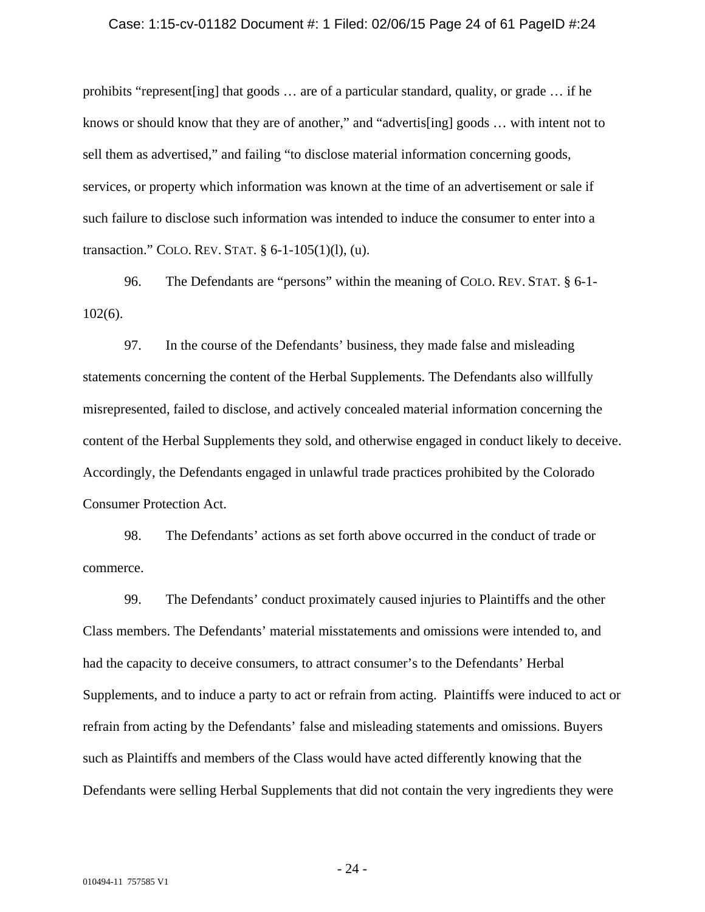prohibits "represent[ing] that goods … are of a particular standard, quality, or grade … if he knows or should know that they are of another," and "advertis[ing] goods … with intent not to sell them as advertised," and failing "to disclose material information concerning goods, services, or property which information was known at the time of an advertisement or sale if such failure to disclose such information was intended to induce the consumer to enter into a transaction." COLO. REV. STAT. § 6-1-105(1)(l), (u).

96. The Defendants are "persons" within the meaning of COLO. REV. STAT. § 6-1-102(6).

97. In the course of the Defendants' business, they made false and misleading statements concerning the content of the Herbal Supplements. The Defendants also willfully misrepresented, failed to disclose, and actively concealed material information concerning the content of the Herbal Supplements they sold, and otherwise engaged in conduct likely to deceive. Accordingly, the Defendants engaged in unlawful trade practices prohibited by the Colorado Consumer Protection Act.

98. The Defendants' actions as set forth above occurred in the conduct of trade or commerce.

99. The Defendants' conduct proximately caused injuries to Plaintiffs and the other Class members. The Defendants' material misstatements and omissions were intended to, and had the capacity to deceive consumers, to attract consumer's to the Defendants' Herbal Supplements, and to induce a party to act or refrain from acting. Plaintiffs were induced to act or refrain from acting by the Defendants' false and misleading statements and omissions. Buyers such as Plaintiffs and members of the Class would have acted differently knowing that the Defendants were selling Herbal Supplements that did not contain the very ingredients they were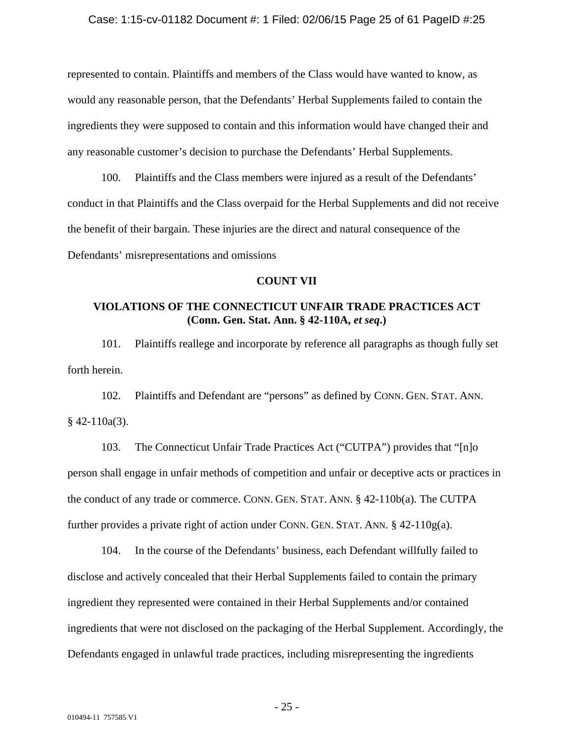represented to contain. Plaintiffs and members of the Class would have wanted to know, as would any reasonable person, that the Defendants' Herbal Supplements failed to contain the ingredients they were supposed to contain and this information would have changed their and any reasonable customer's decision to purchase the Defendants' Herbal Supplements.

100. Plaintiffs and the Class members were injured as a result of the Defendants' conduct in that Plaintiffs and the Class overpaid for the Herbal Supplements and did not receive the benefit of their bargain. These injuries are the direct and natural consequence of the Defendants' misrepresentations and omissions

**COUNT VII**

**VIOLATIONS OF THE CONNECTICUT UNFAIR TRADE PRACTICES ACT (Conn. Gen. Stat. Ann. § 42-110A, *et seq*.)**

101. Plaintiffs reallege and incorporate by reference all paragraphs as though fully set forth herein.

102. Plaintiffs and Defendant are "persons" as defined by CONN. GEN. STAT. ANN. § 42-110a(3).

103. The Connecticut Unfair Trade Practices Act ("CUTPA") provides that "[n]o person shall engage in unfair methods of competition and unfair or deceptive acts or practices in the conduct of any trade or commerce. CONN. GEN. STAT. ANN. § 42-110b(a). The CUTPA further provides a private right of action under CONN. GEN. STAT. ANN. § 42-110g(a).

104. In the course of the Defendants' business, each Defendant willfully failed to disclose and actively concealed that their Herbal Supplements failed to contain the primary ingredient they represented were contained in their Herbal Supplements and/or contained ingredients that were not disclosed on the packaging of the Herbal Supplement. Accordingly, the Defendants engaged in unlawful trade practices, including misrepresenting the ingredients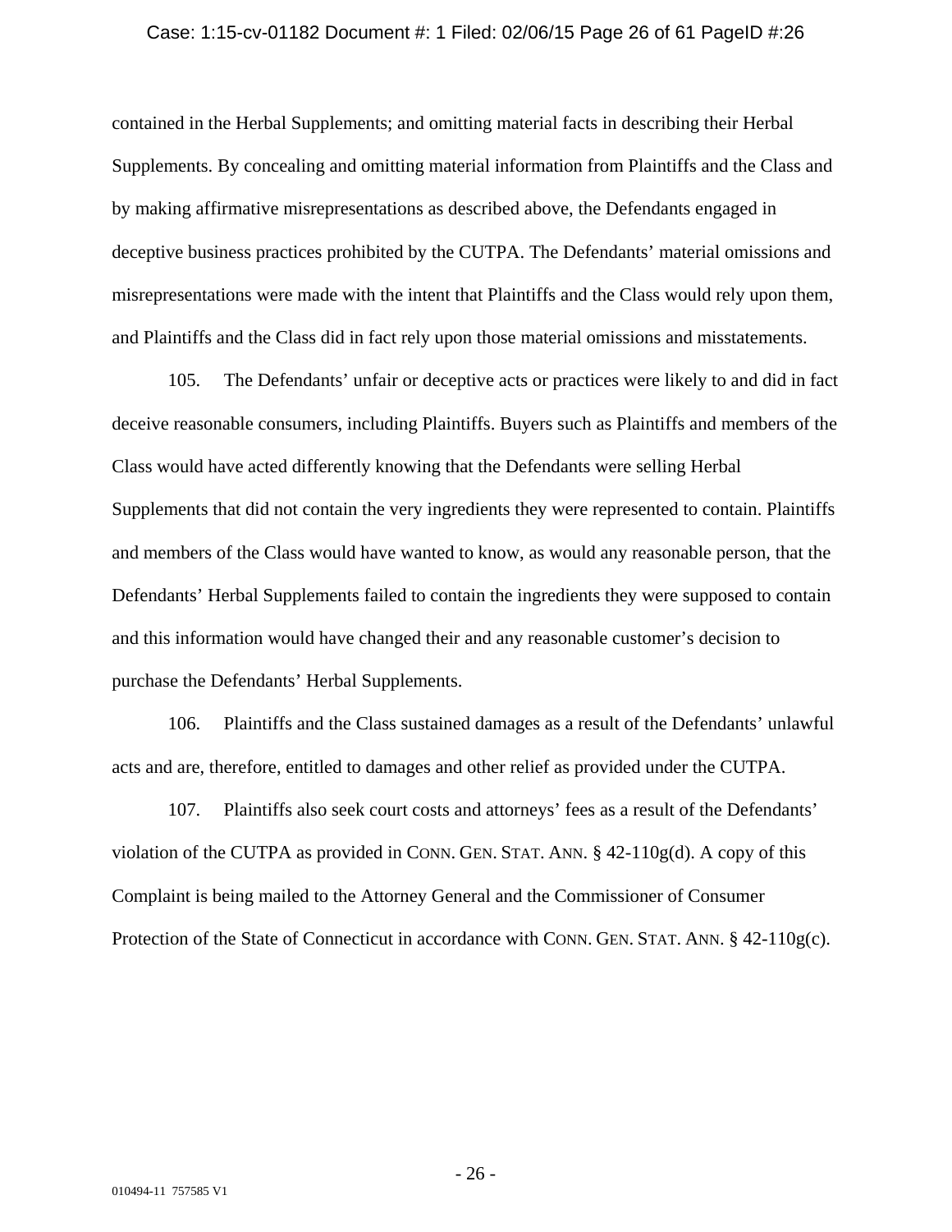contained in the Herbal Supplements; and omitting material facts in describing their Herbal Supplements. By concealing and omitting material information from Plaintiffs and the Class and by making affirmative misrepresentations as described above, the Defendants engaged in deceptive business practices prohibited by the CUTPA. The Defendants' material omissions and misrepresentations were made with the intent that Plaintiffs and the Class would rely upon them, and Plaintiffs and the Class did in fact rely upon those material omissions and misstatements.

105. The Defendants' unfair or deceptive acts or practices were likely to and did in fact deceive reasonable consumers, including Plaintiffs. Buyers such as Plaintiffs and members of the Class would have acted differently knowing that the Defendants were selling Herbal Supplements that did not contain the very ingredients they were represented to contain. Plaintiffs and members of the Class would have wanted to know, as would any reasonable person, that the Defendants' Herbal Supplements failed to contain the ingredients they were supposed to contain and this information would have changed their and any reasonable customer's decision to purchase the Defendants' Herbal Supplements.

106. Plaintiffs and the Class sustained damages as a result of the Defendants' unlawful acts and are, therefore, entitled to damages and other relief as provided under the CUTPA.

107. Plaintiffs also seek court costs and attorneys' fees as a result of the Defendants' violation of the CUTPA as provided in CONN. GEN. STAT. ANN. § 42-110g(d). A copy of this Complaint is being mailed to the Attorney General and the Commissioner of Consumer Protection of the State of Connecticut in accordance with CONN. GEN. STAT. ANN. § 42-110g(c).

010494-11 757585 V1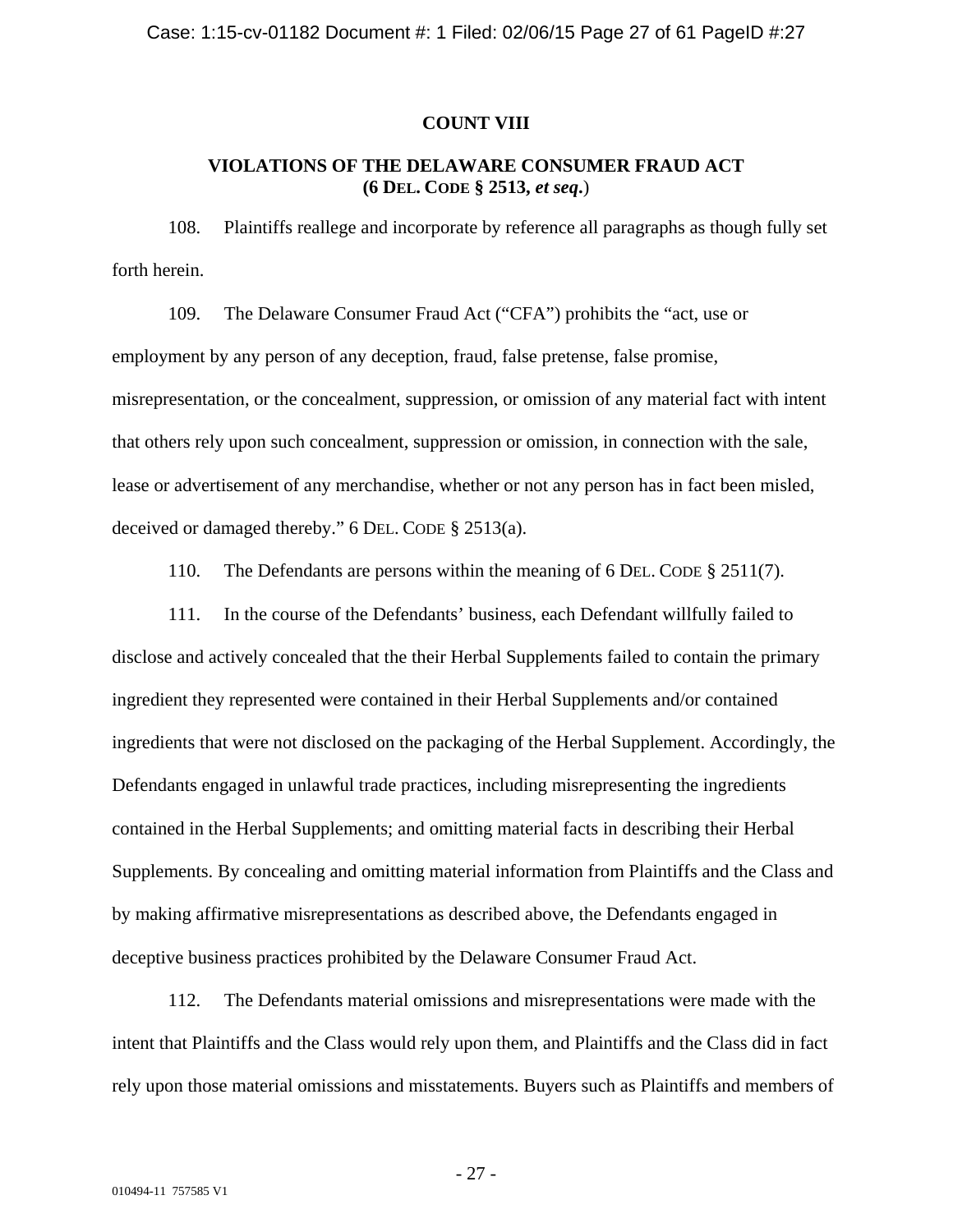**COUNT VIII**

**VIOLATIONS OF THE DELAWARE CONSUMER FRAUD ACT (6 DEL. CODE § 2513, *et seq*.)**

108. Plaintiffs reallege and incorporate by reference all paragraphs as though fully set forth herein.

109. The Delaware Consumer Fraud Act ("CFA") prohibits the "act, use or employment by any person of any deception, fraud, false pretense, false promise, misrepresentation, or the concealment, suppression, or omission of any material fact with intent that others rely upon such concealment, suppression or omission, in connection with the sale, lease or advertisement of any merchandise, whether or not any person has in fact been misled, deceived or damaged thereby." 6 DEL. CODE § 2513(a).

110. The Defendants are persons within the meaning of 6 DEL. CODE § 2511(7).

111. In the course of the Defendants' business, each Defendant willfully failed to disclose and actively concealed that the their Herbal Supplements failed to contain the primary ingredient they represented were contained in their Herbal Supplements and/or contained ingredients that were not disclosed on the packaging of the Herbal Supplement. Accordingly, the Defendants engaged in unlawful trade practices, including misrepresenting the ingredients contained in the Herbal Supplements; and omitting material facts in describing their Herbal Supplements. By concealing and omitting material information from Plaintiffs and the Class and by making affirmative misrepresentations as described above, the Defendants engaged in deceptive business practices prohibited by the Delaware Consumer Fraud Act.

112. The Defendants material omissions and misrepresentations were made with the intent that Plaintiffs and the Class would rely upon them, and Plaintiffs and the Class did in fact rely upon those material omissions and misstatements. Buyers such as Plaintiffs and members of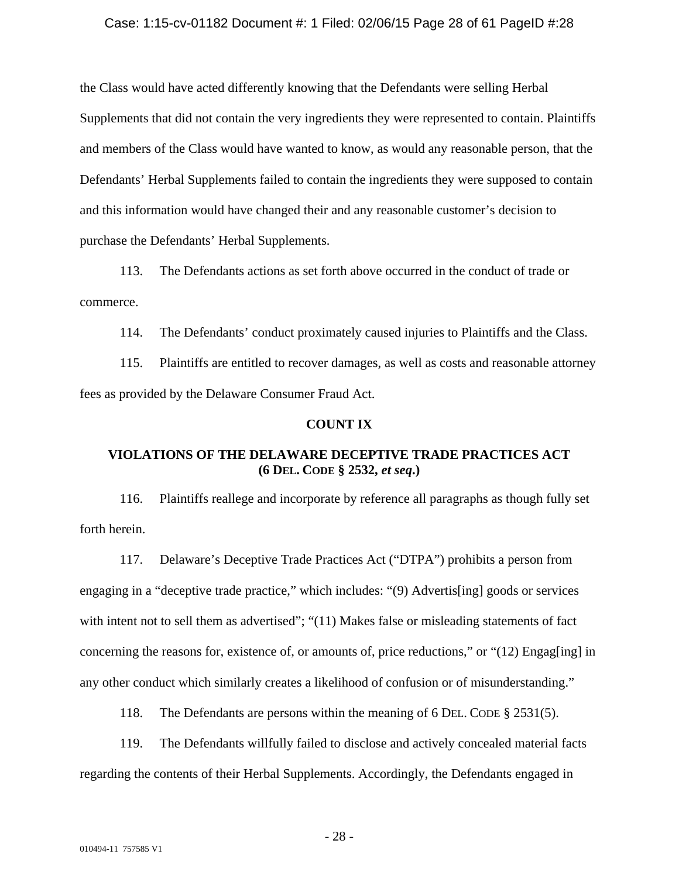the Class would have acted differently knowing that the Defendants were selling Herbal Supplements that did not contain the very ingredients they were represented to contain. Plaintiffs and members of the Class would have wanted to know, as would any reasonable person, that the Defendants' Herbal Supplements failed to contain the ingredients they were supposed to contain and this information would have changed their and any reasonable customer's decision to purchase the Defendants' Herbal Supplements.

113. The Defendants actions as set forth above occurred in the conduct of trade or commerce.

114. The Defendants' conduct proximately caused injuries to Plaintiffs and the Class.

115. Plaintiffs are entitled to recover damages, as well as costs and reasonable attorney fees as provided by the Delaware Consumer Fraud Act.

## COUNT IX

### VIOLATIONS OF THE DELAWARE DECEPTIVE TRADE PRACTICES ACT (6 DEL. CODE § 2532, *et seq*.)

116. Plaintiffs reallege and incorporate by reference all paragraphs as though fully set forth herein.

117. Delaware's Deceptive Trade Practices Act ("DTPA") prohibits a person from engaging in a "deceptive trade practice," which includes: "(9) Advertis[ing] goods or services with intent not to sell them as advertised"; "(11) Makes false or misleading statements of fact concerning the reasons for, existence of, or amounts of, price reductions," or "(12) Engag[ing] in any other conduct which similarly creates a likelihood of confusion or of misunderstanding."

118. The Defendants are persons within the meaning of 6 DEL. CODE § 2531(5).

119. The Defendants willfully failed to disclose and actively concealed material facts regarding the contents of their Herbal Supplements. Accordingly, the Defendants engaged in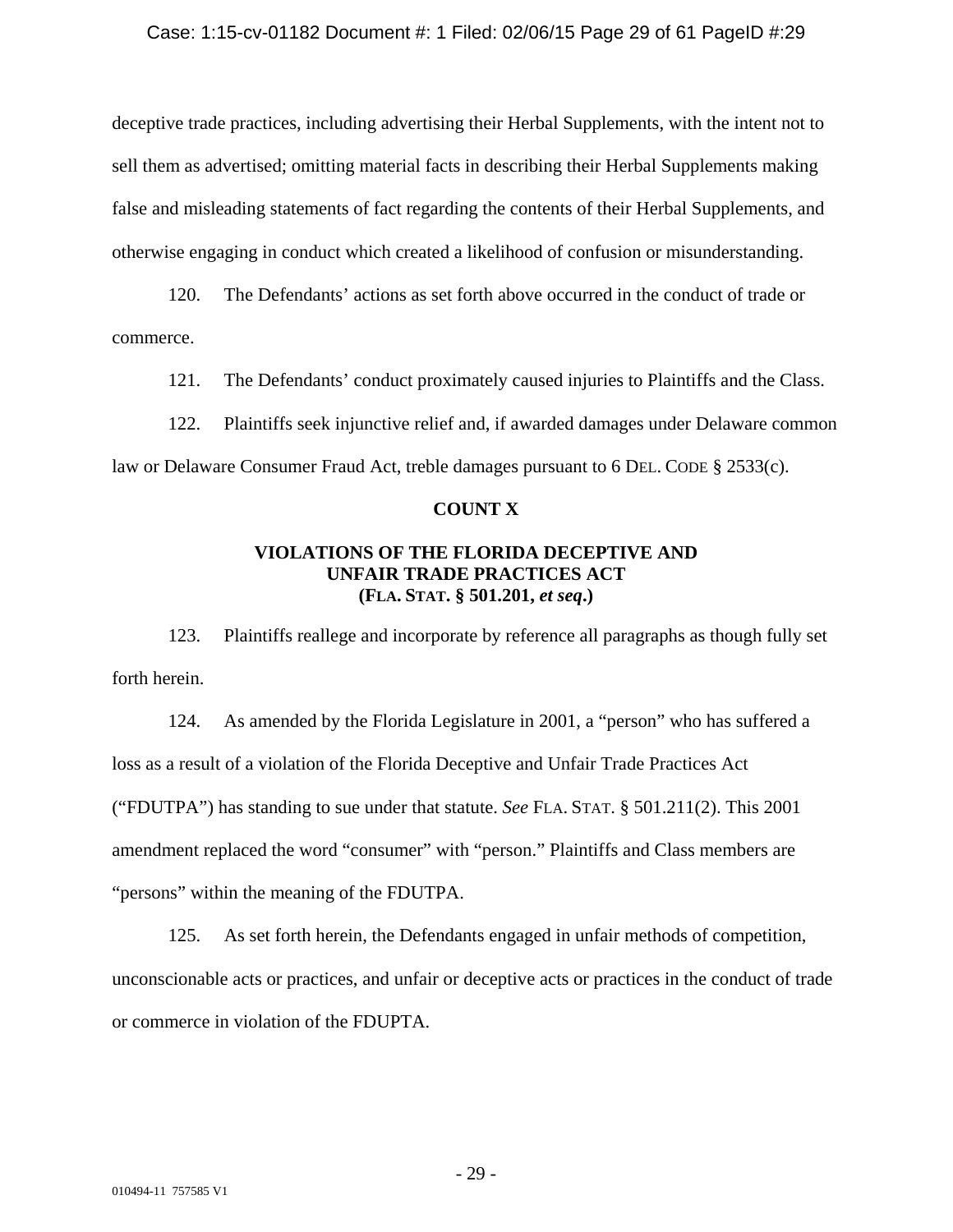deceptive trade practices, including advertising their Herbal Supplements, with the intent not to sell them as advertised; omitting material facts in describing their Herbal Supplements making false and misleading statements of fact regarding the contents of their Herbal Supplements, and otherwise engaging in conduct which created a likelihood of confusion or misunderstanding.

120. The Defendants' actions as set forth above occurred in the conduct of trade or commerce.

121. The Defendants' conduct proximately caused injuries to Plaintiffs and the Class.

122. Plaintiffs seek injunctive relief and, if awarded damages under Delaware common law or Delaware Consumer Fraud Act, treble damages pursuant to 6 DEL. CODE § 2533(c).

**COUNT X**

**VIOLATIONS OF THE FLORIDA DECEPTIVE AND UNFAIR TRADE PRACTICES ACT (FLA. STAT. § 501.201, *et seq*.)**

123. Plaintiffs reallege and incorporate by reference all paragraphs as though fully set forth herein.

124. As amended by the Florida Legislature in 2001, a "person" who has suffered a loss as a result of a violation of the Florida Deceptive and Unfair Trade Practices Act ("FDUTPA") has standing to sue under that statute. *See* FLA. STAT. § 501.211(2). This 2001 amendment replaced the word "consumer" with "person." Plaintiffs and Class members are "persons" within the meaning of the FDUTPA.

125. As set forth herein, the Defendants engaged in unfair methods of competition, unconscionable acts or practices, and unfair or deceptive acts or practices in the conduct of trade or commerce in violation of the FDUPTA.

010494-11 757585 V1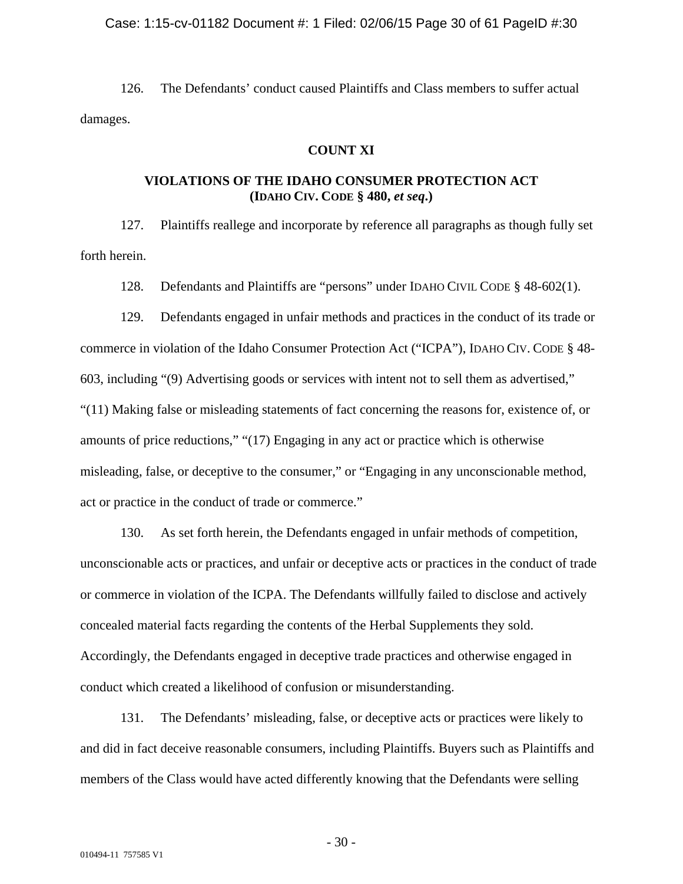126. The Defendants' conduct caused Plaintiffs and Class members to suffer actual damages.

**COUNT XI**

**VIOLATIONS OF THE IDAHO CONSUMER PROTECTION ACT (IDAHO CIV. CODE § 480, *et seq.*)**

127. Plaintiffs reallege and incorporate by reference all paragraphs as though fully set forth herein.

128. Defendants and Plaintiffs are "persons" under IDAHO CIVIL CODE § 48-602(1).

129. Defendants engaged in unfair methods and practices in the conduct of its trade or commerce in violation of the Idaho Consumer Protection Act ("ICPA"), IDAHO CIV. CODE § 48-603, including "(9) Advertising goods or services with intent not to sell them as advertised," "(11) Making false or misleading statements of fact concerning the reasons for, existence of, or amounts of price reductions," "(17) Engaging in any act or practice which is otherwise misleading, false, or deceptive to the consumer," or "Engaging in any unconscionable method, act or practice in the conduct of trade or commerce."

130. As set forth herein, the Defendants engaged in unfair methods of competition, unconscionable acts or practices, and unfair or deceptive acts or practices in the conduct of trade or commerce in violation of the ICPA. The Defendants willfully failed to disclose and actively concealed material facts regarding the contents of the Herbal Supplements they sold. Accordingly, the Defendants engaged in deceptive trade practices and otherwise engaged in conduct which created a likelihood of confusion or misunderstanding.

131. The Defendants' misleading, false, or deceptive acts or practices were likely to and did in fact deceive reasonable consumers, including Plaintiffs. Buyers such as Plaintiffs and members of the Class would have acted differently knowing that the Defendants were selling

010494-11 757585 V1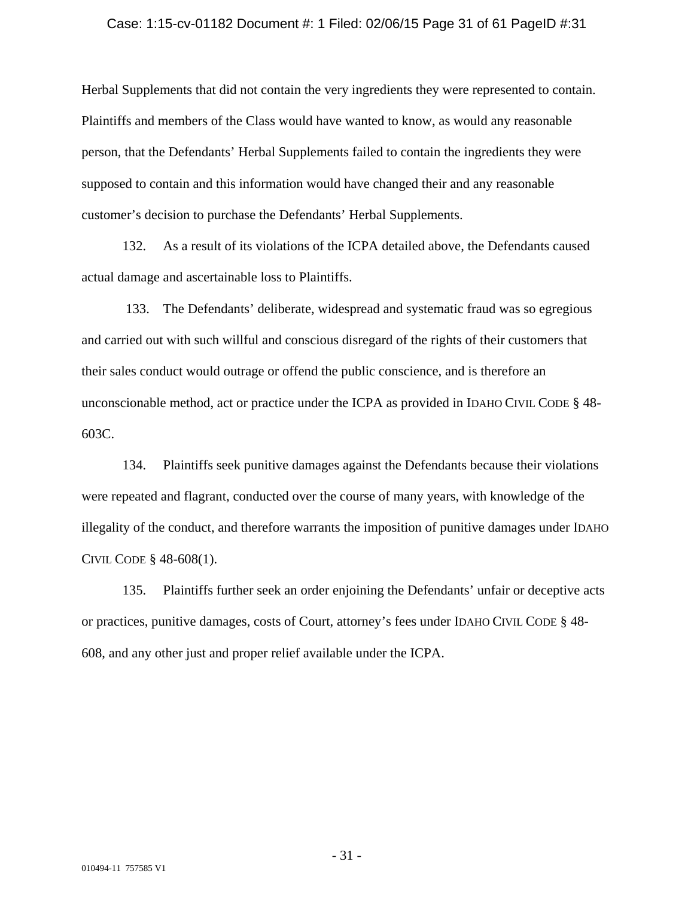Herbal Supplements that did not contain the very ingredients they were represented to contain. Plaintiffs and members of the Class would have wanted to know, as would any reasonable person, that the Defendants' Herbal Supplements failed to contain the ingredients they were supposed to contain and this information would have changed their and any reasonable customer's decision to purchase the Defendants' Herbal Supplements.

132. As a result of its violations of the ICPA detailed above, the Defendants caused actual damage and ascertainable loss to Plaintiffs.

133. The Defendants' deliberate, widespread and systematic fraud was so egregious and carried out with such willful and conscious disregard of the rights of their customers that their sales conduct would outrage or offend the public conscience, and is therefore an unconscionable method, act or practice under the ICPA as provided in IDAHO CIVIL CODE § 48-603C.

134. Plaintiffs seek punitive damages against the Defendants because their violations were repeated and flagrant, conducted over the course of many years, with knowledge of the illegality of the conduct, and therefore warrants the imposition of punitive damages under IDAHO CIVIL CODE § 48-608(1).

135. Plaintiffs further seek an order enjoining the Defendants' unfair or deceptive acts or practices, punitive damages, costs of Court, attorney's fees under IDAHO CIVIL CODE § 48-608, and any other just and proper relief available under the ICPA.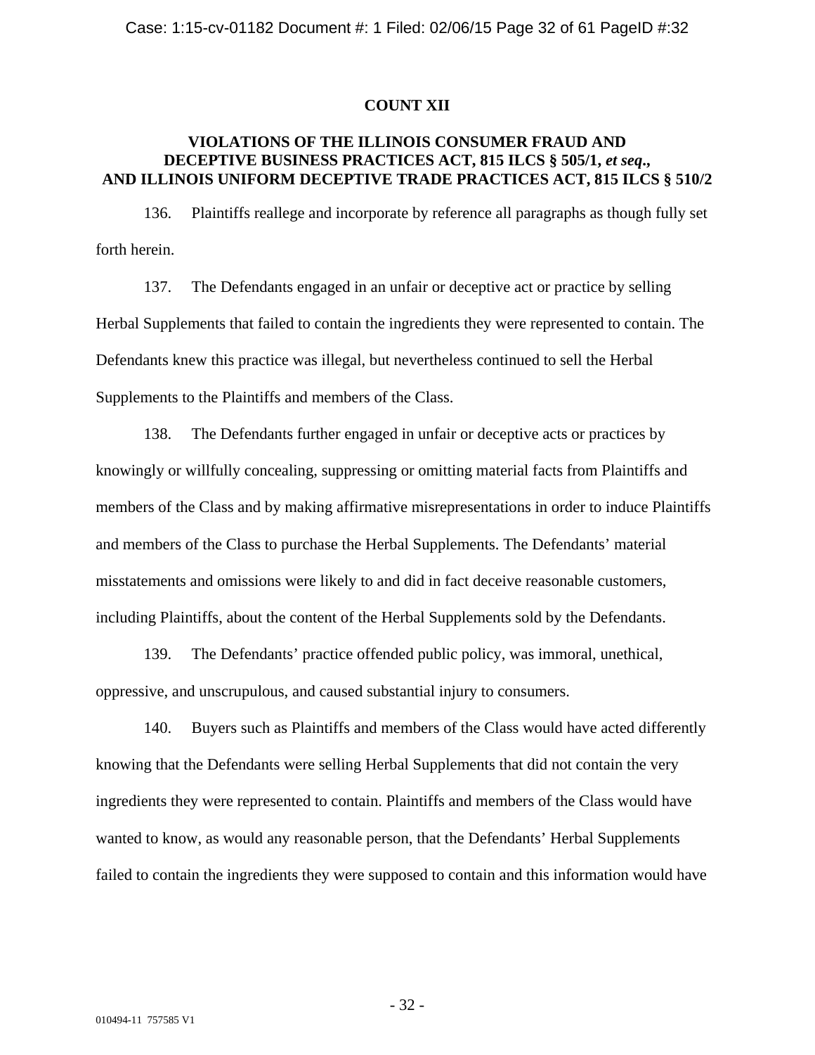## COUNT XII

### VIOLATIONS OF THE ILLINOIS CONSUMER FRAUD AND DECEPTIVE BUSINESS PRACTICES ACT, 815 ILCS § 505/1, *et seq*., AND ILLINOIS UNIFORM DECEPTIVE TRADE PRACTICES ACT, 815 ILCS § 510/2

136. Plaintiffs reallege and incorporate by reference all paragraphs as though fully set forth herein.

137. The Defendants engaged in an unfair or deceptive act or practice by selling Herbal Supplements that failed to contain the ingredients they were represented to contain. The Defendants knew this practice was illegal, but nevertheless continued to sell the Herbal Supplements to the Plaintiffs and members of the Class.

138. The Defendants further engaged in unfair or deceptive acts or practices by knowingly or willfully concealing, suppressing or omitting material facts from Plaintiffs and members of the Class and by making affirmative misrepresentations in order to induce Plaintiffs and members of the Class to purchase the Herbal Supplements. The Defendants' material misstatements and omissions were likely to and did in fact deceive reasonable customers, including Plaintiffs, about the content of the Herbal Supplements sold by the Defendants.

139. The Defendants' practice offended public policy, was immoral, unethical, oppressive, and unscrupulous, and caused substantial injury to consumers.

140. Buyers such as Plaintiffs and members of the Class would have acted differently knowing that the Defendants were selling Herbal Supplements that did not contain the very ingredients they were represented to contain. Plaintiffs and members of the Class would have wanted to know, as would any reasonable person, that the Defendants' Herbal Supplements failed to contain the ingredients they were supposed to contain and this information would have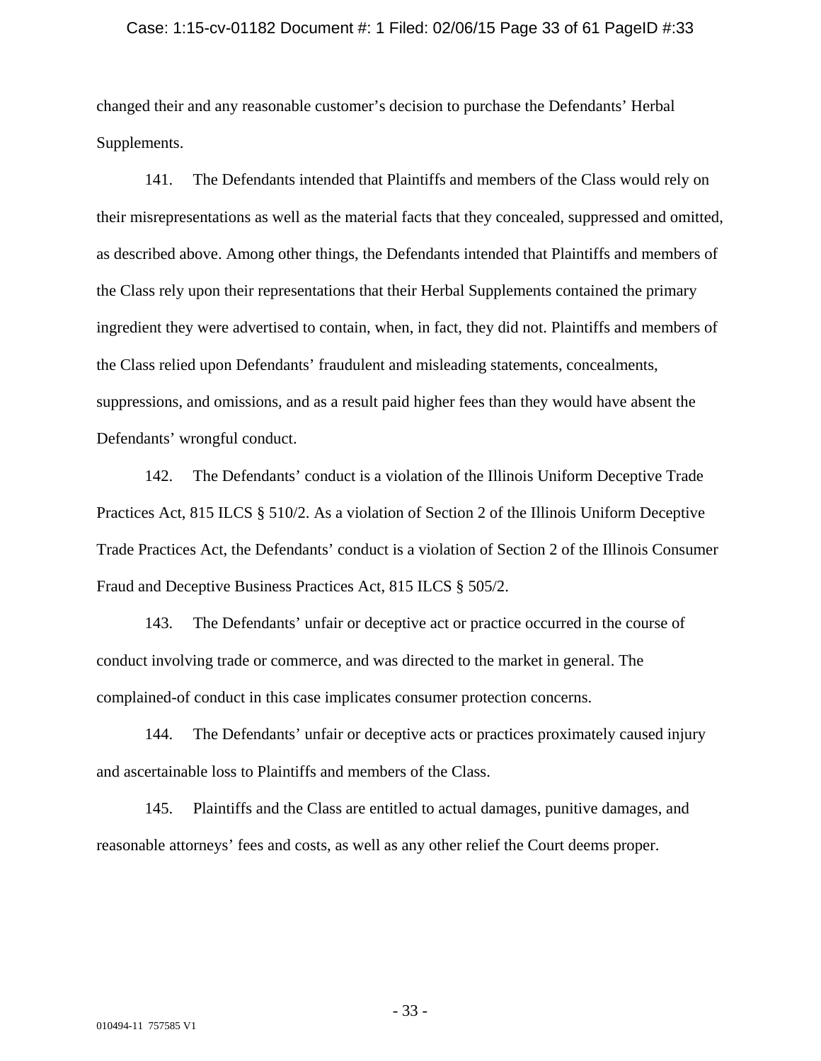changed their and any reasonable customer's decision to purchase the Defendants' Herbal Supplements.

141. The Defendants intended that Plaintiffs and members of the Class would rely on their misrepresentations as well as the material facts that they concealed, suppressed and omitted, as described above. Among other things, the Defendants intended that Plaintiffs and members of the Class rely upon their representations that their Herbal Supplements contained the primary ingredient they were advertised to contain, when, in fact, they did not. Plaintiffs and members of the Class relied upon Defendants' fraudulent and misleading statements, concealments, suppressions, and omissions, and as a result paid higher fees than they would have absent the Defendants' wrongful conduct.

142. The Defendants' conduct is a violation of the Illinois Uniform Deceptive Trade Practices Act, 815 ILCS § 510/2. As a violation of Section 2 of the Illinois Uniform Deceptive Trade Practices Act, the Defendants' conduct is a violation of Section 2 of the Illinois Consumer Fraud and Deceptive Business Practices Act, 815 ILCS § 505/2.

143. The Defendants' unfair or deceptive act or practice occurred in the course of conduct involving trade or commerce, and was directed to the market in general. The complained-of conduct in this case implicates consumer protection concerns.

144. The Defendants' unfair or deceptive acts or practices proximately caused injury and ascertainable loss to Plaintiffs and members of the Class.

145. Plaintiffs and the Class are entitled to actual damages, punitive damages, and reasonable attorneys' fees and costs, as well as any other relief the Court deems proper.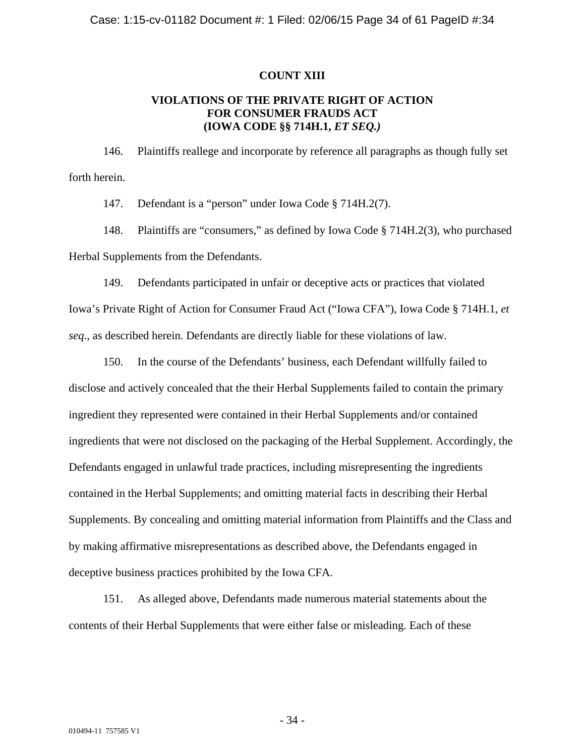**COUNT XIII**

**VIOLATIONS OF THE PRIVATE RIGHT OF ACTION FOR CONSUMER FRAUDS ACT (IOWA CODE §§ 714H.1, *ET SEQ.)***

146. Plaintiffs reallege and incorporate by reference all paragraphs as though fully set forth herein.

147. Defendant is a "person" under Iowa Code § 714H.2(7).

148. Plaintiffs are "consumers," as defined by Iowa Code § 714H.2(3), who purchased Herbal Supplements from the Defendants.

149. Defendants participated in unfair or deceptive acts or practices that violated Iowa's Private Right of Action for Consumer Fraud Act ("Iowa CFA"), Iowa Code § 714H.1, *et seq.*, as described herein. Defendants are directly liable for these violations of law.

150. In the course of the Defendants' business, each Defendant willfully failed to disclose and actively concealed that the their Herbal Supplements failed to contain the primary ingredient they represented were contained in their Herbal Supplements and/or contained ingredients that were not disclosed on the packaging of the Herbal Supplement. Accordingly, the Defendants engaged in unlawful trade practices, including misrepresenting the ingredients contained in the Herbal Supplements; and omitting material facts in describing their Herbal Supplements. By concealing and omitting material information from Plaintiffs and the Class and by making affirmative misrepresentations as described above, the Defendants engaged in deceptive business practices prohibited by the Iowa CFA.

151. As alleged above, Defendants made numerous material statements about the contents of their Herbal Supplements that were either false or misleading. Each of these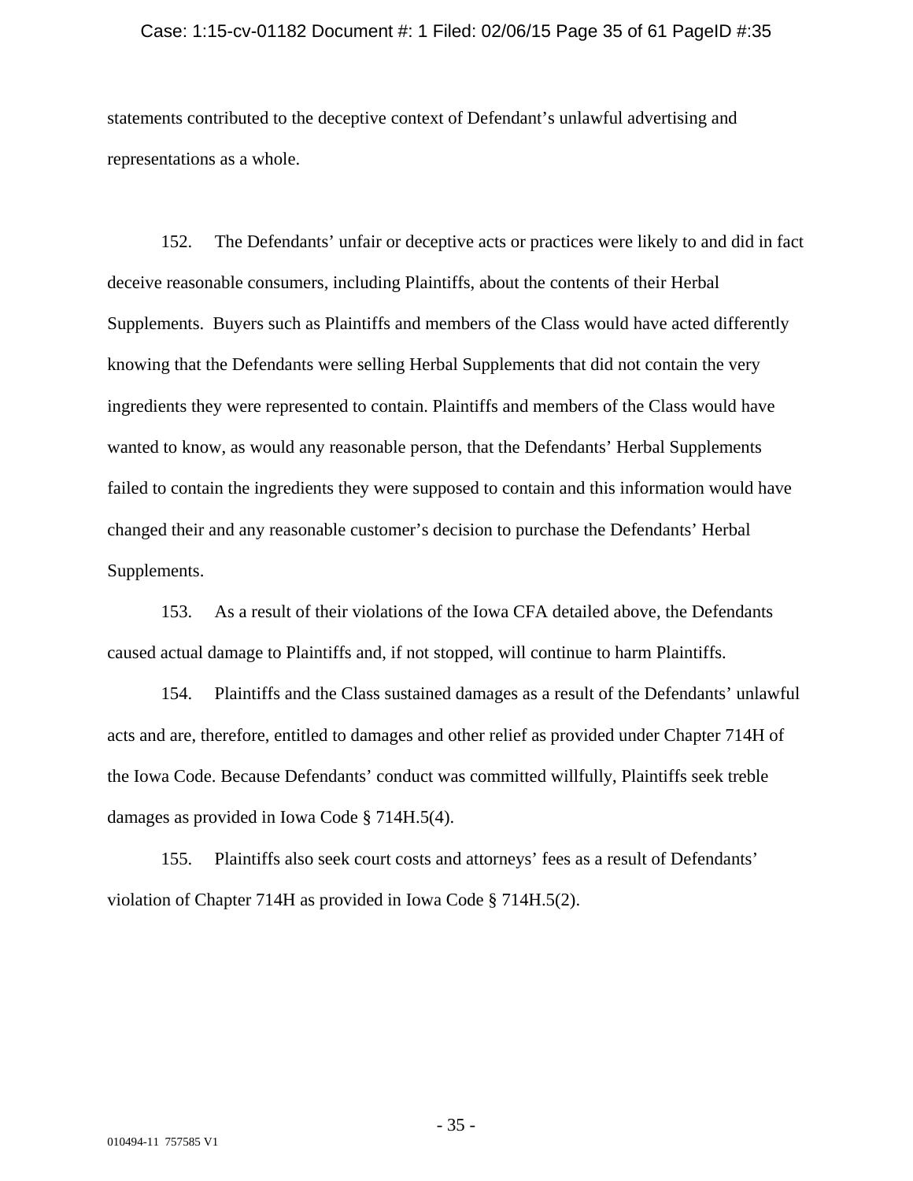statements contributed to the deceptive context of Defendant's unlawful advertising and representations as a whole.

152. The Defendants' unfair or deceptive acts or practices were likely to and did in fact deceive reasonable consumers, including Plaintiffs, about the contents of their Herbal Supplements. Buyers such as Plaintiffs and members of the Class would have acted differently knowing that the Defendants were selling Herbal Supplements that did not contain the very ingredients they were represented to contain. Plaintiffs and members of the Class would have wanted to know, as would any reasonable person, that the Defendants' Herbal Supplements failed to contain the ingredients they were supposed to contain and this information would have changed their and any reasonable customer's decision to purchase the Defendants' Herbal Supplements.

153. As a result of their violations of the Iowa CFA detailed above, the Defendants caused actual damage to Plaintiffs and, if not stopped, will continue to harm Plaintiffs.

154. Plaintiffs and the Class sustained damages as a result of the Defendants' unlawful acts and are, therefore, entitled to damages and other relief as provided under Chapter 714H of the Iowa Code. Because Defendants' conduct was committed willfully, Plaintiffs seek treble damages as provided in Iowa Code § 714H.5(4).

155. Plaintiffs also seek court costs and attorneys' fees as a result of Defendants' violation of Chapter 714H as provided in Iowa Code § 714H.5(2).

010494-11 757585 V1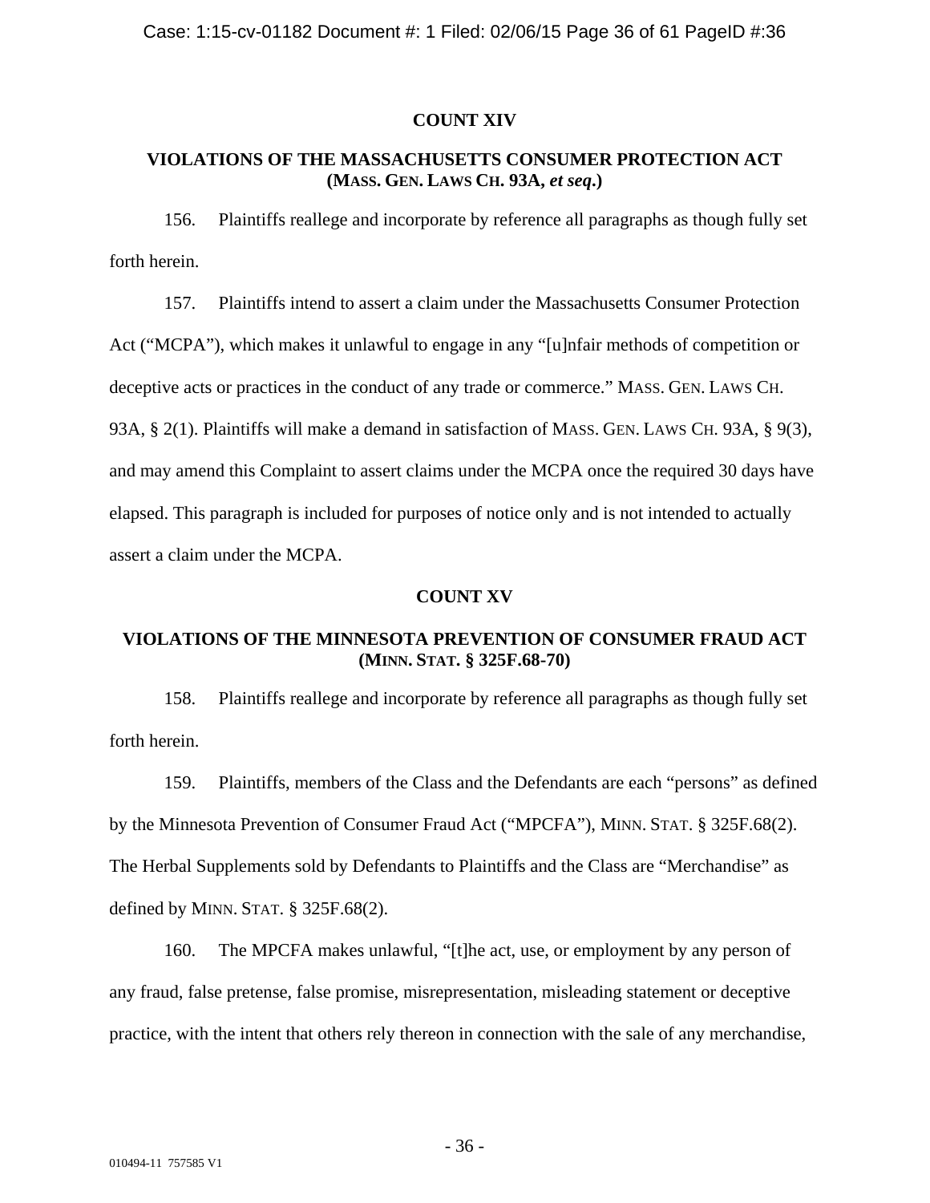**COUNT XIV**

**VIOLATIONS OF THE MASSACHUSETTS CONSUMER PROTECTION ACT (MASS. GEN. LAWS CH. 93A, *et seq.*)**

156. Plaintiffs reallege and incorporate by reference all paragraphs as though fully set forth herein.

157. Plaintiffs intend to assert a claim under the Massachusetts Consumer Protection Act ("MCPA"), which makes it unlawful to engage in any "[u]nfair methods of competition or deceptive acts or practices in the conduct of any trade or commerce." MASS. GEN. LAWS CH. 93A, § 2(1). Plaintiffs will make a demand in satisfaction of MASS. GEN. LAWS CH. 93A, § 9(3), and may amend this Complaint to assert claims under the MCPA once the required 30 days have elapsed. This paragraph is included for purposes of notice only and is not intended to actually assert a claim under the MCPA.

**COUNT XV**

**VIOLATIONS OF THE MINNESOTA PREVENTION OF CONSUMER FRAUD ACT (MINN. STAT. § 325F.68-70)**

158. Plaintiffs reallege and incorporate by reference all paragraphs as though fully set forth herein.

159. Plaintiffs, members of the Class and the Defendants are each "persons" as defined by the Minnesota Prevention of Consumer Fraud Act ("MPCFA"), MINN. STAT. § 325F.68(2). The Herbal Supplements sold by Defendants to Plaintiffs and the Class are "Merchandise" as defined by MINN. STAT. § 325F.68(2).

160. The MPCFA makes unlawful, "[t]he act, use, or employment by any person of any fraud, false pretense, false promise, misrepresentation, misleading statement or deceptive practice, with the intent that others rely thereon in connection with the sale of any merchandise,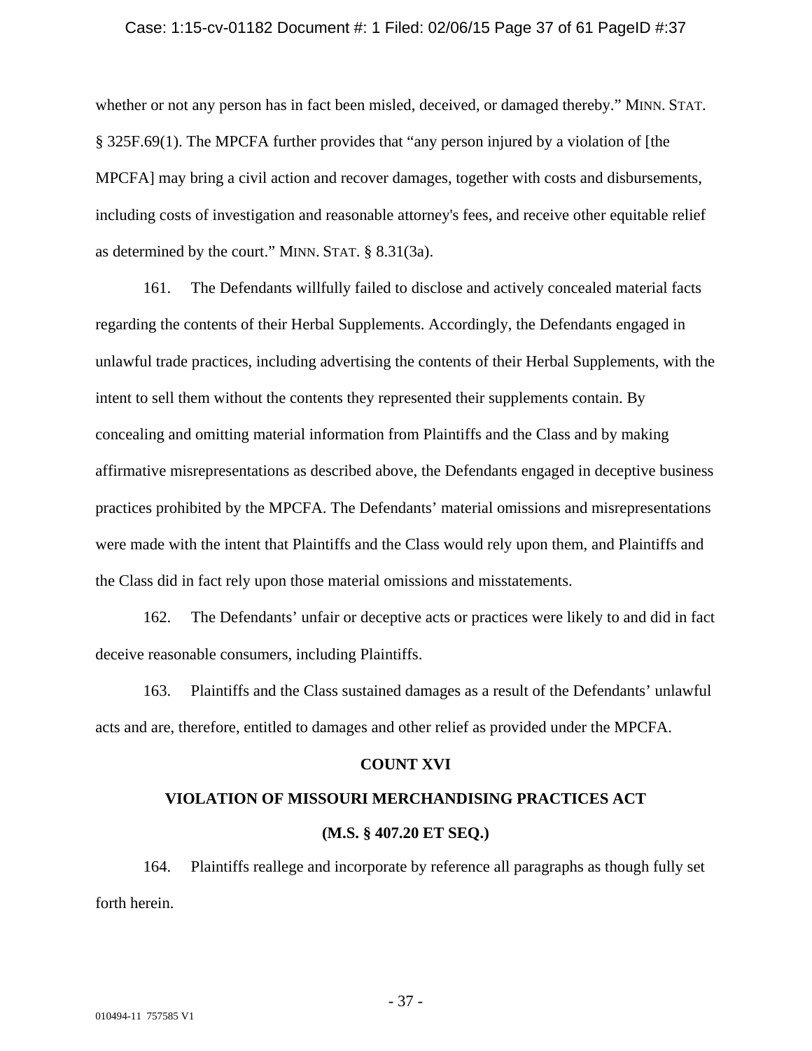whether or not any person has in fact been misled, deceived, or damaged thereby." MINN. STAT. § 325F.69(1). The MPCFA further provides that "any person injured by a violation of [the MPCFA] may bring a civil action and recover damages, together with costs and disbursements, including costs of investigation and reasonable attorney's fees, and receive other equitable relief as determined by the court." MINN. STAT. § 8.31(3a).

161. The Defendants willfully failed to disclose and actively concealed material facts regarding the contents of their Herbal Supplements. Accordingly, the Defendants engaged in unlawful trade practices, including advertising the contents of their Herbal Supplements, with the intent to sell them without the contents they represented their supplements contain. By concealing and omitting material information from Plaintiffs and the Class and by making affirmative misrepresentations as described above, the Defendants engaged in deceptive business practices prohibited by the MPCFA. The Defendants' material omissions and misrepresentations were made with the intent that Plaintiffs and the Class would rely upon them, and Plaintiffs and the Class did in fact rely upon those material omissions and misstatements.

162. The Defendants' unfair or deceptive acts or practices were likely to and did in fact deceive reasonable consumers, including Plaintiffs.

163. Plaintiffs and the Class sustained damages as a result of the Defendants' unlawful acts and are, therefore, entitled to damages and other relief as provided under the MPCFA.

## COUNT XVI

## VIOLATION OF MISSOURI MERCHANDISING PRACTICES ACT

## (M.S. § 407.20 ET SEQ.)

164. Plaintiffs reallege and incorporate by reference all paragraphs as though fully set forth herein.

010494-11 757585 V1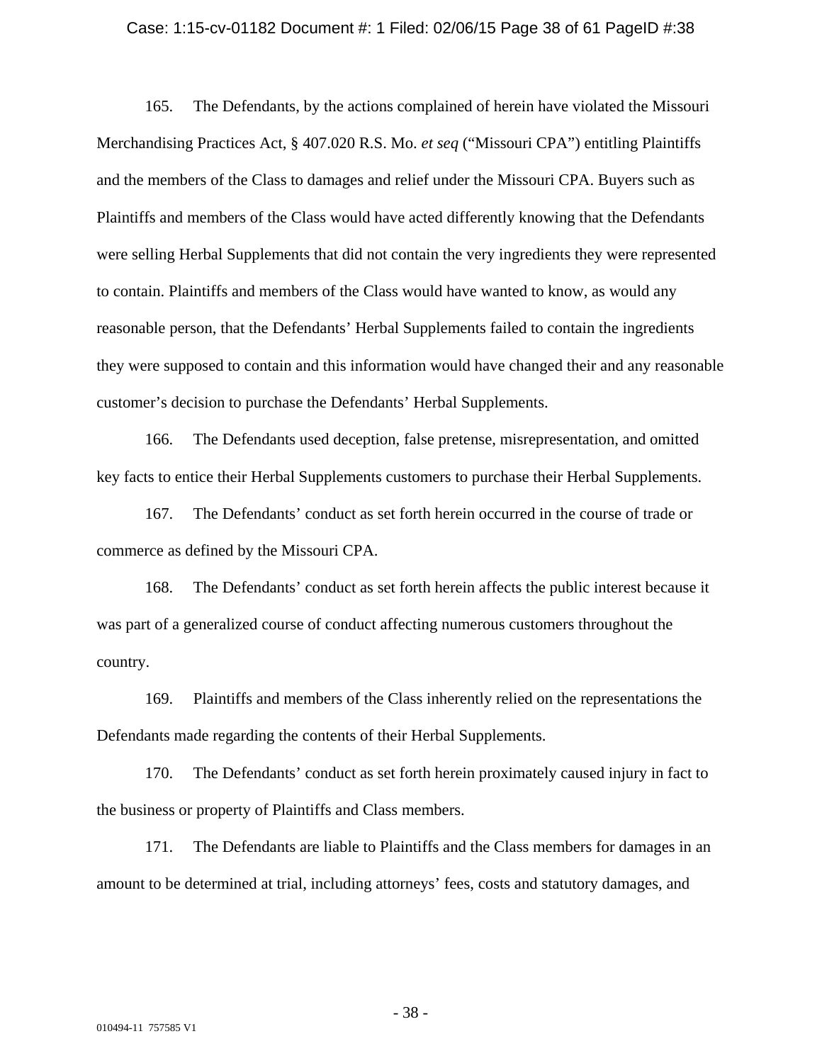165. The Defendants, by the actions complained of herein have violated the Missouri Merchandising Practices Act, § 407.020 R.S. Mo. *et seq* ("Missouri CPA") entitling Plaintiffs and the members of the Class to damages and relief under the Missouri CPA. Buyers such as Plaintiffs and members of the Class would have acted differently knowing that the Defendants were selling Herbal Supplements that did not contain the very ingredients they were represented to contain. Plaintiffs and members of the Class would have wanted to know, as would any reasonable person, that the Defendants' Herbal Supplements failed to contain the ingredients they were supposed to contain and this information would have changed their and any reasonable customer's decision to purchase the Defendants' Herbal Supplements.

166. The Defendants used deception, false pretense, misrepresentation, and omitted key facts to entice their Herbal Supplements customers to purchase their Herbal Supplements.

167. The Defendants' conduct as set forth herein occurred in the course of trade or commerce as defined by the Missouri CPA.

168. The Defendants' conduct as set forth herein affects the public interest because it was part of a generalized course of conduct affecting numerous customers throughout the country.

169. Plaintiffs and members of the Class inherently relied on the representations the Defendants made regarding the contents of their Herbal Supplements.

170. The Defendants' conduct as set forth herein proximately caused injury in fact to the business or property of Plaintiffs and Class members.

171. The Defendants are liable to Plaintiffs and the Class members for damages in an amount to be determined at trial, including attorneys' fees, costs and statutory damages, and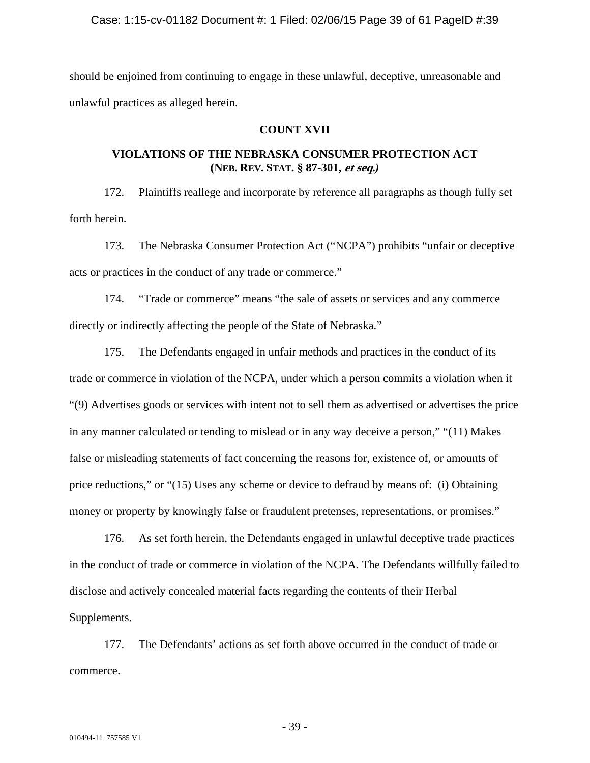should be enjoined from continuing to engage in these unlawful, deceptive, unreasonable and unlawful practices as alleged herein.

## COUNT XVII

## VIOLATIONS OF THE NEBRASKA CONSUMER PROTECTION ACT (NEB. REV. STAT. § 87-301, *et seq.*)

172. Plaintiffs reallege and incorporate by reference all paragraphs as though fully set forth herein.

173. The Nebraska Consumer Protection Act ("NCPA") prohibits "unfair or deceptive acts or practices in the conduct of any trade or commerce."

174. "Trade or commerce" means "the sale of assets or services and any commerce directly or indirectly affecting the people of the State of Nebraska."

175. The Defendants engaged in unfair methods and practices in the conduct of its trade or commerce in violation of the NCPA, under which a person commits a violation when it "(9) Advertises goods or services with intent not to sell them as advertised or advertises the price in any manner calculated or tending to mislead or in any way deceive a person," "(11) Makes false or misleading statements of fact concerning the reasons for, existence of, or amounts of price reductions," or "(15) Uses any scheme or device to defraud by means of: (i) Obtaining money or property by knowingly false or fraudulent pretenses, representations, or promises."

176. As set forth herein, the Defendants engaged in unlawful deceptive trade practices in the conduct of trade or commerce in violation of the NCPA. The Defendants willfully failed to disclose and actively concealed material facts regarding the contents of their Herbal Supplements.

177. The Defendants' actions as set forth above occurred in the conduct of trade or commerce.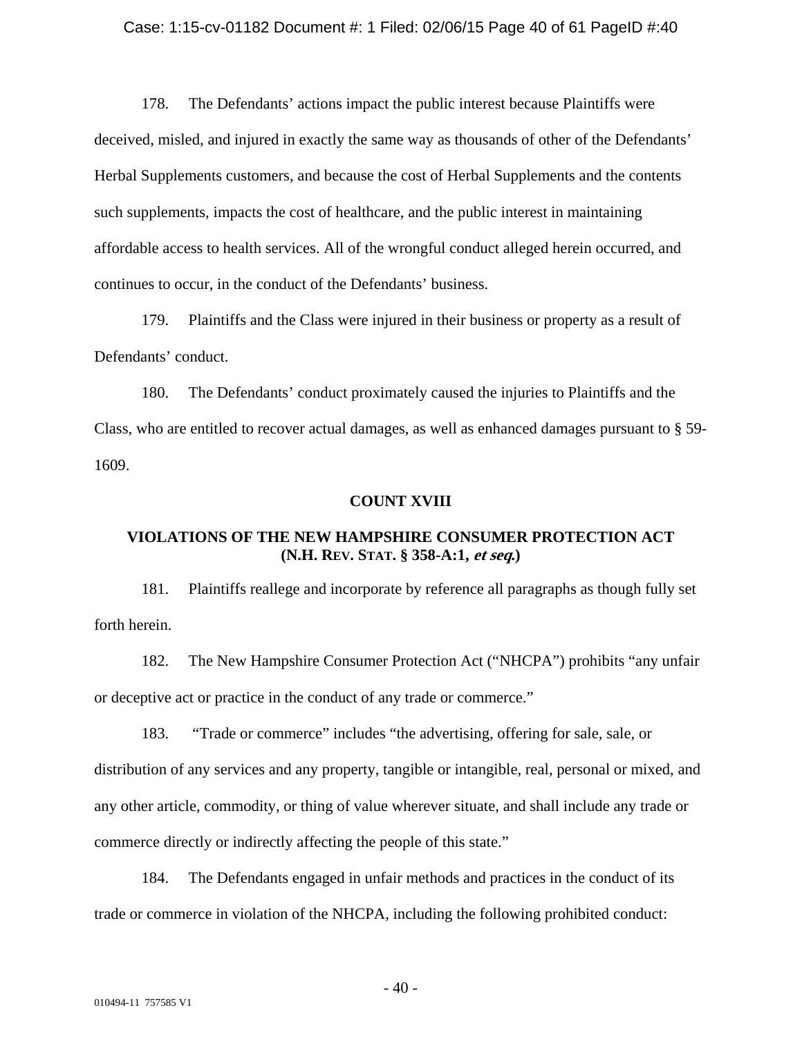178. The Defendants' actions impact the public interest because Plaintiffs were deceived, misled, and injured in exactly the same way as thousands of other of the Defendants' Herbal Supplements customers, and because the cost of Herbal Supplements and the contents such supplements, impacts the cost of healthcare, and the public interest in maintaining affordable access to health services. All of the wrongful conduct alleged herein occurred, and continues to occur, in the conduct of the Defendants' business.

179. Plaintiffs and the Class were injured in their business or property as a result of Defendants' conduct.

180. The Defendants' conduct proximately caused the injuries to Plaintiffs and the Class, who are entitled to recover actual damages, as well as enhanced damages pursuant to § 59-1609.

**COUNT XVIII**

**VIOLATIONS OF THE NEW HAMPSHIRE CONSUMER PROTECTION ACT (N.H. REV. STAT. § 358-A:1, *et seq.*)**

181. Plaintiffs reallege and incorporate by reference all paragraphs as though fully set forth herein.

182. The New Hampshire Consumer Protection Act ("NHCPA") prohibits "any unfair or deceptive act or practice in the conduct of any trade or commerce."

183. "Trade or commerce" includes "the advertising, offering for sale, sale, or distribution of any services and any property, tangible or intangible, real, personal or mixed, and any other article, commodity, or thing of value wherever situate, and shall include any trade or commerce directly or indirectly affecting the people of this state."

184. The Defendants engaged in unfair methods and practices in the conduct of its trade or commerce in violation of the NHCPA, including the following prohibited conduct: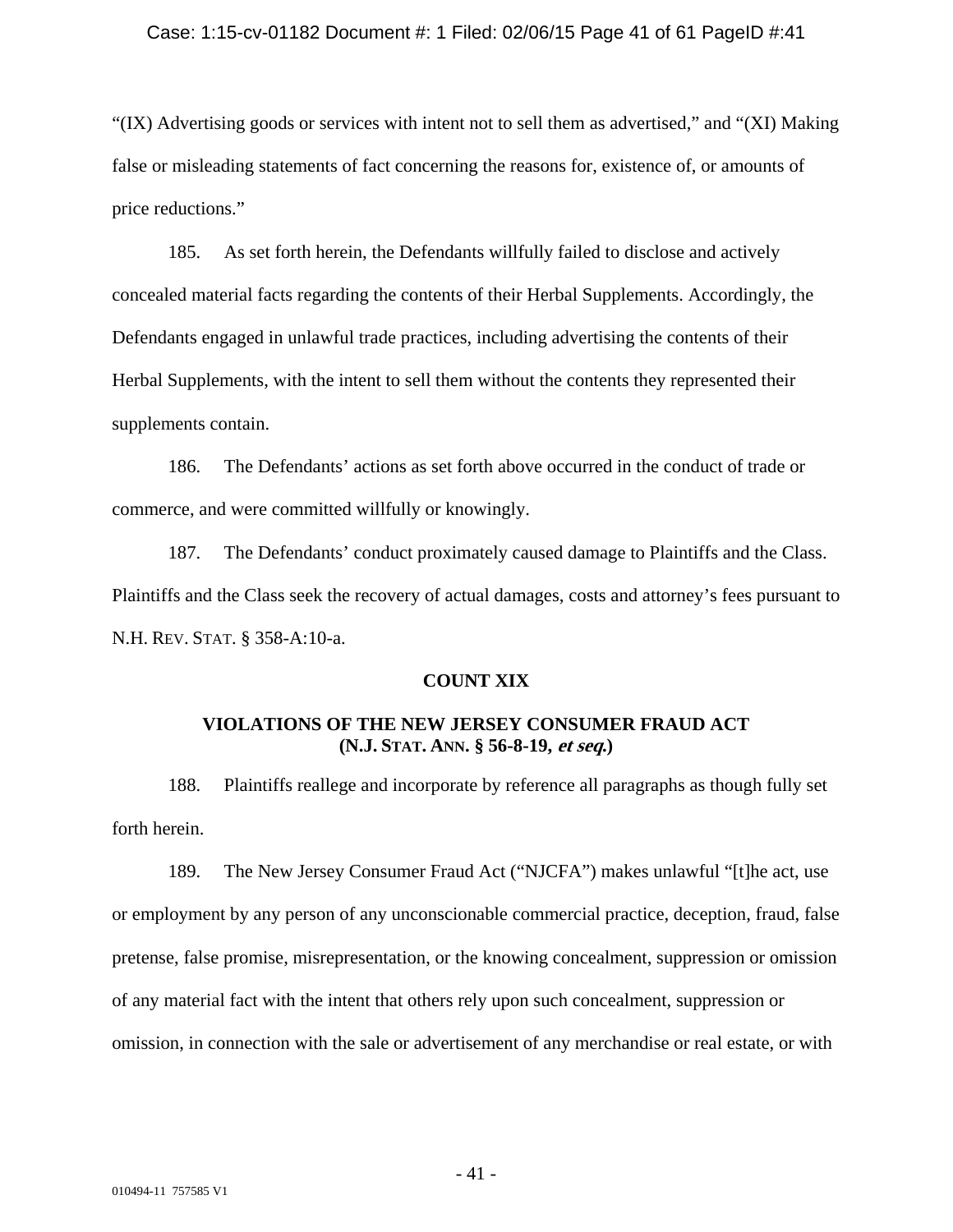"(IX) Advertising goods or services with intent not to sell them as advertised," and "(XI) Making false or misleading statements of fact concerning the reasons for, existence of, or amounts of price reductions."

185. As set forth herein, the Defendants willfully failed to disclose and actively concealed material facts regarding the contents of their Herbal Supplements. Accordingly, the Defendants engaged in unlawful trade practices, including advertising the contents of their Herbal Supplements, with the intent to sell them without the contents they represented their supplements contain.

186. The Defendants' actions as set forth above occurred in the conduct of trade or commerce, and were committed willfully or knowingly.

187. The Defendants' conduct proximately caused damage to Plaintiffs and the Class. Plaintiffs and the Class seek the recovery of actual damages, costs and attorney's fees pursuant to N.H. REV. STAT. § 358-A:10-a.

**COUNT XIX**

**VIOLATIONS OF THE NEW JERSEY CONSUMER FRAUD ACT (N.J. STAT. ANN. § 56-8-19, *et seq.*)**

188. Plaintiffs reallege and incorporate by reference all paragraphs as though fully set forth herein.

189. The New Jersey Consumer Fraud Act ("NJCFA") makes unlawful "[t]he act, use or employment by any person of any unconscionable commercial practice, deception, fraud, false pretense, false promise, misrepresentation, or the knowing concealment, suppression or omission of any material fact with the intent that others rely upon such concealment, suppression or omission, in connection with the sale or advertisement of any merchandise or real estate, or with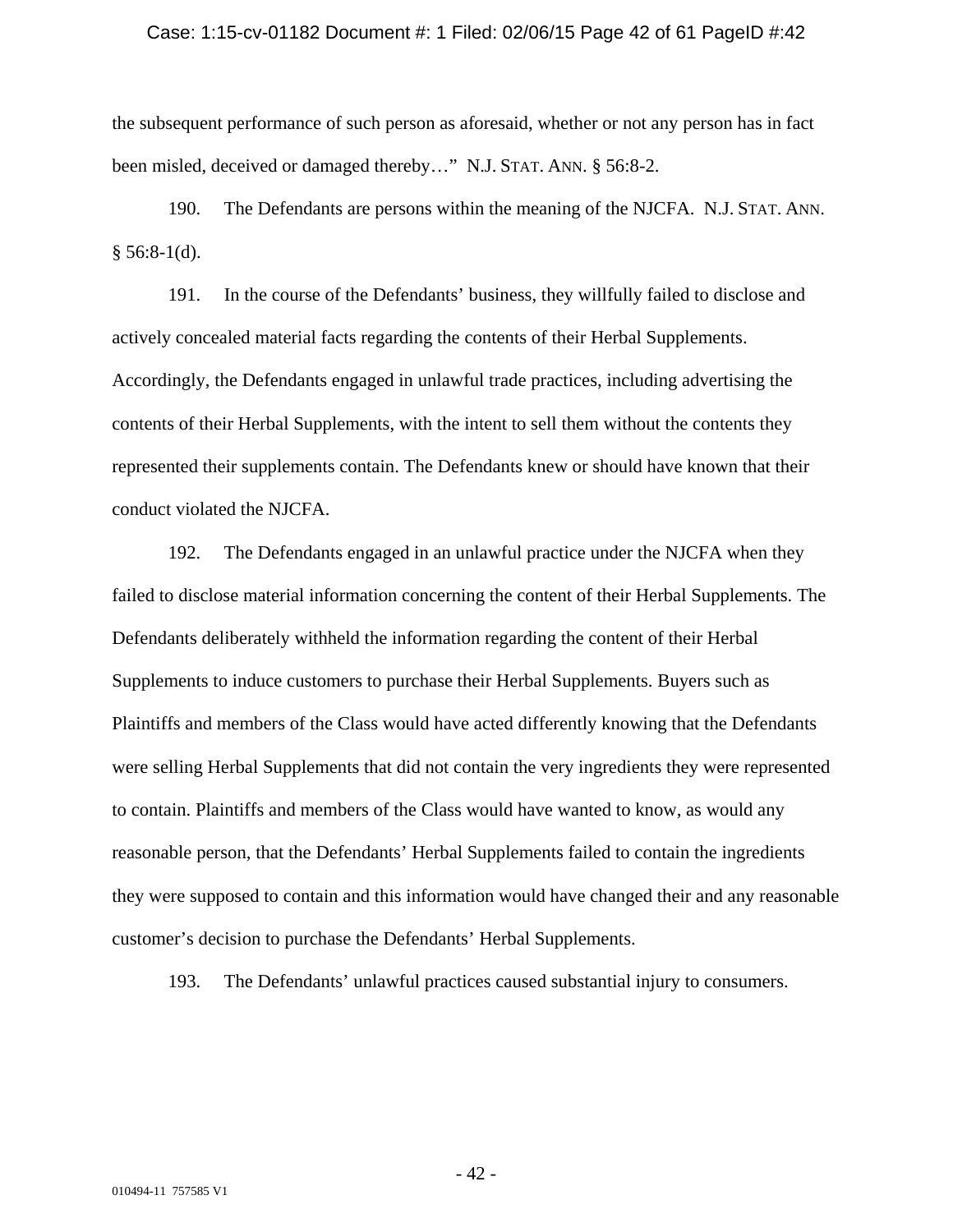the subsequent performance of such person as aforesaid, whether or not any person has in fact been misled, deceived or damaged thereby…" N.J. STAT. ANN. § 56:8-2.

190. The Defendants are persons within the meaning of the NJCFA. N.J. STAT. ANN. § 56:8-1(d).

191. In the course of the Defendants' business, they willfully failed to disclose and actively concealed material facts regarding the contents of their Herbal Supplements. Accordingly, the Defendants engaged in unlawful trade practices, including advertising the contents of their Herbal Supplements, with the intent to sell them without the contents they represented their supplements contain. The Defendants knew or should have known that their conduct violated the NJCFA.

192. The Defendants engaged in an unlawful practice under the NJCFA when they failed to disclose material information concerning the content of their Herbal Supplements. The Defendants deliberately withheld the information regarding the content of their Herbal Supplements to induce customers to purchase their Herbal Supplements. Buyers such as Plaintiffs and members of the Class would have acted differently knowing that the Defendants were selling Herbal Supplements that did not contain the very ingredients they were represented to contain. Plaintiffs and members of the Class would have wanted to know, as would any reasonable person, that the Defendants' Herbal Supplements failed to contain the ingredients they were supposed to contain and this information would have changed their and any reasonable customer's decision to purchase the Defendants' Herbal Supplements.

193. The Defendants' unlawful practices caused substantial injury to consumers.

010494-11 757585 V1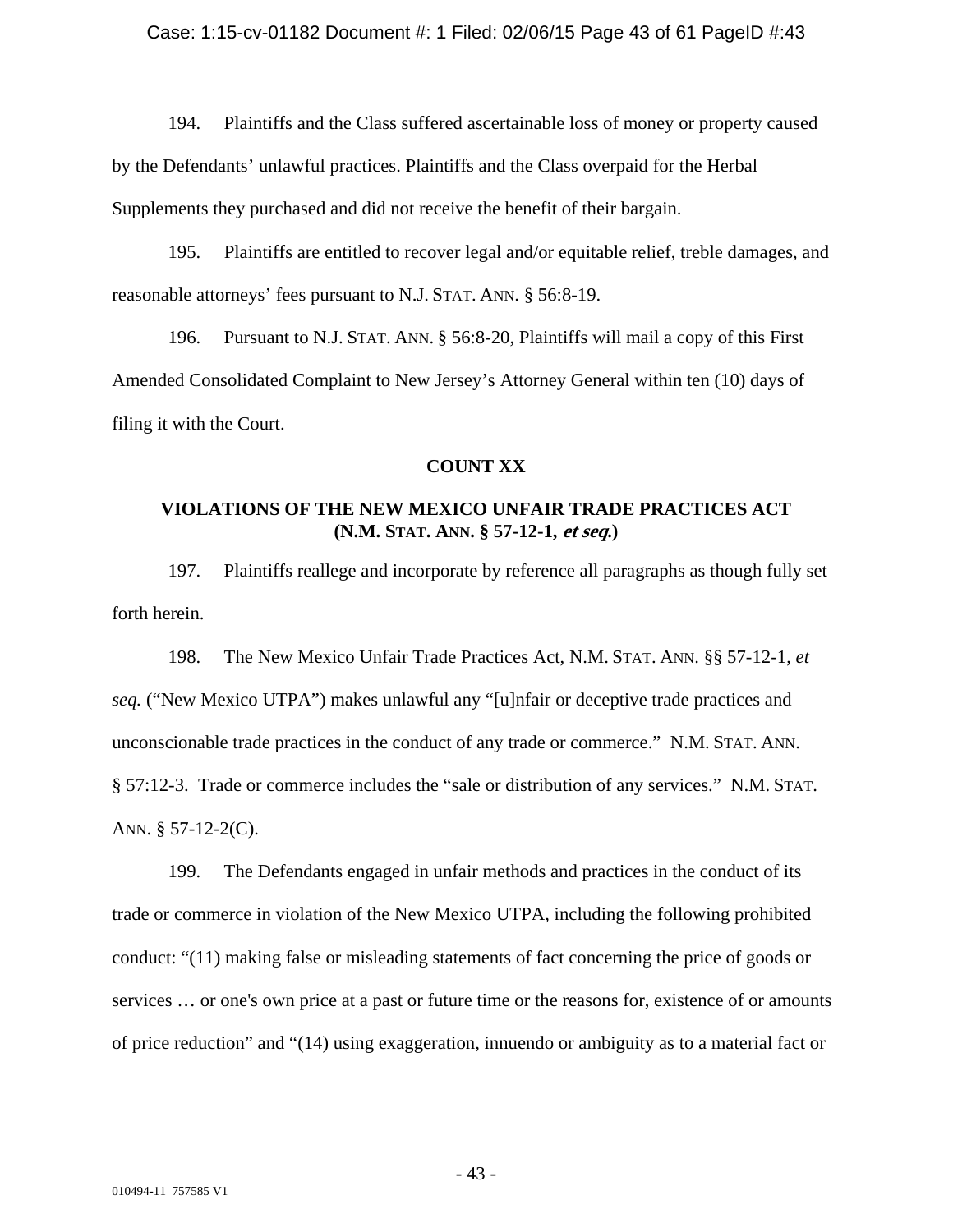194. Plaintiffs and the Class suffered ascertainable loss of money or property caused by the Defendants' unlawful practices. Plaintiffs and the Class overpaid for the Herbal Supplements they purchased and did not receive the benefit of their bargain.

195. Plaintiffs are entitled to recover legal and/or equitable relief, treble damages, and reasonable attorneys' fees pursuant to N.J. STAT. ANN. § 56:8-19.

196. Pursuant to N.J. STAT. ANN. § 56:8-20, Plaintiffs will mail a copy of this First Amended Consolidated Complaint to New Jersey's Attorney General within ten (10) days of filing it with the Court.

**COUNT XX**

**VIOLATIONS OF THE NEW MEXICO UNFAIR TRADE PRACTICES ACT (N.M. STAT. ANN. § 57-12-1, *et seq.*)**

197. Plaintiffs reallege and incorporate by reference all paragraphs as though fully set forth herein.

198. The New Mexico Unfair Trade Practices Act, N.M. STAT. ANN. §§ 57-12-1, *et seq.* ("New Mexico UTPA") makes unlawful any "[u]nfair or deceptive trade practices and unconscionable trade practices in the conduct of any trade or commerce." N.M. STAT. ANN. § 57:12-3. Trade or commerce includes the "sale or distribution of any services." N.M. STAT. ANN. § 57-12-2(C).

199. The Defendants engaged in unfair methods and practices in the conduct of its trade or commerce in violation of the New Mexico UTPA, including the following prohibited conduct: "(11) making false or misleading statements of fact concerning the price of goods or services … or one's own price at a past or future time or the reasons for, existence of or amounts of price reduction" and "(14) using exaggeration, innuendo or ambiguity as to a material fact or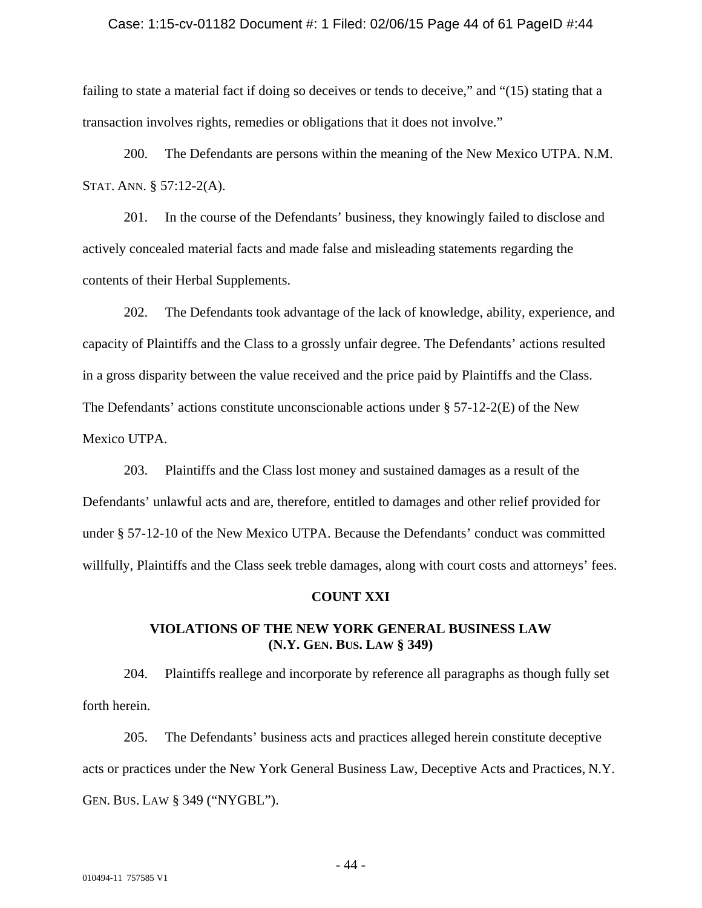failing to state a material fact if doing so deceives or tends to deceive," and "(15) stating that a transaction involves rights, remedies or obligations that it does not involve."

200. The Defendants are persons within the meaning of the New Mexico UTPA. N.M. STAT. ANN. § 57:12-2(A).

201. In the course of the Defendants' business, they knowingly failed to disclose and actively concealed material facts and made false and misleading statements regarding the contents of their Herbal Supplements.

202. The Defendants took advantage of the lack of knowledge, ability, experience, and capacity of Plaintiffs and the Class to a grossly unfair degree. The Defendants' actions resulted in a gross disparity between the value received and the price paid by Plaintiffs and the Class. The Defendants' actions constitute unconscionable actions under § 57-12-2(E) of the New Mexico UTPA.

203. Plaintiffs and the Class lost money and sustained damages as a result of the Defendants' unlawful acts and are, therefore, entitled to damages and other relief provided for under § 57-12-10 of the New Mexico UTPA. Because the Defendants' conduct was committed willfully, Plaintiffs and the Class seek treble damages, along with court costs and attorneys' fees.

## COUNT XXI

## VIOLATIONS OF THE NEW YORK GENERAL BUSINESS LAW (N.Y. GEN. BUS. LAW § 349)

204. Plaintiffs reallege and incorporate by reference all paragraphs as though fully set forth herein.

205. The Defendants' business acts and practices alleged herein constitute deceptive acts or practices under the New York General Business Law, Deceptive Acts and Practices, N.Y. GEN. BUS. LAW § 349 ("NYGBL").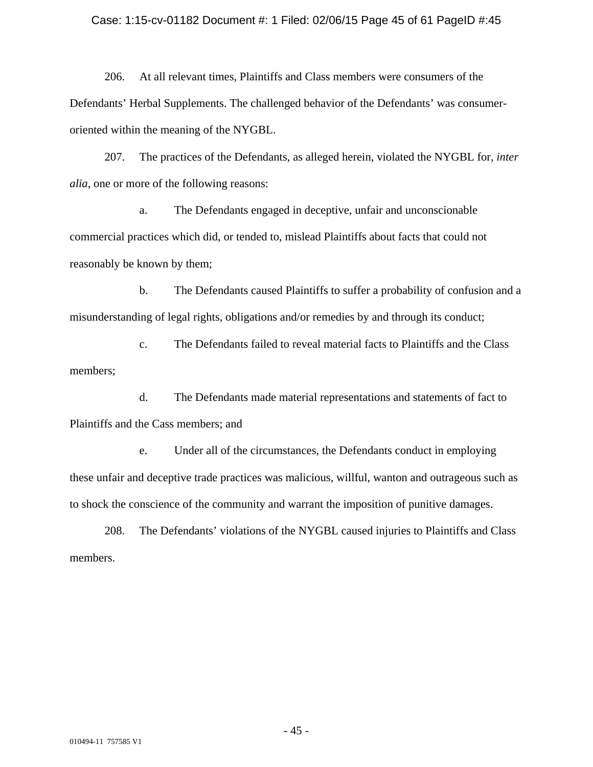206. At all relevant times, Plaintiffs and Class members were consumers of the Defendants' Herbal Supplements. The challenged behavior of the Defendants' was consumer-oriented within the meaning of the NYGBL.

207. The practices of the Defendants, as alleged herein, violated the NYGBL for, *inter alia*, one or more of the following reasons:

a. The Defendants engaged in deceptive, unfair and unconscionable commercial practices which did, or tended to, mislead Plaintiffs about facts that could not reasonably be known by them;

b. The Defendants caused Plaintiffs to suffer a probability of confusion and a misunderstanding of legal rights, obligations and/or remedies by and through its conduct;

c. The Defendants failed to reveal material facts to Plaintiffs and the Class members;

d. The Defendants made material representations and statements of fact to Plaintiffs and the Cass members; and

e. Under all of the circumstances, the Defendants conduct in employing these unfair and deceptive trade practices was malicious, willful, wanton and outrageous such as to shock the conscience of the community and warrant the imposition of punitive damages.

208. The Defendants' violations of the NYGBL caused injuries to Plaintiffs and Class members.

010494-11 757585 V1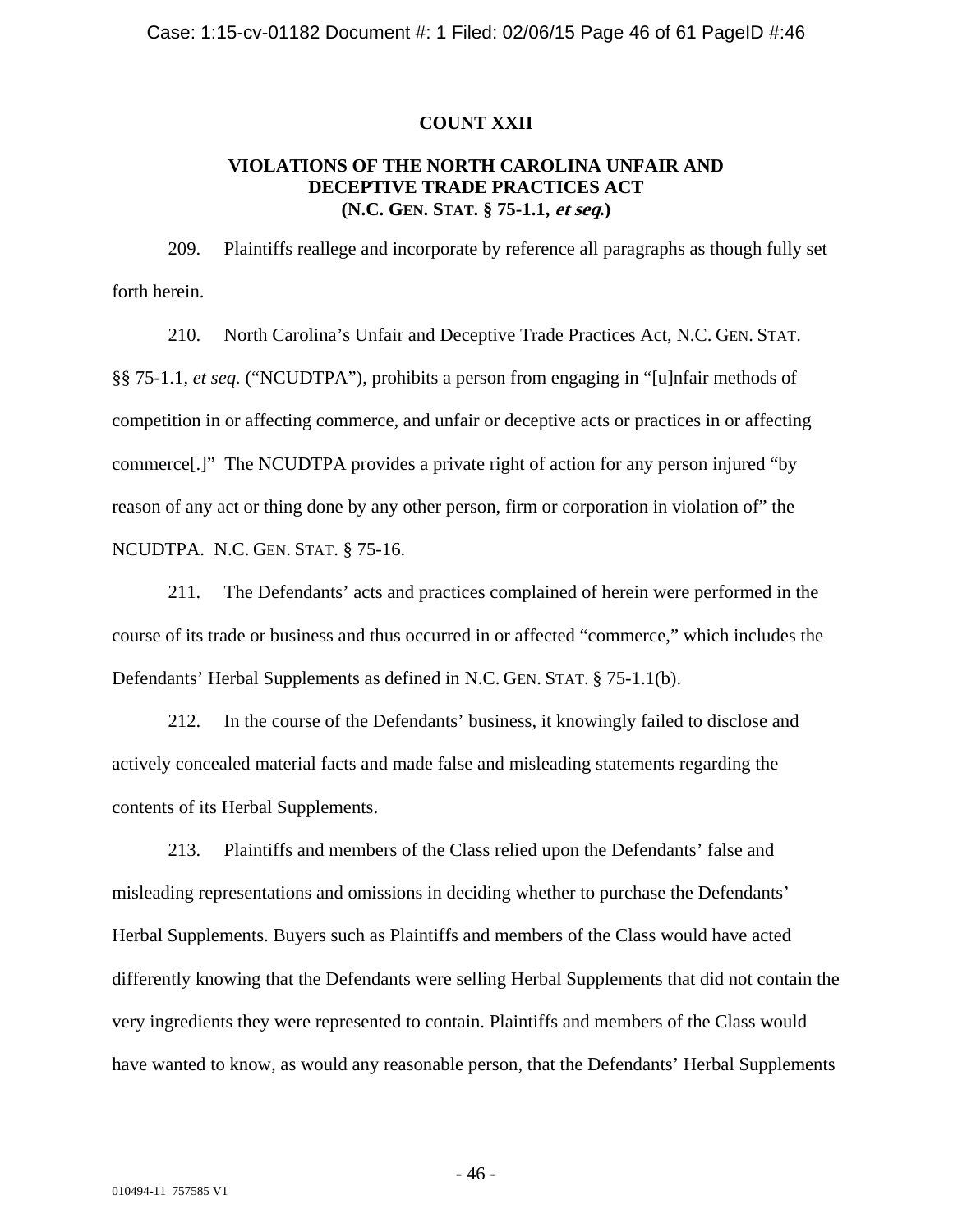**COUNT XXII**

**VIOLATIONS OF THE NORTH CAROLINA UNFAIR AND DECEPTIVE TRADE PRACTICES ACT (N.C. GEN. STAT. § 75-1.1, *et seq.*)**

209. Plaintiffs reallege and incorporate by reference all paragraphs as though fully set forth herein.

210. North Carolina's Unfair and Deceptive Trade Practices Act, N.C. GEN. STAT. §§ 75-1.1, *et seq.* ("NCUDTPA"), prohibits a person from engaging in "[u]nfair methods of competition in or affecting commerce, and unfair or deceptive acts or practices in or affecting commerce[.]" The NCUDTPA provides a private right of action for any person injured "by reason of any act or thing done by any other person, firm or corporation in violation of" the NCUDTPA. N.C. GEN. STAT. § 75-16.

211. The Defendants' acts and practices complained of herein were performed in the course of its trade or business and thus occurred in or affected "commerce," which includes the Defendants' Herbal Supplements as defined in N.C. GEN. STAT. § 75-1.1(b).

212. In the course of the Defendants' business, it knowingly failed to disclose and actively concealed material facts and made false and misleading statements regarding the contents of its Herbal Supplements.

213. Plaintiffs and members of the Class relied upon the Defendants' false and misleading representations and omissions in deciding whether to purchase the Defendants' Herbal Supplements. Buyers such as Plaintiffs and members of the Class would have acted differently knowing that the Defendants were selling Herbal Supplements that did not contain the very ingredients they were represented to contain. Plaintiffs and members of the Class would have wanted to know, as would any reasonable person, that the Defendants' Herbal Supplements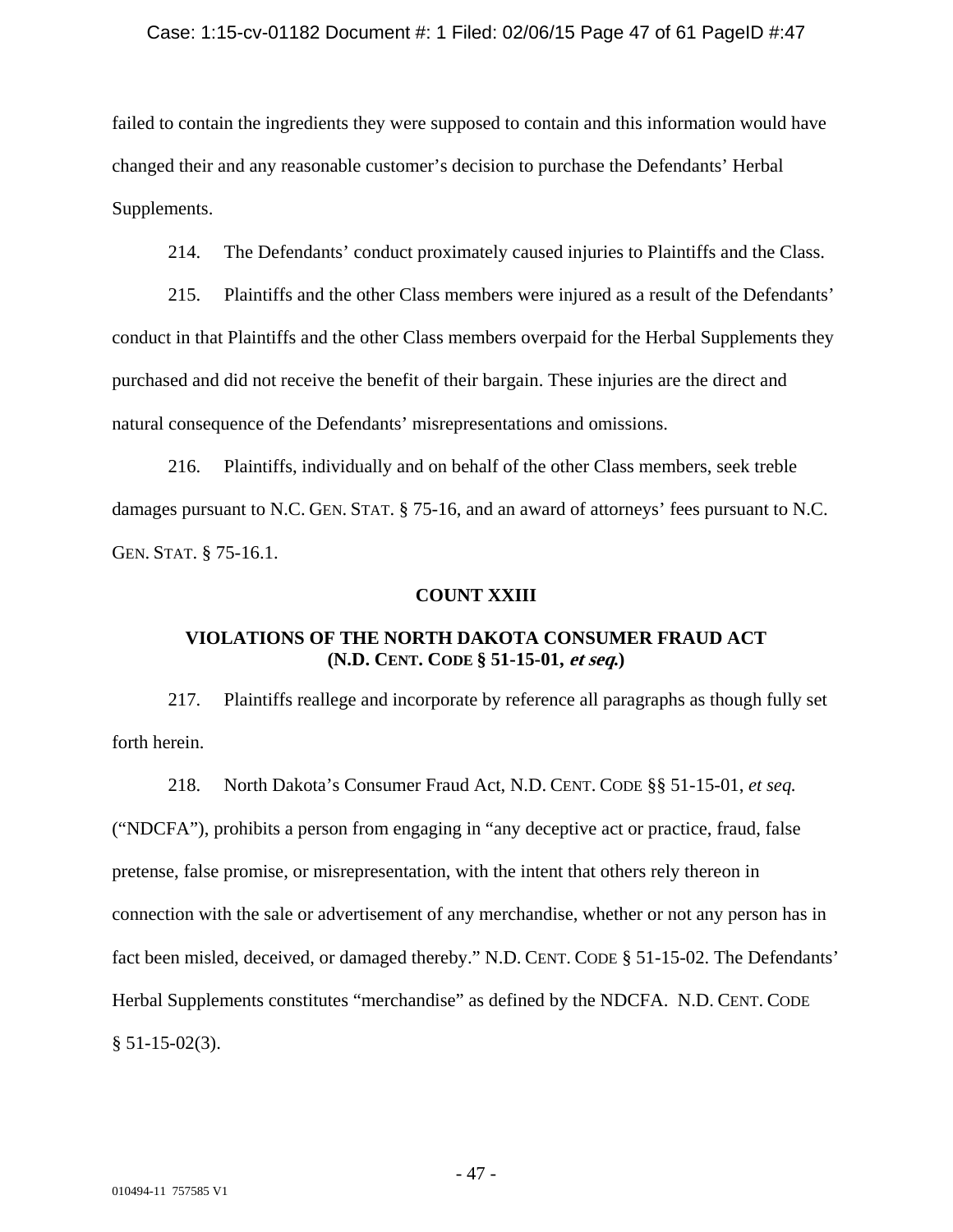failed to contain the ingredients they were supposed to contain and this information would have changed their and any reasonable customer's decision to purchase the Defendants' Herbal Supplements.

214. The Defendants' conduct proximately caused injuries to Plaintiffs and the Class.

215. Plaintiffs and the other Class members were injured as a result of the Defendants' conduct in that Plaintiffs and the other Class members overpaid for the Herbal Supplements they purchased and did not receive the benefit of their bargain. These injuries are the direct and natural consequence of the Defendants' misrepresentations and omissions.

216. Plaintiffs, individually and on behalf of the other Class members, seek treble damages pursuant to N.C. GEN. STAT. § 75-16, and an award of attorneys' fees pursuant to N.C. GEN. STAT. § 75-16.1.

**COUNT XXIII**

**VIOLATIONS OF THE NORTH DAKOTA CONSUMER FRAUD ACT (N.D. CENT. CODE § 51-15-01, *et seq.*)**

217. Plaintiffs reallege and incorporate by reference all paragraphs as though fully set forth herein.

218. North Dakota's Consumer Fraud Act, N.D. CENT. CODE §§ 51-15-01, *et seq.* ("NDCFA"), prohibits a person from engaging in "any deceptive act or practice, fraud, false pretense, false promise, or misrepresentation, with the intent that others rely thereon in connection with the sale or advertisement of any merchandise, whether or not any person has in fact been misled, deceived, or damaged thereby." N.D. CENT. CODE § 51-15-02. The Defendants' Herbal Supplements constitutes "merchandise" as defined by the NDCFA. N.D. CENT. CODE § 51-15-02(3).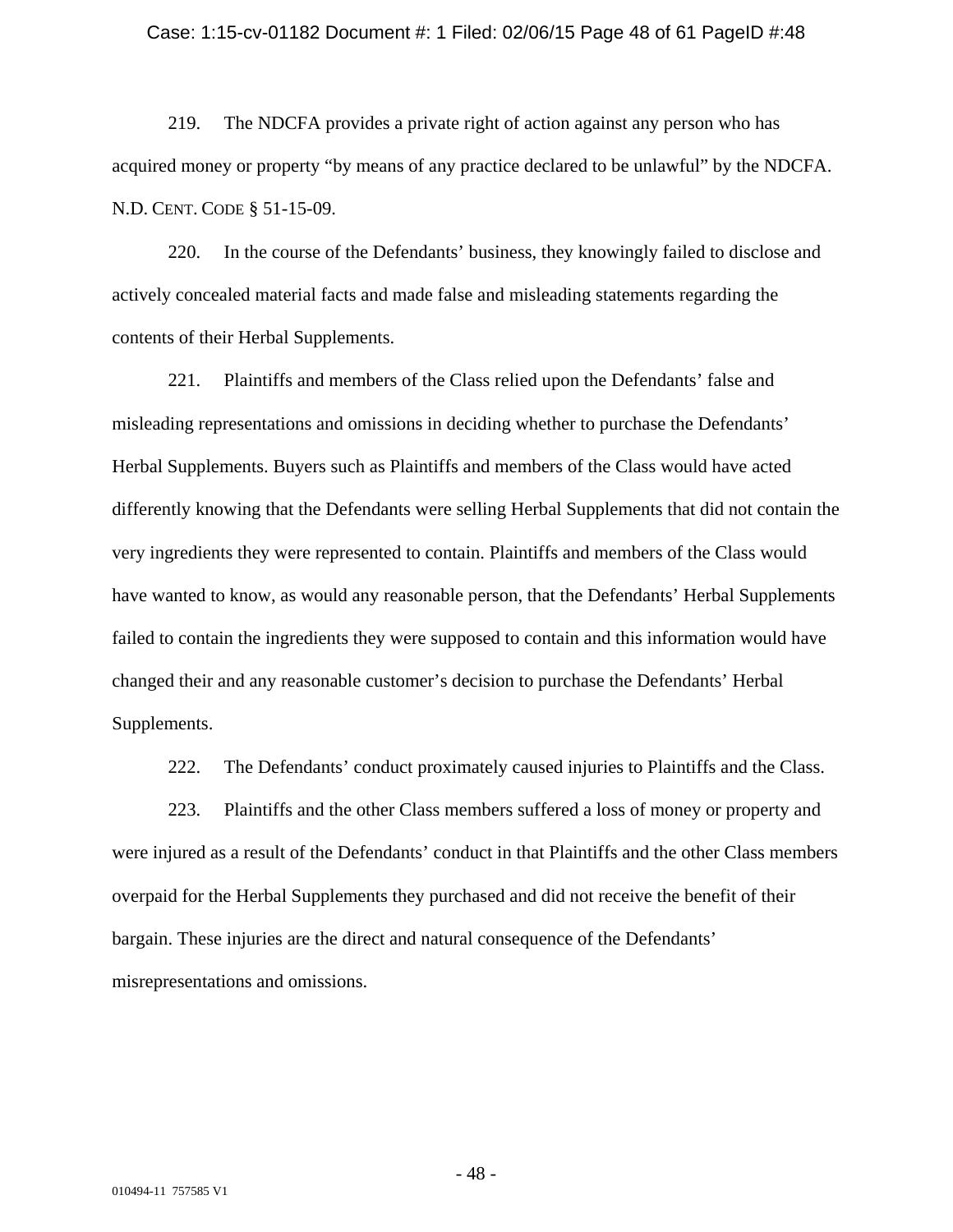219. The NDCFA provides a private right of action against any person who has acquired money or property "by means of any practice declared to be unlawful" by the NDCFA. N.D. CENT. CODE § 51-15-09.

220. In the course of the Defendants' business, they knowingly failed to disclose and actively concealed material facts and made false and misleading statements regarding the contents of their Herbal Supplements.

221. Plaintiffs and members of the Class relied upon the Defendants' false and misleading representations and omissions in deciding whether to purchase the Defendants' Herbal Supplements. Buyers such as Plaintiffs and members of the Class would have acted differently knowing that the Defendants were selling Herbal Supplements that did not contain the very ingredients they were represented to contain. Plaintiffs and members of the Class would have wanted to know, as would any reasonable person, that the Defendants' Herbal Supplements failed to contain the ingredients they were supposed to contain and this information would have changed their and any reasonable customer's decision to purchase the Defendants' Herbal Supplements.

222. The Defendants' conduct proximately caused injuries to Plaintiffs and the Class.

223. Plaintiffs and the other Class members suffered a loss of money or property and were injured as a result of the Defendants' conduct in that Plaintiffs and the other Class members overpaid for the Herbal Supplements they purchased and did not receive the benefit of their bargain. These injuries are the direct and natural consequence of the Defendants' misrepresentations and omissions.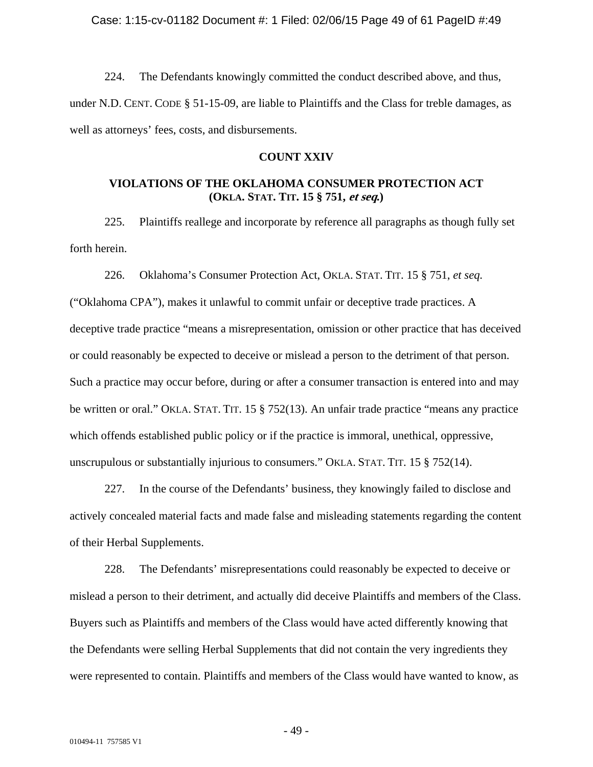224. The Defendants knowingly committed the conduct described above, and thus, under N.D. CENT. CODE § 51-15-09, are liable to Plaintiffs and the Class for treble damages, as well as attorneys' fees, costs, and disbursements.

**COUNT XXIV**

**VIOLATIONS OF THE OKLAHOMA CONSUMER PROTECTION ACT (OKLA. STAT. TIT. 15 § 751, *et seq.*)**

225. Plaintiffs reallege and incorporate by reference all paragraphs as though fully set forth herein.

226. Oklahoma's Consumer Protection Act, OKLA. STAT. TIT. 15 § 751, *et seq.* ("Oklahoma CPA"), makes it unlawful to commit unfair or deceptive trade practices. A deceptive trade practice "means a misrepresentation, omission or other practice that has deceived or could reasonably be expected to deceive or mislead a person to the detriment of that person. Such a practice may occur before, during or after a consumer transaction is entered into and may be written or oral." OKLA. STAT. TIT. 15 § 752(13). An unfair trade practice "means any practice which offends established public policy or if the practice is immoral, unethical, oppressive, unscrupulous or substantially injurious to consumers." OKLA. STAT. TIT. 15 § 752(14).

227. In the course of the Defendants' business, they knowingly failed to disclose and actively concealed material facts and made false and misleading statements regarding the content of their Herbal Supplements.

228. The Defendants' misrepresentations could reasonably be expected to deceive or mislead a person to their detriment, and actually did deceive Plaintiffs and members of the Class. Buyers such as Plaintiffs and members of the Class would have acted differently knowing that the Defendants were selling Herbal Supplements that did not contain the very ingredients they were represented to contain. Plaintiffs and members of the Class would have wanted to know, as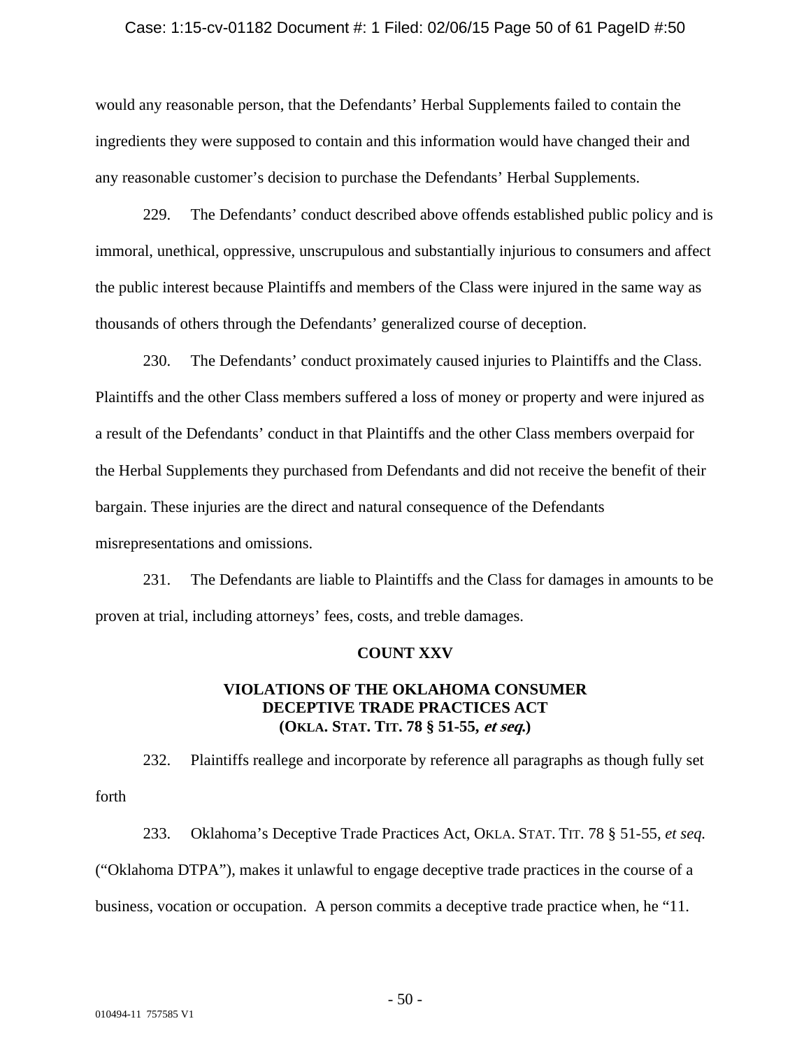would any reasonable person, that the Defendants' Herbal Supplements failed to contain the ingredients they were supposed to contain and this information would have changed their and any reasonable customer's decision to purchase the Defendants' Herbal Supplements.

229. The Defendants' conduct described above offends established public policy and is immoral, unethical, oppressive, unscrupulous and substantially injurious to consumers and affect the public interest because Plaintiffs and members of the Class were injured in the same way as thousands of others through the Defendants' generalized course of deception.

230. The Defendants' conduct proximately caused injuries to Plaintiffs and the Class. Plaintiffs and the other Class members suffered a loss of money or property and were injured as a result of the Defendants' conduct in that Plaintiffs and the other Class members overpaid for the Herbal Supplements they purchased from Defendants and did not receive the benefit of their bargain. These injuries are the direct and natural consequence of the Defendants misrepresentations and omissions.

231. The Defendants are liable to Plaintiffs and the Class for damages in amounts to be proven at trial, including attorneys' fees, costs, and treble damages.

**COUNT XXV**

**VIOLATIONS OF THE OKLAHOMA CONSUMER DECEPTIVE TRADE PRACTICES ACT (OKLA. STAT. TIT. 78 § 51-55, *et seq.*)**

232. Plaintiffs reallege and incorporate by reference all paragraphs as though fully set forth

233. Oklahoma's Deceptive Trade Practices Act, OKLA. STAT. TIT. 78 § 51-55, *et seq.* ("Oklahoma DTPA"), makes it unlawful to engage deceptive trade practices in the course of a business, vocation or occupation. A person commits a deceptive trade practice when, he "11.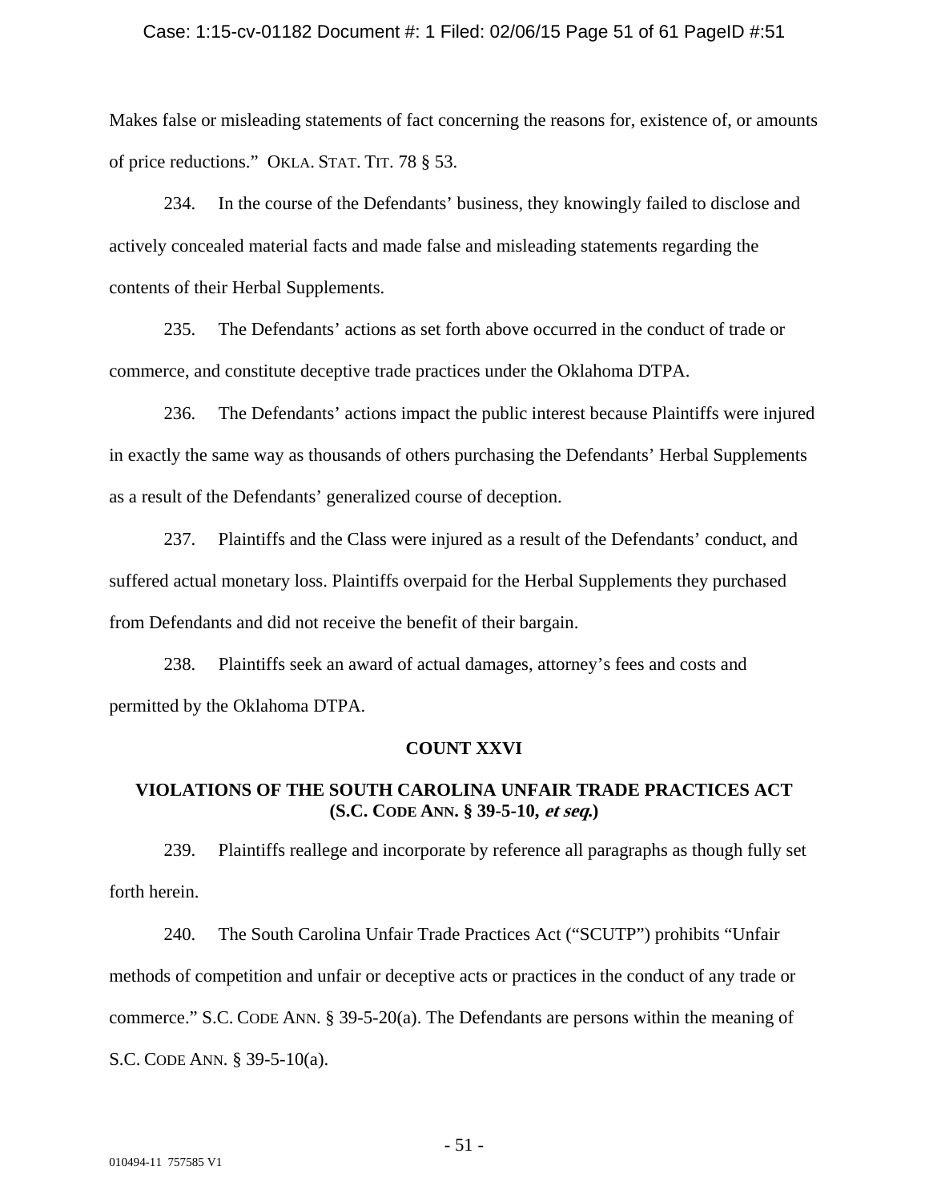Makes false or misleading statements of fact concerning the reasons for, existence of, or amounts of price reductions." OKLA. STAT. TIT. 78 § 53.

234. In the course of the Defendants' business, they knowingly failed to disclose and actively concealed material facts and made false and misleading statements regarding the contents of their Herbal Supplements.

235. The Defendants' actions as set forth above occurred in the conduct of trade or commerce, and constitute deceptive trade practices under the Oklahoma DTPA.

236. The Defendants' actions impact the public interest because Plaintiffs were injured in exactly the same way as thousands of others purchasing the Defendants' Herbal Supplements as a result of the Defendants' generalized course of deception.

237. Plaintiffs and the Class were injured as a result of the Defendants' conduct, and suffered actual monetary loss. Plaintiffs overpaid for the Herbal Supplements they purchased from Defendants and did not receive the benefit of their bargain.

238. Plaintiffs seek an award of actual damages, attorney's fees and costs and permitted by the Oklahoma DTPA.

**COUNT XXVI**

**VIOLATIONS OF THE SOUTH CAROLINA UNFAIR TRADE PRACTICES ACT (S.C. CODE ANN. § 39-5-10, *et seq.*)**

239. Plaintiffs reallege and incorporate by reference all paragraphs as though fully set forth herein.

240. The South Carolina Unfair Trade Practices Act ("SCUTP") prohibits "Unfair methods of competition and unfair or deceptive acts or practices in the conduct of any trade or commerce." S.C. CODE ANN. § 39-5-20(a). The Defendants are persons within the meaning of S.C. CODE ANN. § 39-5-10(a).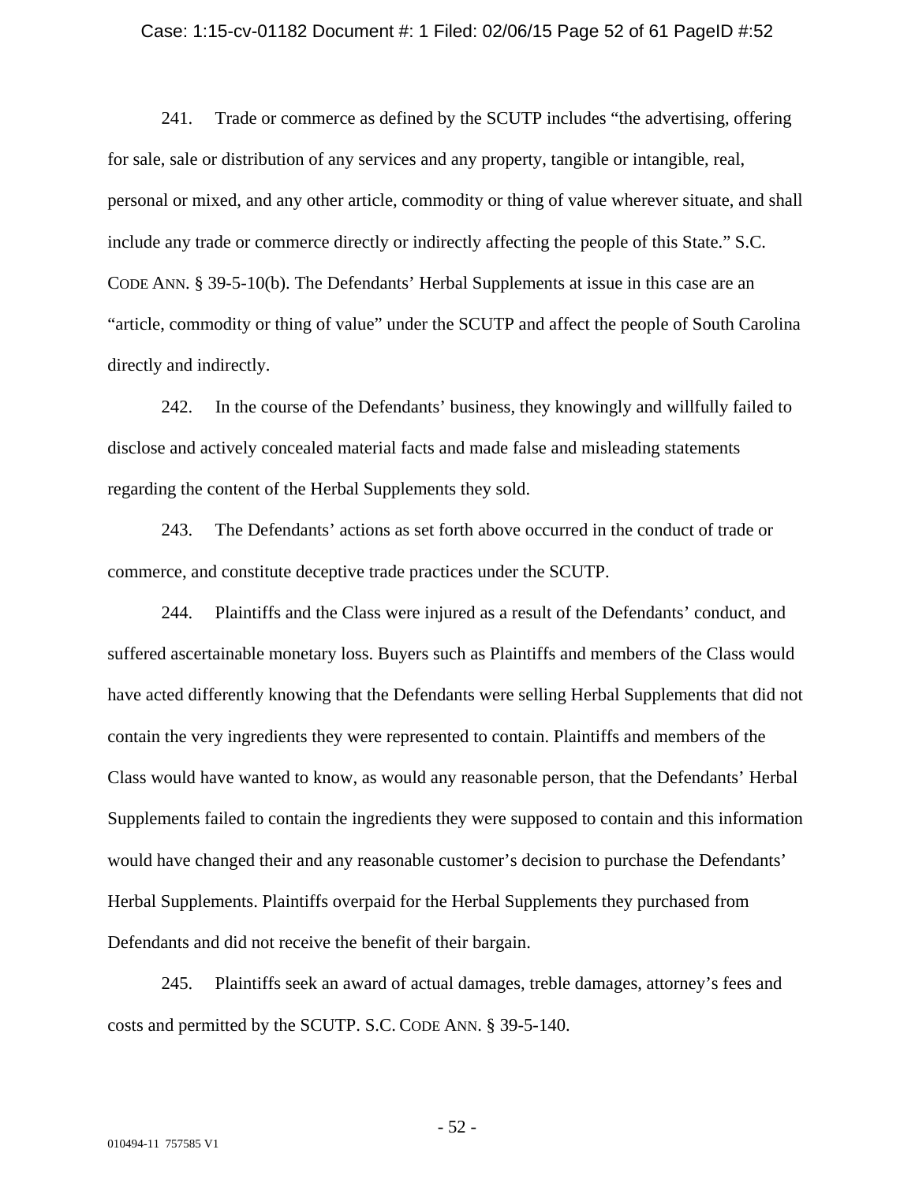241. Trade or commerce as defined by the SCUTP includes "the advertising, offering for sale, sale or distribution of any services and any property, tangible or intangible, real, personal or mixed, and any other article, commodity or thing of value wherever situate, and shall include any trade or commerce directly or indirectly affecting the people of this State." S.C. CODE ANN. § 39-5-10(b). The Defendants' Herbal Supplements at issue in this case are an "article, commodity or thing of value" under the SCUTP and affect the people of South Carolina directly and indirectly.

242. In the course of the Defendants' business, they knowingly and willfully failed to disclose and actively concealed material facts and made false and misleading statements regarding the content of the Herbal Supplements they sold.

243. The Defendants' actions as set forth above occurred in the conduct of trade or commerce, and constitute deceptive trade practices under the SCUTP.

244. Plaintiffs and the Class were injured as a result of the Defendants' conduct, and suffered ascertainable monetary loss. Buyers such as Plaintiffs and members of the Class would have acted differently knowing that the Defendants were selling Herbal Supplements that did not contain the very ingredients they were represented to contain. Plaintiffs and members of the Class would have wanted to know, as would any reasonable person, that the Defendants' Herbal Supplements failed to contain the ingredients they were supposed to contain and this information would have changed their and any reasonable customer's decision to purchase the Defendants' Herbal Supplements. Plaintiffs overpaid for the Herbal Supplements they purchased from Defendants and did not receive the benefit of their bargain.

245. Plaintiffs seek an award of actual damages, treble damages, attorney's fees and costs and permitted by the SCUTP. S.C. CODE ANN. § 39-5-140.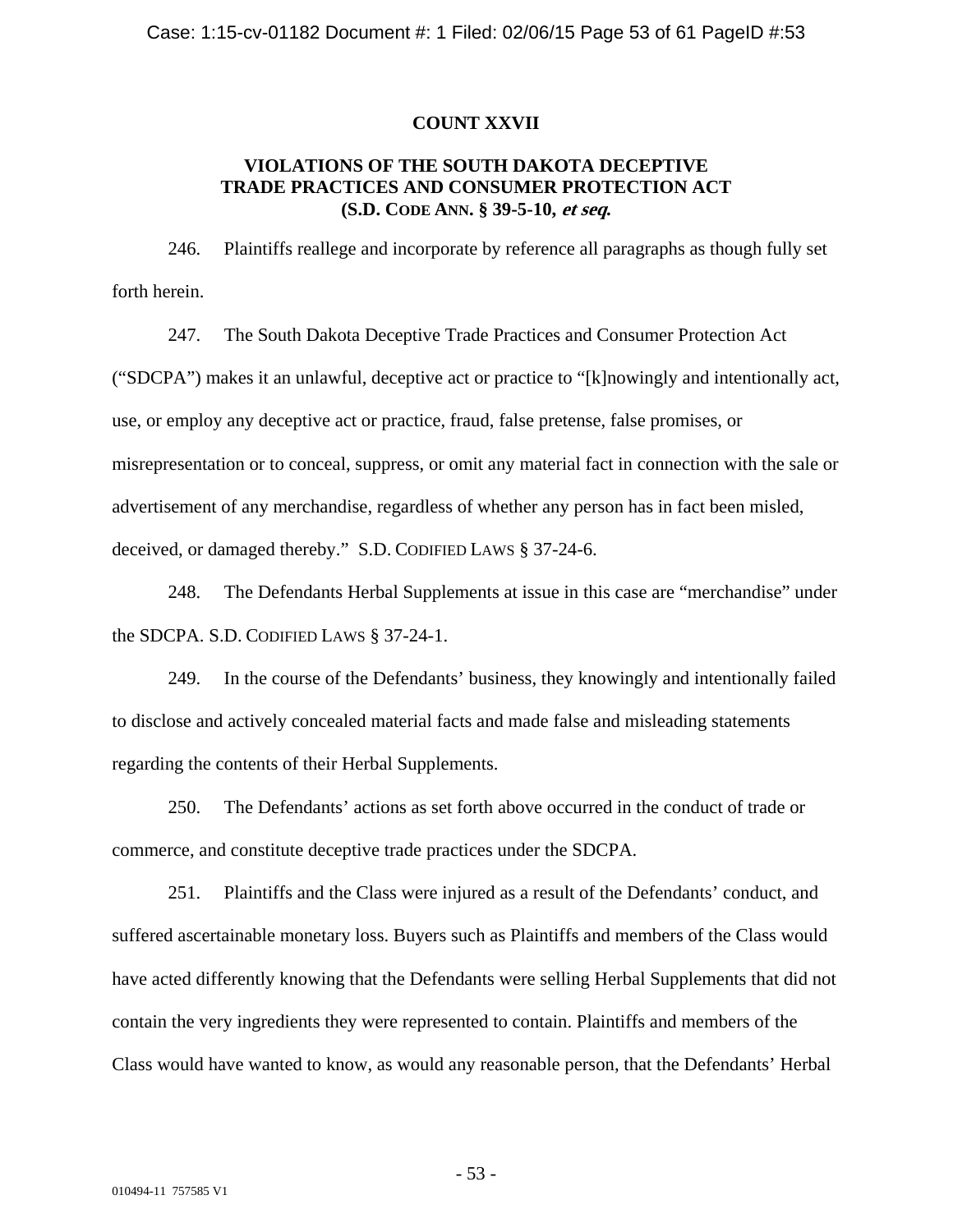## COUNT XXVII

## VIOLATIONS OF THE SOUTH DAKOTA DECEPTIVE TRADE PRACTICES AND CONSUMER PROTECTION ACT (S.D. CODE ANN. § 39-5-10, *et seq.*

246. Plaintiffs reallege and incorporate by reference all paragraphs as though fully set forth herein.

247. The South Dakota Deceptive Trade Practices and Consumer Protection Act ("SDCPA") makes it an unlawful, deceptive act or practice to "[k]nowingly and intentionally act, use, or employ any deceptive act or practice, fraud, false pretense, false promises, or misrepresentation or to conceal, suppress, or omit any material fact in connection with the sale or advertisement of any merchandise, regardless of whether any person has in fact been misled, deceived, or damaged thereby." S.D. CODIFIED LAWS § 37-24-6.

248. The Defendants Herbal Supplements at issue in this case are "merchandise" under the SDCPA. S.D. CODIFIED LAWS § 37-24-1.

249. In the course of the Defendants' business, they knowingly and intentionally failed to disclose and actively concealed material facts and made false and misleading statements regarding the contents of their Herbal Supplements.

250. The Defendants' actions as set forth above occurred in the conduct of trade or commerce, and constitute deceptive trade practices under the SDCPA.

251. Plaintiffs and the Class were injured as a result of the Defendants' conduct, and suffered ascertainable monetary loss. Buyers such as Plaintiffs and members of the Class would have acted differently knowing that the Defendants were selling Herbal Supplements that did not contain the very ingredients they were represented to contain. Plaintiffs and members of the Class would have wanted to know, as would any reasonable person, that the Defendants' Herbal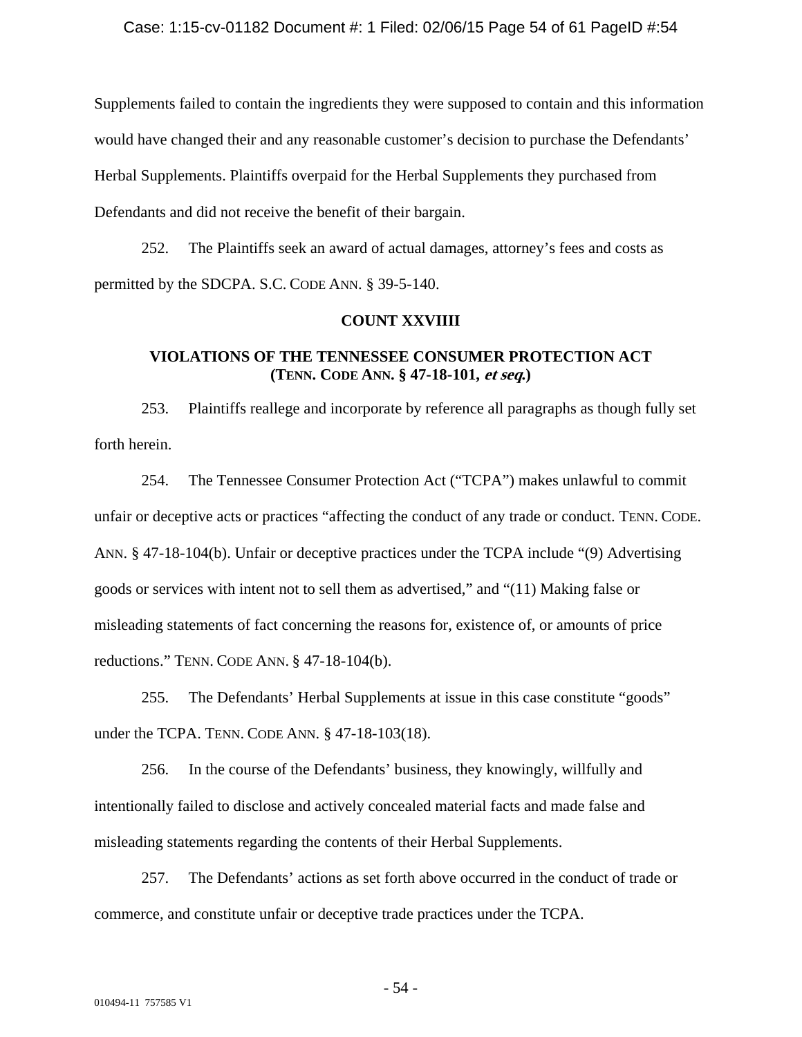Supplements failed to contain the ingredients they were supposed to contain and this information would have changed their and any reasonable customer's decision to purchase the Defendants' Herbal Supplements. Plaintiffs overpaid for the Herbal Supplements they purchased from Defendants and did not receive the benefit of their bargain.

252. The Plaintiffs seek an award of actual damages, attorney's fees and costs as permitted by the SDCPA. S.C. CODE ANN. § 39-5-140.

**COUNT XXVIIII**

**VIOLATIONS OF THE TENNESSEE CONSUMER PROTECTION ACT (TENN. CODE ANN. § 47-18-101, *et seq.*)**

253. Plaintiffs reallege and incorporate by reference all paragraphs as though fully set forth herein.

254. The Tennessee Consumer Protection Act ("TCPA") makes unlawful to commit unfair or deceptive acts or practices "affecting the conduct of any trade or conduct. TENN. CODE. ANN. § 47-18-104(b). Unfair or deceptive practices under the TCPA include "(9) Advertising goods or services with intent not to sell them as advertised," and "(11) Making false or misleading statements of fact concerning the reasons for, existence of, or amounts of price reductions." TENN. CODE ANN. § 47-18-104(b).

255. The Defendants' Herbal Supplements at issue in this case constitute "goods" under the TCPA. TENN. CODE ANN. § 47-18-103(18).

256. In the course of the Defendants' business, they knowingly, willfully and intentionally failed to disclose and actively concealed material facts and made false and misleading statements regarding the contents of their Herbal Supplements.

257. The Defendants' actions as set forth above occurred in the conduct of trade or commerce, and constitute unfair or deceptive trade practices under the TCPA.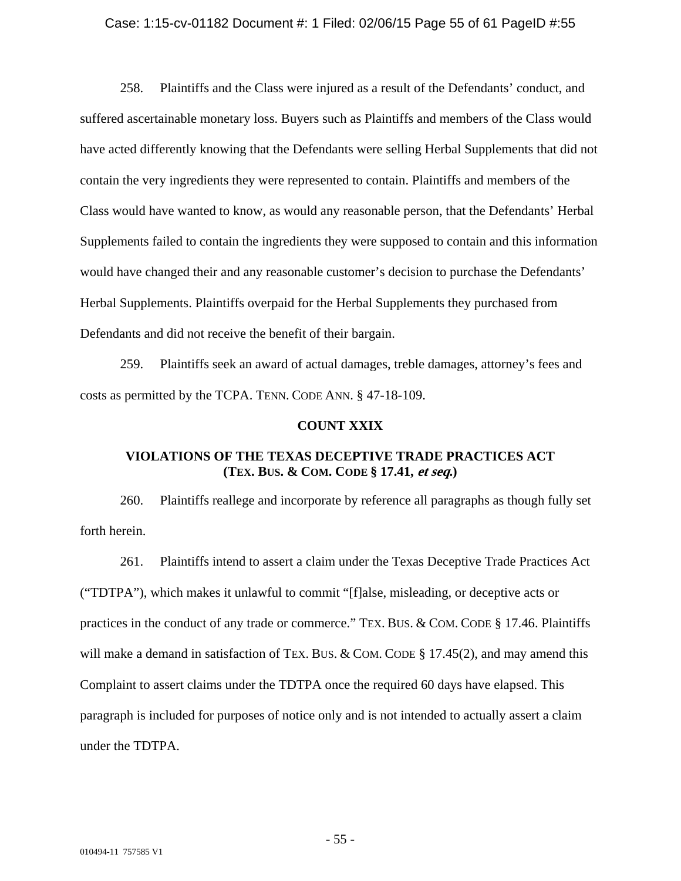258. Plaintiffs and the Class were injured as a result of the Defendants' conduct, and suffered ascertainable monetary loss. Buyers such as Plaintiffs and members of the Class would have acted differently knowing that the Defendants were selling Herbal Supplements that did not contain the very ingredients they were represented to contain. Plaintiffs and members of the Class would have wanted to know, as would any reasonable person, that the Defendants' Herbal Supplements failed to contain the ingredients they were supposed to contain and this information would have changed their and any reasonable customer's decision to purchase the Defendants' Herbal Supplements. Plaintiffs overpaid for the Herbal Supplements they purchased from Defendants and did not receive the benefit of their bargain.

259. Plaintiffs seek an award of actual damages, treble damages, attorney's fees and costs as permitted by the TCPA. TENN. CODE ANN. § 47-18-109.

**COUNT XXIX**

**VIOLATIONS OF THE TEXAS DECEPTIVE TRADE PRACTICES ACT (TEX. BUS. & COM. CODE § 17.41, *et seq.*)**

260. Plaintiffs reallege and incorporate by reference all paragraphs as though fully set forth herein.

261. Plaintiffs intend to assert a claim under the Texas Deceptive Trade Practices Act ("TDTPA"), which makes it unlawful to commit "[f]alse, misleading, or deceptive acts or practices in the conduct of any trade or commerce." TEX. BUS. & COM. CODE § 17.46. Plaintiffs will make a demand in satisfaction of TEX. BUS. & COM. CODE § 17.45(2), and may amend this Complaint to assert claims under the TDTPA once the required 60 days have elapsed. This paragraph is included for purposes of notice only and is not intended to actually assert a claim under the TDTPA.

010494-11 757585 V1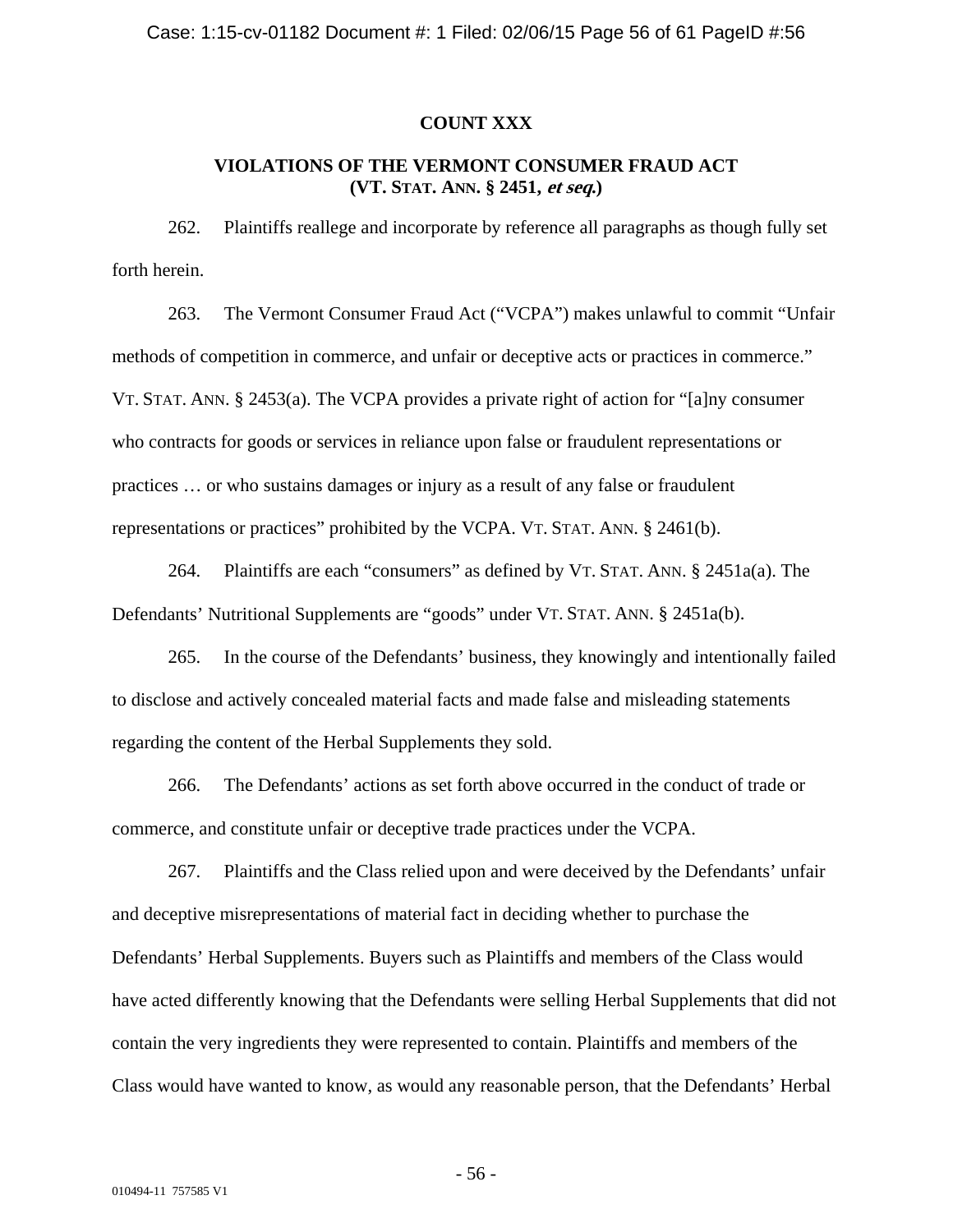**COUNT XXX**

**VIOLATIONS OF THE VERMONT CONSUMER FRAUD ACT (VT. STAT. ANN. § 2451, *et seq.*)**

262. Plaintiffs reallege and incorporate by reference all paragraphs as though fully set forth herein.

263. The Vermont Consumer Fraud Act ("VCPA") makes unlawful to commit "Unfair methods of competition in commerce, and unfair or deceptive acts or practices in commerce." VT. STAT. ANN. § 2453(a). The VCPA provides a private right of action for "[a]ny consumer who contracts for goods or services in reliance upon false or fraudulent representations or practices … or who sustains damages or injury as a result of any false or fraudulent representations or practices" prohibited by the VCPA. VT. STAT. ANN. § 2461(b).

264. Plaintiffs are each "consumers" as defined by VT. STAT. ANN. § 2451a(a). The Defendants' Nutritional Supplements are "goods" under VT. STAT. ANN. § 2451a(b).

265. In the course of the Defendants' business, they knowingly and intentionally failed to disclose and actively concealed material facts and made false and misleading statements regarding the content of the Herbal Supplements they sold.

266. The Defendants' actions as set forth above occurred in the conduct of trade or commerce, and constitute unfair or deceptive trade practices under the VCPA.

267. Plaintiffs and the Class relied upon and were deceived by the Defendants' unfair and deceptive misrepresentations of material fact in deciding whether to purchase the Defendants' Herbal Supplements. Buyers such as Plaintiffs and members of the Class would have acted differently knowing that the Defendants were selling Herbal Supplements that did not contain the very ingredients they were represented to contain. Plaintiffs and members of the Class would have wanted to know, as would any reasonable person, that the Defendants' Herbal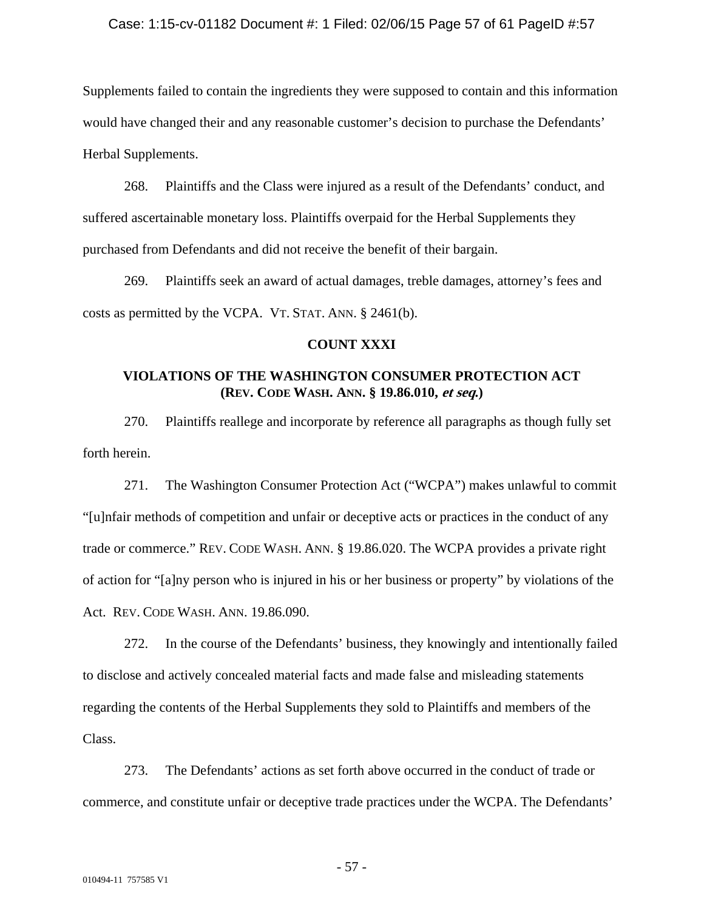Supplements failed to contain the ingredients they were supposed to contain and this information would have changed their and any reasonable customer's decision to purchase the Defendants' Herbal Supplements.

268. Plaintiffs and the Class were injured as a result of the Defendants' conduct, and suffered ascertainable monetary loss. Plaintiffs overpaid for the Herbal Supplements they purchased from Defendants and did not receive the benefit of their bargain.

269. Plaintiffs seek an award of actual damages, treble damages, attorney's fees and costs as permitted by the VCPA. VT. STAT. ANN. § 2461(b).

**COUNT XXXI**

**VIOLATIONS OF THE WASHINGTON CONSUMER PROTECTION ACT (REV. CODE WASH. ANN. § 19.86.010, *et seq.*)**

270. Plaintiffs reallege and incorporate by reference all paragraphs as though fully set forth herein.

271. The Washington Consumer Protection Act ("WCPA") makes unlawful to commit "[u]nfair methods of competition and unfair or deceptive acts or practices in the conduct of any trade or commerce." REV. CODE WASH. ANN. § 19.86.020. The WCPA provides a private right of action for "[a]ny person who is injured in his or her business or property" by violations of the Act. REV. CODE WASH. ANN. 19.86.090.

272. In the course of the Defendants' business, they knowingly and intentionally failed to disclose and actively concealed material facts and made false and misleading statements regarding the contents of the Herbal Supplements they sold to Plaintiffs and members of the Class.

273. The Defendants' actions as set forth above occurred in the conduct of trade or commerce, and constitute unfair or deceptive trade practices under the WCPA. The Defendants'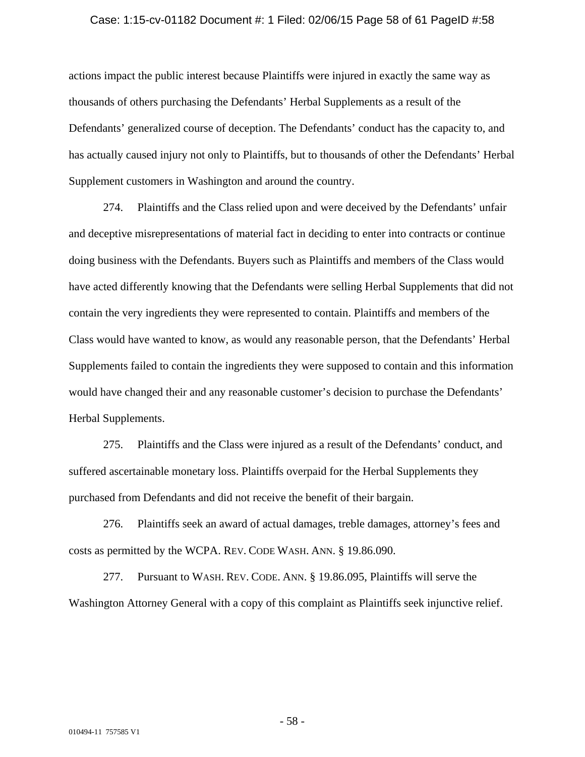actions impact the public interest because Plaintiffs were injured in exactly the same way as thousands of others purchasing the Defendants' Herbal Supplements as a result of the Defendants' generalized course of deception. The Defendants' conduct has the capacity to, and has actually caused injury not only to Plaintiffs, but to thousands of other the Defendants' Herbal Supplement customers in Washington and around the country.

274. Plaintiffs and the Class relied upon and were deceived by the Defendants' unfair and deceptive misrepresentations of material fact in deciding to enter into contracts or continue doing business with the Defendants. Buyers such as Plaintiffs and members of the Class would have acted differently knowing that the Defendants were selling Herbal Supplements that did not contain the very ingredients they were represented to contain. Plaintiffs and members of the Class would have wanted to know, as would any reasonable person, that the Defendants' Herbal Supplements failed to contain the ingredients they were supposed to contain and this information would have changed their and any reasonable customer's decision to purchase the Defendants' Herbal Supplements.

275. Plaintiffs and the Class were injured as a result of the Defendants' conduct, and suffered ascertainable monetary loss. Plaintiffs overpaid for the Herbal Supplements they purchased from Defendants and did not receive the benefit of their bargain.

276. Plaintiffs seek an award of actual damages, treble damages, attorney's fees and costs as permitted by the WCPA. REV. CODE WASH. ANN. § 19.86.090.

277. Pursuant to WASH. REV. CODE. ANN. § 19.86.095, Plaintiffs will serve the Washington Attorney General with a copy of this complaint as Plaintiffs seek injunctive relief.

010494-11 757585 V1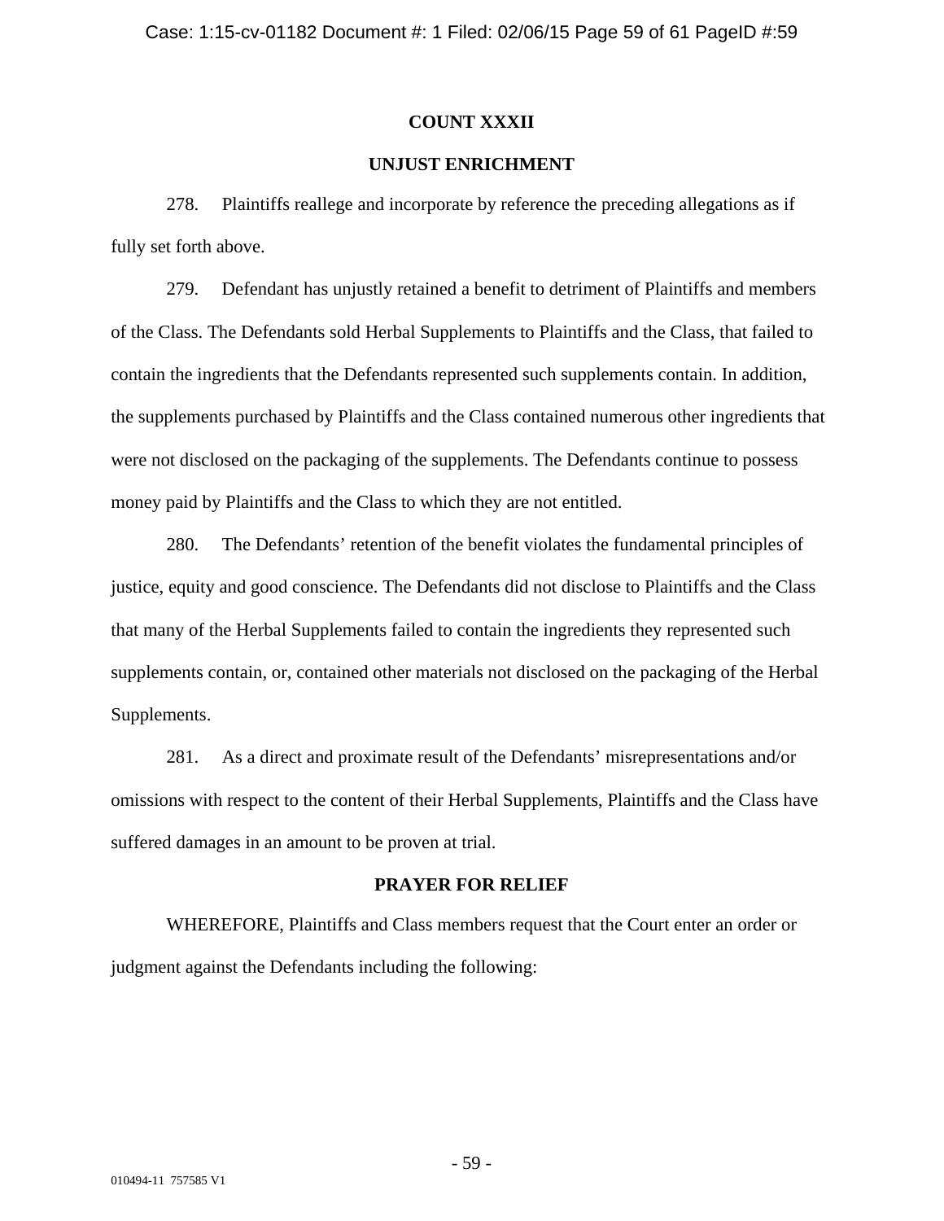**COUNT XXXII**

**UNJUST ENRICHMENT**

278. Plaintiffs reallege and incorporate by reference the preceding allegations as if fully set forth above.

279. Defendant has unjustly retained a benefit to detriment of Plaintiffs and members of the Class. The Defendants sold Herbal Supplements to Plaintiffs and the Class, that failed to contain the ingredients that the Defendants represented such supplements contain. In addition, the supplements purchased by Plaintiffs and the Class contained numerous other ingredients that were not disclosed on the packaging of the supplements. The Defendants continue to possess money paid by Plaintiffs and the Class to which they are not entitled.

280. The Defendants' retention of the benefit violates the fundamental principles of justice, equity and good conscience. The Defendants did not disclose to Plaintiffs and the Class that many of the Herbal Supplements failed to contain the ingredients they represented such supplements contain, or, contained other materials not disclosed on the packaging of the Herbal Supplements.

281. As a direct and proximate result of the Defendants' misrepresentations and/or omissions with respect to the content of their Herbal Supplements, Plaintiffs and the Class have suffered damages in an amount to be proven at trial.

**PRAYER FOR RELIEF**

WHEREFORE, Plaintiffs and Class members request that the Court enter an order or judgment against the Defendants including the following: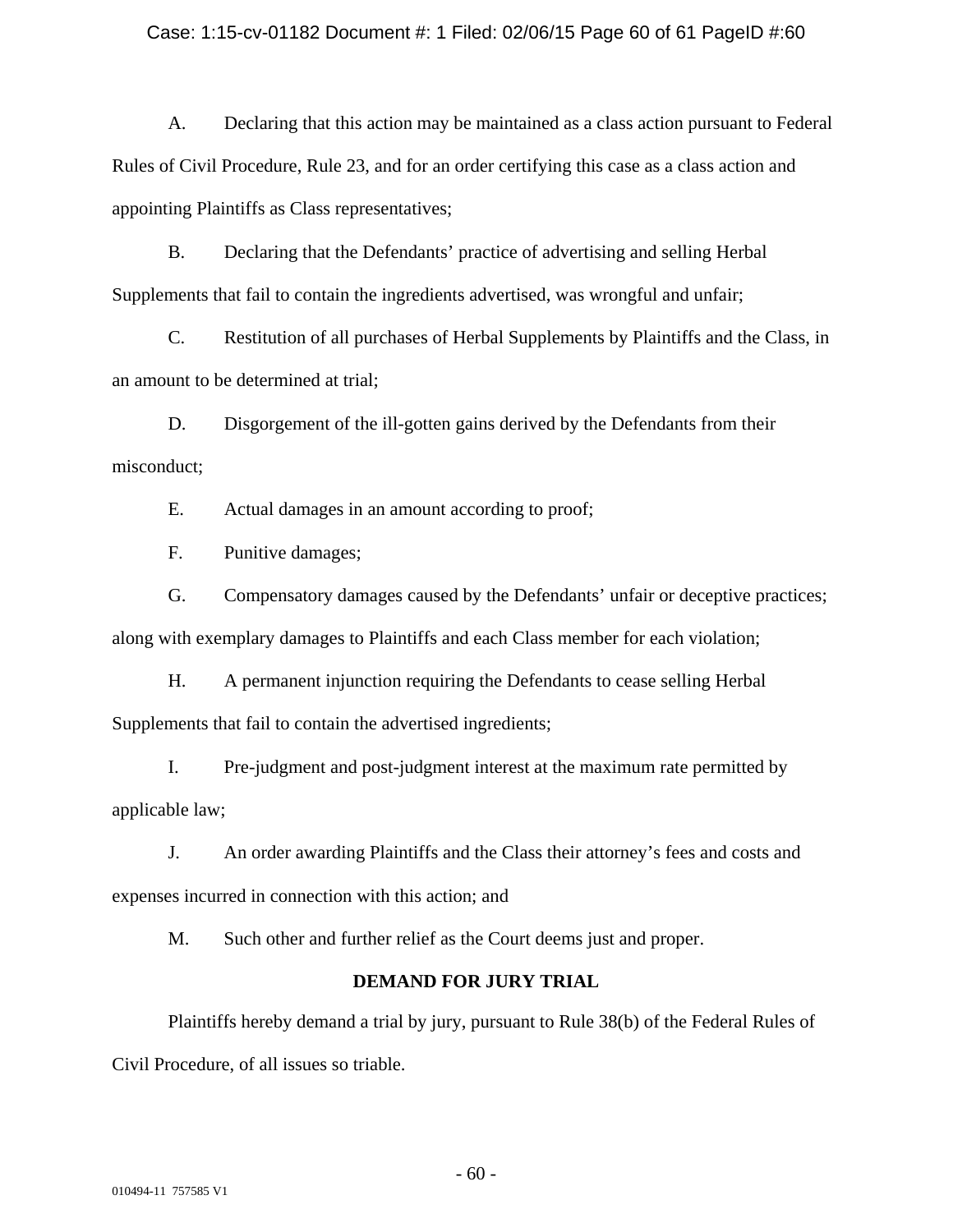A. Declaring that this action may be maintained as a class action pursuant to Federal Rules of Civil Procedure, Rule 23, and for an order certifying this case as a class action and appointing Plaintiffs as Class representatives;

B. Declaring that the Defendants' practice of advertising and selling Herbal Supplements that fail to contain the ingredients advertised, was wrongful and unfair;

C. Restitution of all purchases of Herbal Supplements by Plaintiffs and the Class, in an amount to be determined at trial;

D. Disgorgement of the ill-gotten gains derived by the Defendants from their misconduct;

E. Actual damages in an amount according to proof;

F. Punitive damages;

G. Compensatory damages caused by the Defendants' unfair or deceptive practices; along with exemplary damages to Plaintiffs and each Class member for each violation;

H. A permanent injunction requiring the Defendants to cease selling Herbal Supplements that fail to contain the advertised ingredients;

I. Pre-judgment and post-judgment interest at the maximum rate permitted by applicable law;

J. An order awarding Plaintiffs and the Class their attorney's fees and costs and expenses incurred in connection with this action; and

M. Such other and further relief as the Court deems just and proper.

**DEMAND FOR JURY TRIAL**

Plaintiffs hereby demand a trial by jury, pursuant to Rule 38(b) of the Federal Rules of Civil Procedure, of all issues so triable.

010494-11 757585 V1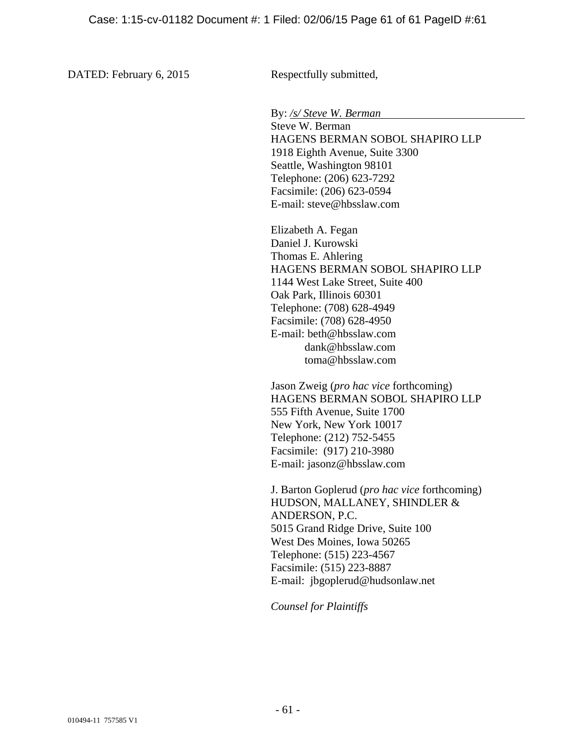DATED: February 6, 2015

Respectfully submitted,

By: */s/ Steve W. Berman*

Steve W. Berman
HAGENS BERMAN SOBOL SHAPIRO LLP
1918 Eighth Avenue, Suite 3300
Seattle, Washington 98101
Telephone: (206) 623-7292
Facsimile: (206) 623-0594
E-mail: steve@hbsslaw.com

Elizabeth A. Fegan
Daniel J. Kurowski
Thomas E. Ahlering
HAGENS BERMAN SOBOL SHAPIRO LLP
1144 West Lake Street, Suite 400
Oak Park, Illinois 60301
Telephone: (708) 628-4949
Facsimile: (708) 628-4950
E-mail: beth@hbsslaw.com
dank@hbsslaw.com
toma@hbsslaw.com

Jason Zweig (*pro hac vice* forthcoming)
HAGENS BERMAN SOBOL SHAPIRO LLP
555 Fifth Avenue, Suite 1700
New York, New York 10017
Telephone: (212) 752-5455
Facsimile: (917) 210-3980
E-mail: jasonz@hbsslaw.com

J. Barton Goplerud (*pro hac vice* forthcoming)
HUDSON, MALLANEY, SHINDLER & ANDERSON, P.C.
5015 Grand Ridge Drive, Suite 100
West Des Moines, Iowa 50265
Telephone: (515) 223-4567
Facsimile: (515) 223-8887
E-mail: jbgoplerud@hudsonlaw.net

*Counsel for Plaintiffs*

010494-11 757585 V1